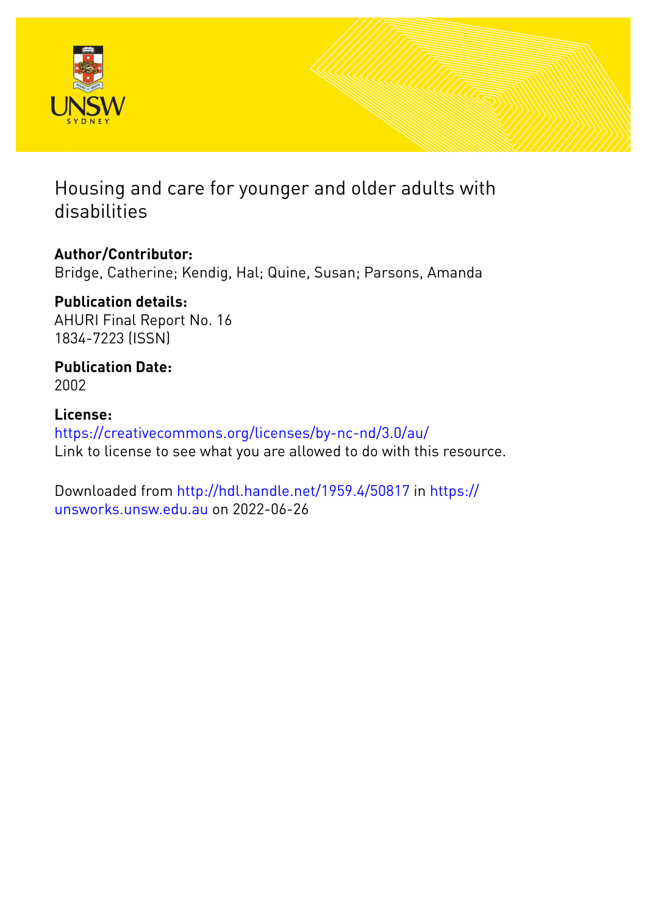# Housing and care for younger and older adults with disabilities

**Author/Contributor:**
Bridge, Catherine; Kendig, Hal; Quine, Susan; Parsons, Amanda

**Publication details:**
AHURI Final Report No. 16
1834-7223 (ISSN)

**Publication Date:**
2002

**License:**
https://creativecommons.org/licenses/by-nc-nd/3.0/au/
Link to license to see what you are allowed to do with this resource.

Downloaded from http://hdl.handle.net/1959.4/50817 in https://unsworks.unsw.edu.au on 2022-06-26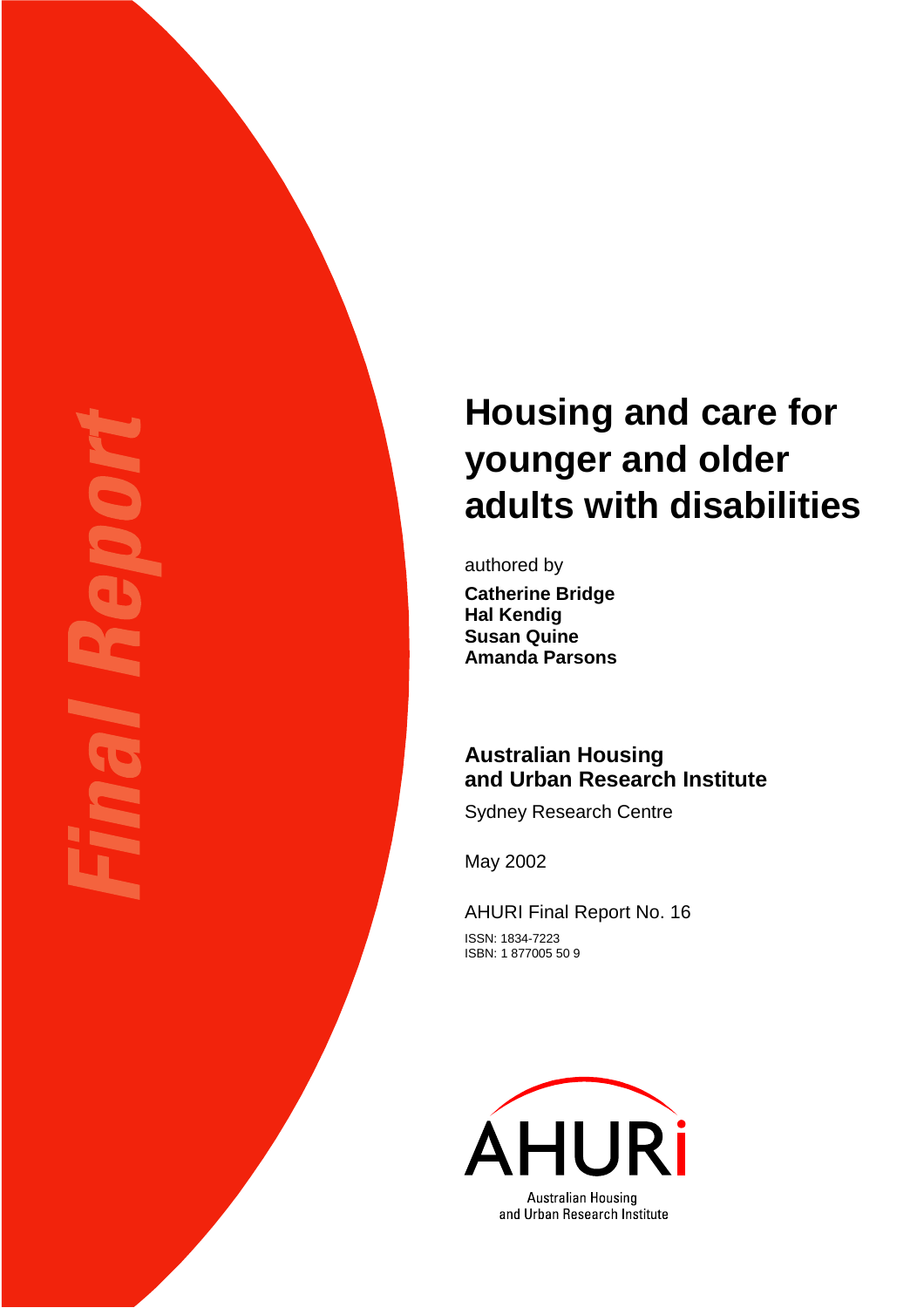*Final Report*

# Housing and care for younger and older adults with disabilities

authored by

**Catherine Bridge**
**Hal Kendig**
**Susan Quine**
**Amanda Parsons**

**Australian Housing and Urban Research Institute**

Sydney Research Centre

May 2002

AHURI Final Report No. 16

ISSN: 1834-7223
ISBN: 1 877005 50 9

AHURI
Australian Housing and Urban Research Institute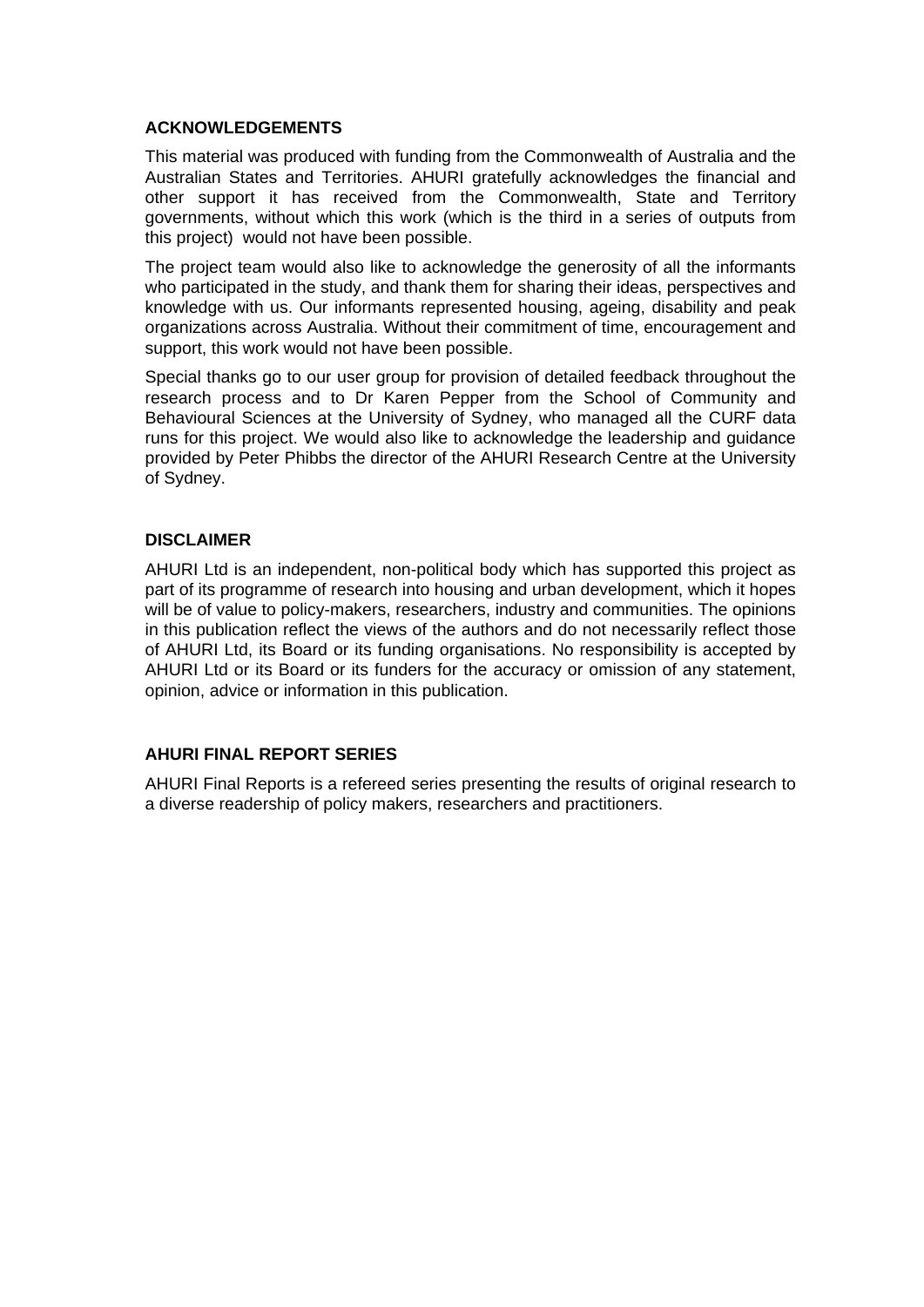## ACKNOWLEDGEMENTS

This material was produced with funding from the Commonwealth of Australia and the Australian States and Territories. AHURI gratefully acknowledges the financial and other support it has received from the Commonwealth, State and Territory governments, without which this work (which is the third in a series of outputs from this project) would not have been possible.

The project team would also like to acknowledge the generosity of all the informants who participated in the study, and thank them for sharing their ideas, perspectives and knowledge with us. Our informants represented housing, ageing, disability and peak organizations across Australia. Without their commitment of time, encouragement and support, this work would not have been possible.

Special thanks go to our user group for provision of detailed feedback throughout the research process and to Dr Karen Pepper from the School of Community and Behavioural Sciences at the University of Sydney, who managed all the CURF data runs for this project. We would also like to acknowledge the leadership and guidance provided by Peter Phibbs the director of the AHURI Research Centre at the University of Sydney.

## DISCLAIMER

AHURI Ltd is an independent, non-political body which has supported this project as part of its programme of research into housing and urban development, which it hopes will be of value to policy-makers, researchers, industry and communities. The opinions in this publication reflect the views of the authors and do not necessarily reflect those of AHURI Ltd, its Board or its funding organisations. No responsibility is accepted by AHURI Ltd or its Board or its funders for the accuracy or omission of any statement, opinion, advice or information in this publication.

## AHURI FINAL REPORT SERIES

AHURI Final Reports is a refereed series presenting the results of original research to a diverse readership of policy makers, researchers and practitioners.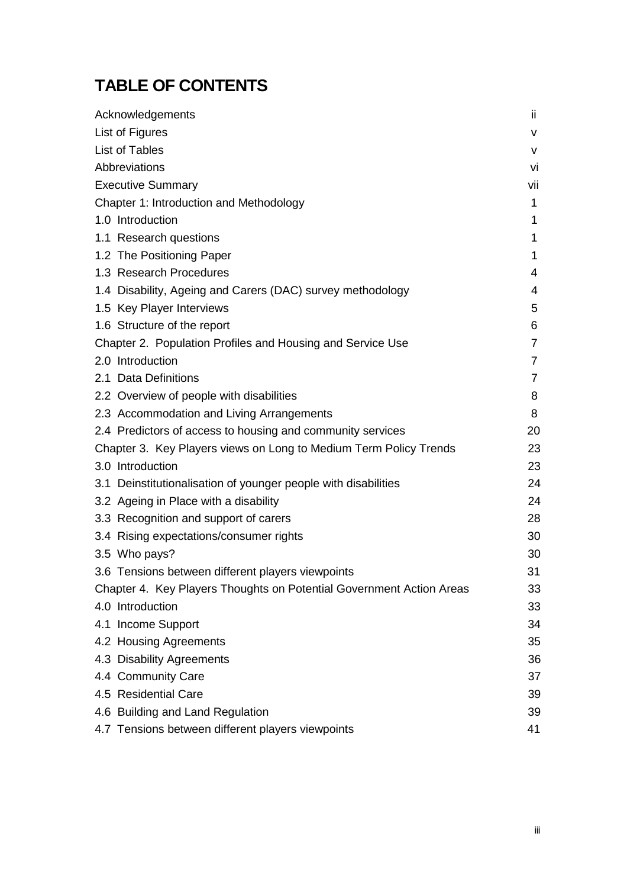# TABLE OF CONTENTS

| | |
|---|---|
| Acknowledgements | ii |
| List of Figures | v |
| List of Tables | v |
| Abbreviations | vi |
| Executive Summary | vii |
| Chapter 1: Introduction and Methodology | 1 |
| 1.0 Introduction | 1 |
| 1.1 Research questions | 1 |
| 1.2 The Positioning Paper | 1 |
| 1.3 Research Procedures | 4 |
| 1.4 Disability, Ageing and Carers (DAC) survey methodology | 4 |
| 1.5 Key Player Interviews | 5 |
| 1.6 Structure of the report | 6 |
| Chapter 2. Population Profiles and Housing and Service Use | 7 |
| 2.0 Introduction | 7 |
| 2.1 Data Definitions | 7 |
| 2.2 Overview of people with disabilities | 8 |
| 2.3 Accommodation and Living Arrangements | 8 |
| 2.4 Predictors of access to housing and community services | 20 |
| Chapter 3. Key Players views on Long to Medium Term Policy Trends | 23 |
| 3.0 Introduction | 23 |
| 3.1 Deinstitutionalisation of younger people with disabilities | 24 |
| 3.2 Ageing in Place with a disability | 24 |
| 3.3 Recognition and support of carers | 28 |
| 3.4 Rising expectations/consumer rights | 30 |
| 3.5 Who pays? | 30 |
| 3.6 Tensions between different players viewpoints | 31 |
| Chapter 4. Key Players Thoughts on Potential Government Action Areas | 33 |
| 4.0 Introduction | 33 |
| 4.1 Income Support | 34 |
| 4.2 Housing Agreements | 35 |
| 4.3 Disability Agreements | 36 |
| 4.4 Community Care | 37 |
| 4.5 Residential Care | 39 |
| 4.6 Building and Land Regulation | 39 |
| 4.7 Tensions between different players viewpoints | 41 |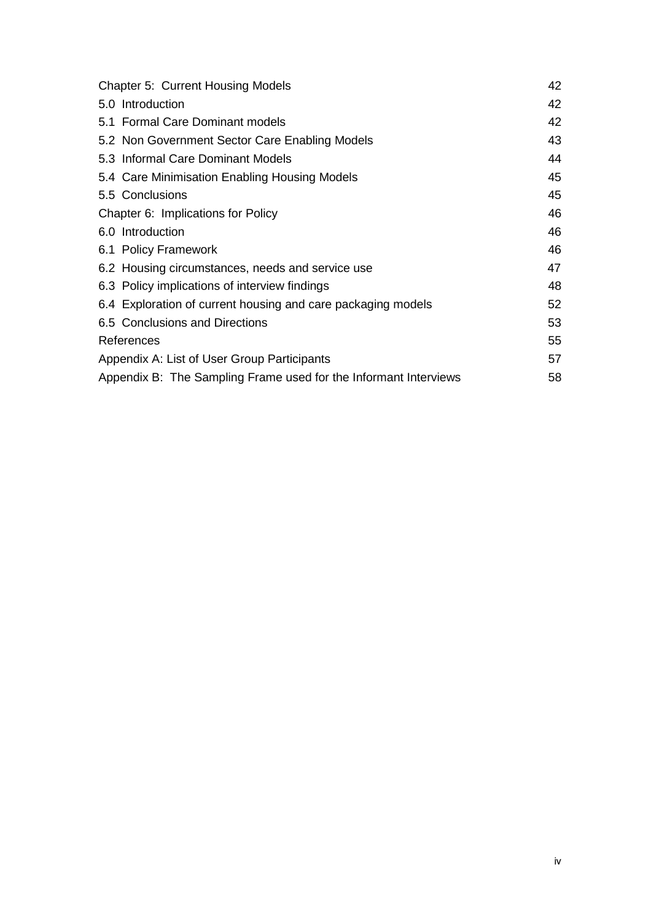| | |
|---|---|
| Chapter 5: Current Housing Models | 42 |
| 5.0 Introduction | 42 |
| 5.1 Formal Care Dominant models | 42 |
| 5.2 Non Government Sector Care Enabling Models | 43 |
| 5.3 Informal Care Dominant Models | 44 |
| 5.4 Care Minimisation Enabling Housing Models | 45 |
| 5.5 Conclusions | 45 |
| Chapter 6: Implications for Policy | 46 |
| 6.0 Introduction | 46 |
| 6.1 Policy Framework | 46 |
| 6.2 Housing circumstances, needs and service use | 47 |
| 6.3 Policy implications of interview findings | 48 |
| 6.4 Exploration of current housing and care packaging models | 52 |
| 6.5 Conclusions and Directions | 53 |
| References | 55 |
| Appendix A: List of User Group Participants | 57 |
| Appendix B: The Sampling Frame used for the Informant Interviews | 58 |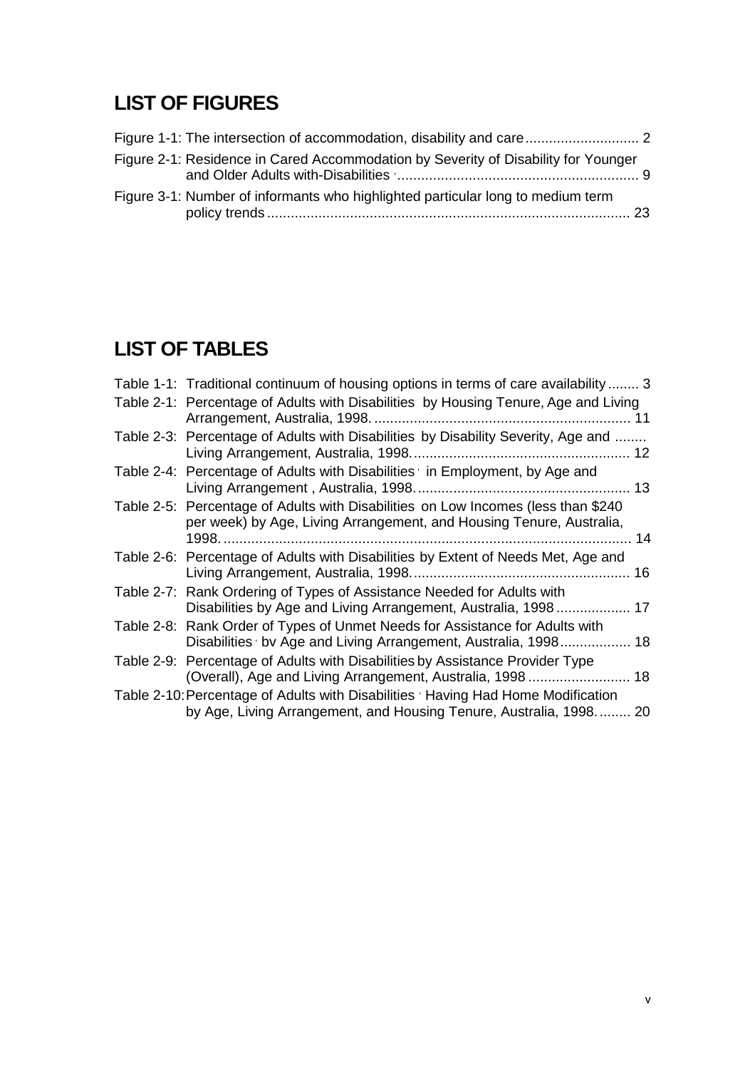## LIST OF FIGURES

Figure 1-1: The intersection of accommodation, disability and care ............................ 2

Figure 2-1: Residence in Cared Accommodation by Severity of Disability for Younger and Older Adults with-Disabilities ............................................................. 9

Figure 3-1: Number of informants who highlighted particular long to medium term policy trends ........................................................................................... 23

## LIST OF TABLES

Table 1-1: Traditional continuum of housing options in terms of care availability ........ 3

Table 2-1: Percentage of Adults with Disabilities by Housing Tenure, Age and Living Arrangement, Australia, 1998. ................................................................ 11

Table 2-3: Percentage of Adults with Disabilities by Disability Severity, Age and ........ Living Arrangement, Australia, 1998. ...................................................... 12

Table 2-4: Percentage of Adults with Disabilities in Employment, by Age and Living Arrangement , Australia, 1998. ..................................................... 13

Table 2-5: Percentage of Adults with Disabilities on Low Incomes (less than $240 per week) by Age, Living Arrangement, and Housing Tenure, Australia, 1998. ....................................................................................................... 14

Table 2-6: Percentage of Adults with Disabilities by Extent of Needs Met, Age and Living Arrangement, Australia, 1998. ...................................................... 16

Table 2-7: Rank Ordering of Types of Assistance Needed for Adults with Disabilities by Age and Living Arrangement, Australia, 1998 ................... 17

Table 2-8: Rank Order of Types of Unmet Needs for Assistance for Adults with Disabilities bv Age and Living Arrangement, Australia, 1998.................. 18

Table 2-9: Percentage of Adults with Disabilities by Assistance Provider Type (Overall), Age and Living Arrangement, Australia, 1998 .......................... 18

Table 2-10: Percentage of Adults with Disabilities Having Had Home Modification by Age, Living Arrangement, and Housing Tenure, Australia, 1998......... 20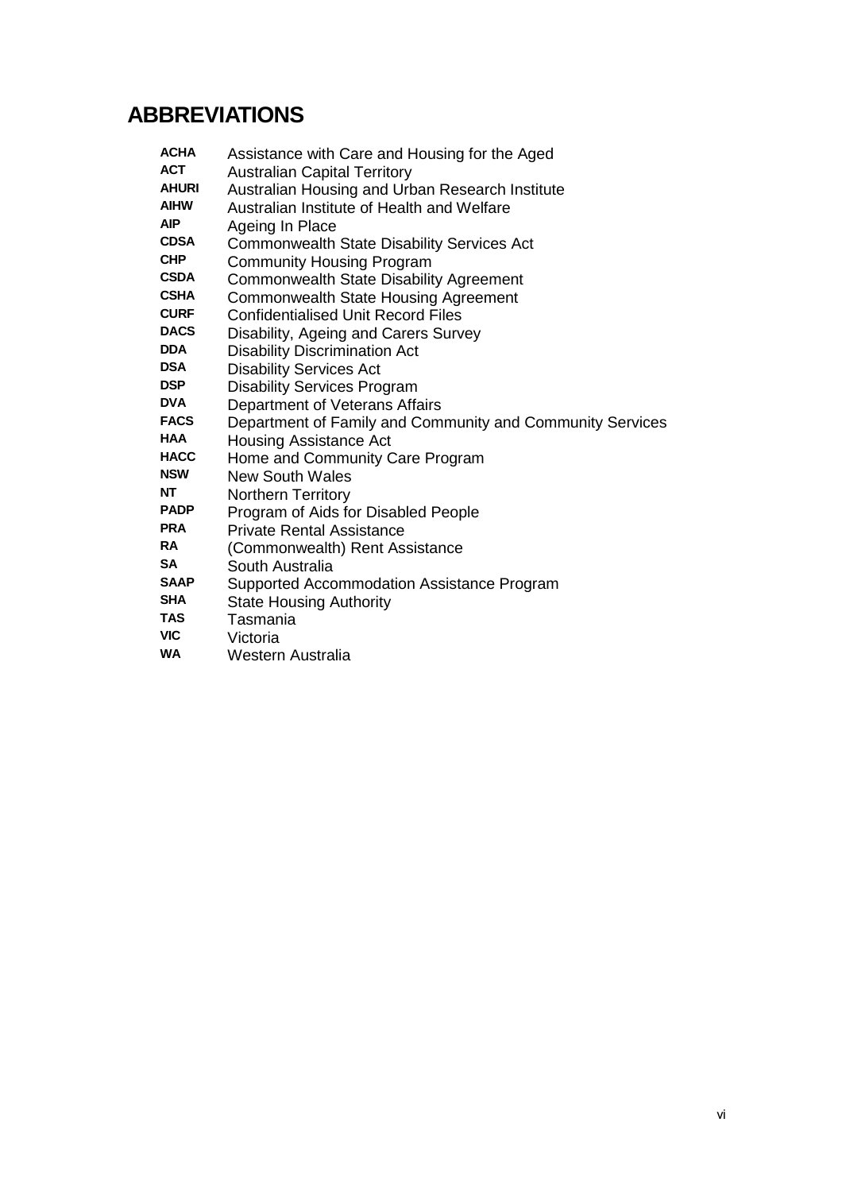# ABBREVIATIONS

| | |
|---|---|
| **ACHA** | Assistance with Care and Housing for the Aged |
| **ACT** | Australian Capital Territory |
| **AHURI** | Australian Housing and Urban Research Institute |
| **AIHW** | Australian Institute of Health and Welfare |
| **AIP** | Ageing In Place |
| **CDSA** | Commonwealth State Disability Services Act |
| **CHP** | Community Housing Program |
| **CSDA** | Commonwealth State Disability Agreement |
| **CSHA** | Commonwealth State Housing Agreement |
| **CURF** | Confidentialised Unit Record Files |
| **DACS** | Disability, Ageing and Carers Survey |
| **DDA** | Disability Discrimination Act |
| **DSA** | Disability Services Act |
| **DSP** | Disability Services Program |
| **DVA** | Department of Veterans Affairs |
| **FACS** | Department of Family and Community and Community Services |
| **HAA** | Housing Assistance Act |
| **HACC** | Home and Community Care Program |
| **NSW** | New South Wales |
| **NT** | Northern Territory |
| **PADP** | Program of Aids for Disabled People |
| **PRA** | Private Rental Assistance |
| **RA** | (Commonwealth) Rent Assistance |
| **SA** | South Australia |
| **SAAP** | Supported Accommodation Assistance Program |
| **SHA** | State Housing Authority |
| **TAS** | Tasmania |
| **VIC** | Victoria |
| **WA** | Western Australia |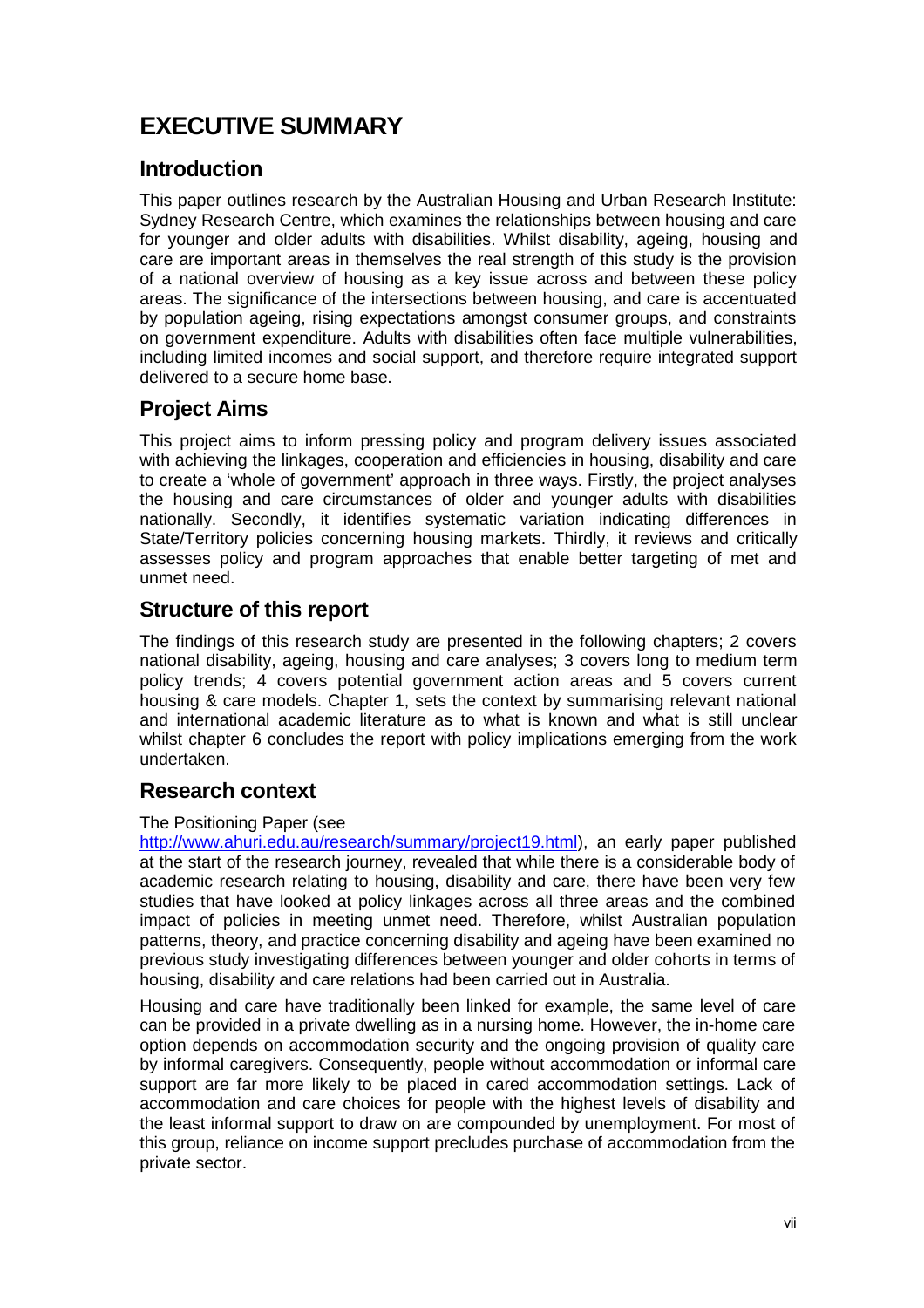# EXECUTIVE SUMMARY

## Introduction

This paper outlines research by the Australian Housing and Urban Research Institute: Sydney Research Centre, which examines the relationships between housing and care for younger and older adults with disabilities. Whilst disability, ageing, housing and care are important areas in themselves the real strength of this study is the provision of a national overview of housing as a key issue across and between these policy areas. The significance of the intersections between housing, and care is accentuated by population ageing, rising expectations amongst consumer groups, and constraints on government expenditure. Adults with disabilities often face multiple vulnerabilities, including limited incomes and social support, and therefore require integrated support delivered to a secure home base.

## Project Aims

This project aims to inform pressing policy and program delivery issues associated with achieving the linkages, cooperation and efficiencies in housing, disability and care to create a 'whole of government' approach in three ways. Firstly, the project analyses the housing and care circumstances of older and younger adults with disabilities nationally. Secondly, it identifies systematic variation indicating differences in State/Territory policies concerning housing markets. Thirdly, it reviews and critically assesses policy and program approaches that enable better targeting of met and unmet need.

## Structure of this report

The findings of this research study are presented in the following chapters; 2 covers national disability, ageing, housing and care analyses; 3 covers long to medium term policy trends; 4 covers potential government action areas and 5 covers current housing & care models. Chapter 1, sets the context by summarising relevant national and international academic literature as to what is known and what is still unclear whilst chapter 6 concludes the report with policy implications emerging from the work undertaken.

## Research context

The Positioning Paper (see http://www.ahuri.edu.au/research/summary/project19.html), an early paper published at the start of the research journey, revealed that while there is a considerable body of academic research relating to housing, disability and care, there have been very few studies that have looked at policy linkages across all three areas and the combined impact of policies in meeting unmet need. Therefore, whilst Australian population patterns, theory, and practice concerning disability and ageing have been examined no previous study investigating differences between younger and older cohorts in terms of housing, disability and care relations had been carried out in Australia.

Housing and care have traditionally been linked for example, the same level of care can be provided in a private dwelling as in a nursing home. However, the in-home care option depends on accommodation security and the ongoing provision of quality care by informal caregivers. Consequently, people without accommodation or informal care support are far more likely to be placed in cared accommodation settings. Lack of accommodation and care choices for people with the highest levels of disability and the least informal support to draw on are compounded by unemployment. For most of this group, reliance on income support precludes purchase of accommodation from the private sector.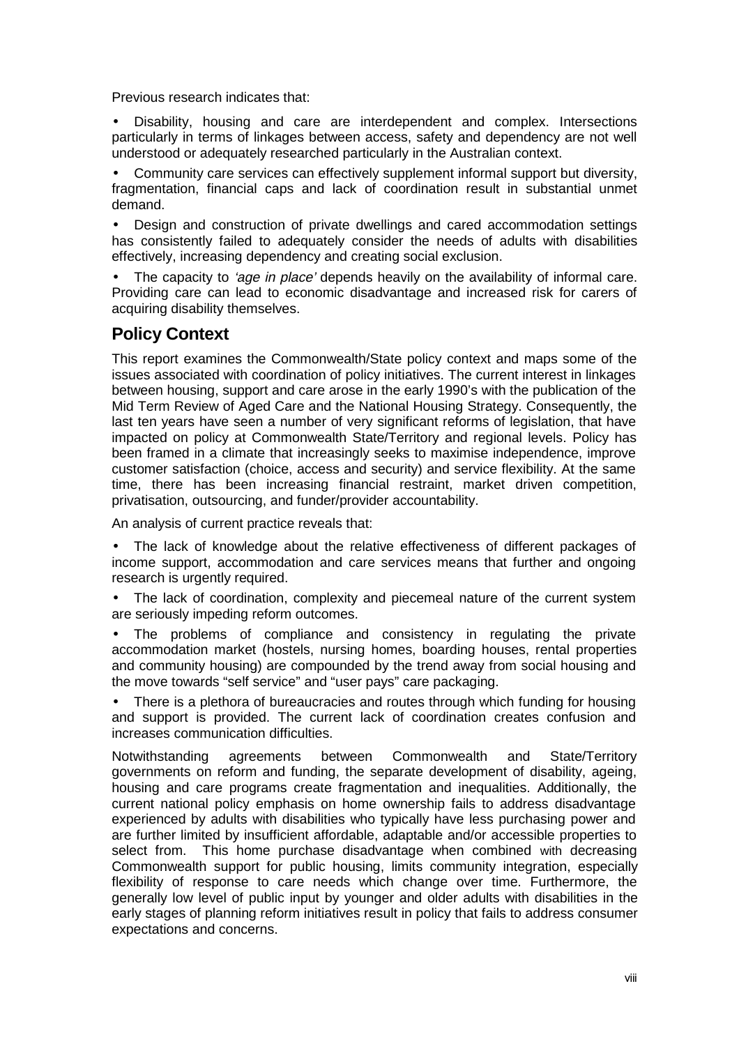Previous research indicates that:

- Disability, housing and care are interdependent and complex. Intersections particularly in terms of linkages between access, safety and dependency are not well understood or adequately researched particularly in the Australian context.
- Community care services can effectively supplement informal support but diversity, fragmentation, financial caps and lack of coordination result in substantial unmet demand.
- Design and construction of private dwellings and cared accommodation settings has consistently failed to adequately consider the needs of adults with disabilities effectively, increasing dependency and creating social exclusion.
- The capacity to *'age in place'* depends heavily on the availability of informal care. Providing care can lead to economic disadvantage and increased risk for carers of acquiring disability themselves.

## Policy Context

This report examines the Commonwealth/State policy context and maps some of the issues associated with coordination of policy initiatives. The current interest in linkages between housing, support and care arose in the early 1990's with the publication of the Mid Term Review of Aged Care and the National Housing Strategy. Consequently, the last ten years have seen a number of very significant reforms of legislation, that have impacted on policy at Commonwealth State/Territory and regional levels. Policy has been framed in a climate that increasingly seeks to maximise independence, improve customer satisfaction (choice, access and security) and service flexibility. At the same time, there has been increasing financial restraint, market driven competition, privatisation, outsourcing, and funder/provider accountability.

An analysis of current practice reveals that:

- The lack of knowledge about the relative effectiveness of different packages of income support, accommodation and care services means that further and ongoing research is urgently required.
- The lack of coordination, complexity and piecemeal nature of the current system are seriously impeding reform outcomes.
- The problems of compliance and consistency in regulating the private accommodation market (hostels, nursing homes, boarding houses, rental properties and community housing) are compounded by the trend away from social housing and the move towards "self service" and "user pays" care packaging.
- There is a plethora of bureaucracies and routes through which funding for housing and support is provided. The current lack of coordination creates confusion and increases communication difficulties.

Notwithstanding agreements between Commonwealth and State/Territory governments on reform and funding, the separate development of disability, ageing, housing and care programs create fragmentation and inequalities. Additionally, the current national policy emphasis on home ownership fails to address disadvantage experienced by adults with disabilities who typically have less purchasing power and are further limited by insufficient affordable, adaptable and/or accessible properties to select from. This home purchase disadvantage when combined with decreasing Commonwealth support for public housing, limits community integration, especially flexibility of response to care needs which change over time. Furthermore, the generally low level of public input by younger and older adults with disabilities in the early stages of planning reform initiatives result in policy that fails to address consumer expectations and concerns.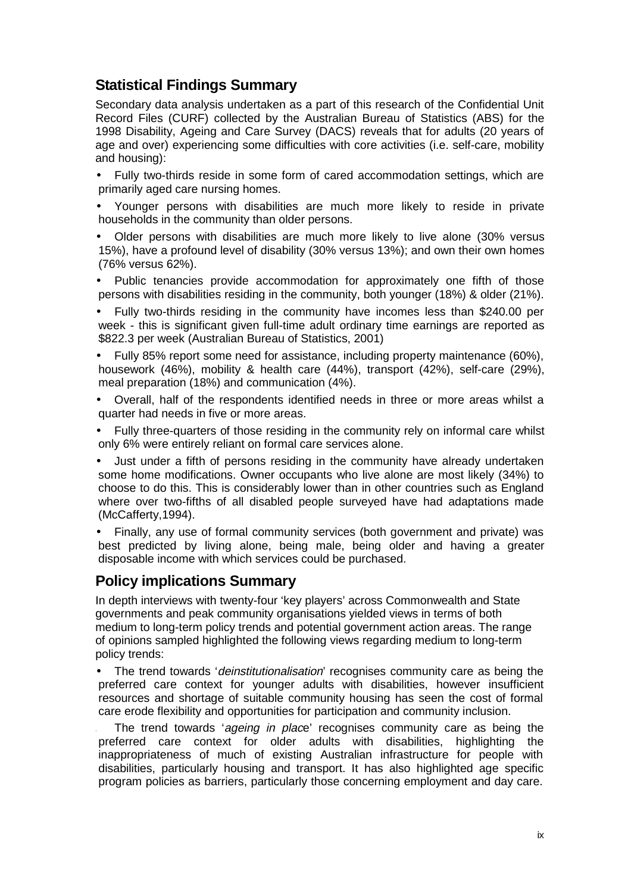## Statistical Findings Summary

Secondary data analysis undertaken as a part of this research of the Confidential Unit Record Files (CURF) collected by the Australian Bureau of Statistics (ABS) for the 1998 Disability, Ageing and Care Survey (DACS) reveals that for adults (20 years of age and over) experiencing some difficulties with core activities (i.e. self-care, mobility and housing):

- Fully two-thirds reside in some form of cared accommodation settings, which are primarily aged care nursing homes.
- Younger persons with disabilities are much more likely to reside in private households in the community than older persons.
- Older persons with disabilities are much more likely to live alone (30% versus 15%), have a profound level of disability (30% versus 13%); and own their own homes (76% versus 62%).
- Public tenancies provide accommodation for approximately one fifth of those persons with disabilities residing in the community, both younger (18%) & older (21%).
- Fully two-thirds residing in the community have incomes less than $240.00 per week - this is significant given full-time adult ordinary time earnings are reported as $822.3 per week (Australian Bureau of Statistics, 2001)
- Fully 85% report some need for assistance, including property maintenance (60%), housework (46%), mobility & health care (44%), transport (42%), self-care (29%), meal preparation (18%) and communication (4%).
- Overall, half of the respondents identified needs in three or more areas whilst a quarter had needs in five or more areas.
- Fully three-quarters of those residing in the community rely on informal care whilst only 6% were entirely reliant on formal care services alone.
- Just under a fifth of persons residing in the community have already undertaken some home modifications. Owner occupants who live alone are most likely (34%) to choose to do this. This is considerably lower than in other countries such as England where over two-fifths of all disabled people surveyed have had adaptations made (McCafferty,1994).
- Finally, any use of formal community services (both government and private) was best predicted by living alone, being male, being older and having a greater disposable income with which services could be purchased.

## Policy implications Summary

In depth interviews with twenty-four 'key players' across Commonwealth and State governments and peak community organisations yielded views in terms of both medium to long-term policy trends and potential government action areas. The range of opinions sampled highlighted the following views regarding medium to long-term policy trends:

- The trend towards '*deinstitutionalisation*' recognises community care as being the preferred care context for younger adults with disabilities, however insufficient resources and shortage of suitable community housing has seen the cost of formal care erode flexibility and opportunities for participation and community inclusion.
- The trend towards '*ageing in place*' recognises community care as being the preferred care context for older adults with disabilities, highlighting the inappropriateness of much of existing Australian infrastructure for people with disabilities, particularly housing and transport. It has also highlighted age specific program policies as barriers, particularly those concerning employment and day care.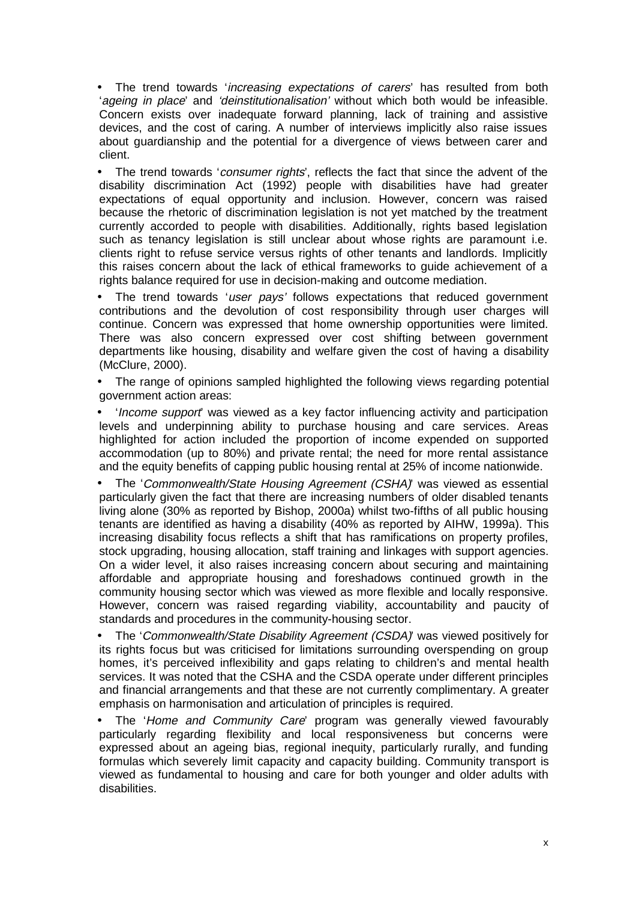- The trend towards '*increasing expectations of carers*' has resulted from both '*ageing in place*' and *'deinstitutionalisation'* without which both would be infeasible. Concern exists over inadequate forward planning, lack of training and assistive devices, and the cost of caring. A number of interviews implicitly also raise issues about guardianship and the potential for a divergence of views between carer and client.

- The trend towards '*consumer rights*', reflects the fact that since the advent of the disability discrimination Act (1992) people with disabilities have had greater expectations of equal opportunity and inclusion. However, concern was raised because the rhetoric of discrimination legislation is not yet matched by the treatment currently accorded to people with disabilities. Additionally, rights based legislation such as tenancy legislation is still unclear about whose rights are paramount i.e. clients right to refuse service versus rights of other tenants and landlords. Implicitly this raises concern about the lack of ethical frameworks to guide achievement of a rights balance required for use in decision-making and outcome mediation.

- The trend towards '*user pays'* follows expectations that reduced government contributions and the devolution of cost responsibility through user charges will continue. Concern was expressed that home ownership opportunities were limited. There was also concern expressed over cost shifting between government departments like housing, disability and welfare given the cost of having a disability (McClure, 2000).

- The range of opinions sampled highlighted the following views regarding potential government action areas:

- '*Income support*' was viewed as a key factor influencing activity and participation levels and underpinning ability to purchase housing and care services. Areas highlighted for action included the proportion of income expended on supported accommodation (up to 80%) and private rental; the need for more rental assistance and the equity benefits of capping public housing rental at 25% of income nationwide.

- The '*Commonwealth/State Housing Agreement (CSHA)*' was viewed as essential particularly given the fact that there are increasing numbers of older disabled tenants living alone (30% as reported by Bishop, 2000a) whilst two-fifths of all public housing tenants are identified as having a disability (40% as reported by AIHW, 1999a). This increasing disability focus reflects a shift that has ramifications on property profiles, stock upgrading, housing allocation, staff training and linkages with support agencies. On a wider level, it also raises increasing concern about securing and maintaining affordable and appropriate housing and foreshadows continued growth in the community housing sector which was viewed as more flexible and locally responsive. However, concern was raised regarding viability, accountability and paucity of standards and procedures in the community-housing sector.

- The '*Commonwealth/State Disability Agreement (CSDA)*' was viewed positively for its rights focus but was criticised for limitations surrounding overspending on group homes, it's perceived inflexibility and gaps relating to children's and mental health services. It was noted that the CSHA and the CSDA operate under different principles and financial arrangements and that these are not currently complimentary. A greater emphasis on harmonisation and articulation of principles is required.

- The '*Home and Community Care*' program was generally viewed favourably particularly regarding flexibility and local responsiveness but concerns were expressed about an ageing bias, regional inequity, particularly rurally, and funding formulas which severely limit capacity and capacity building. Community transport is viewed as fundamental to housing and care for both younger and older adults with disabilities.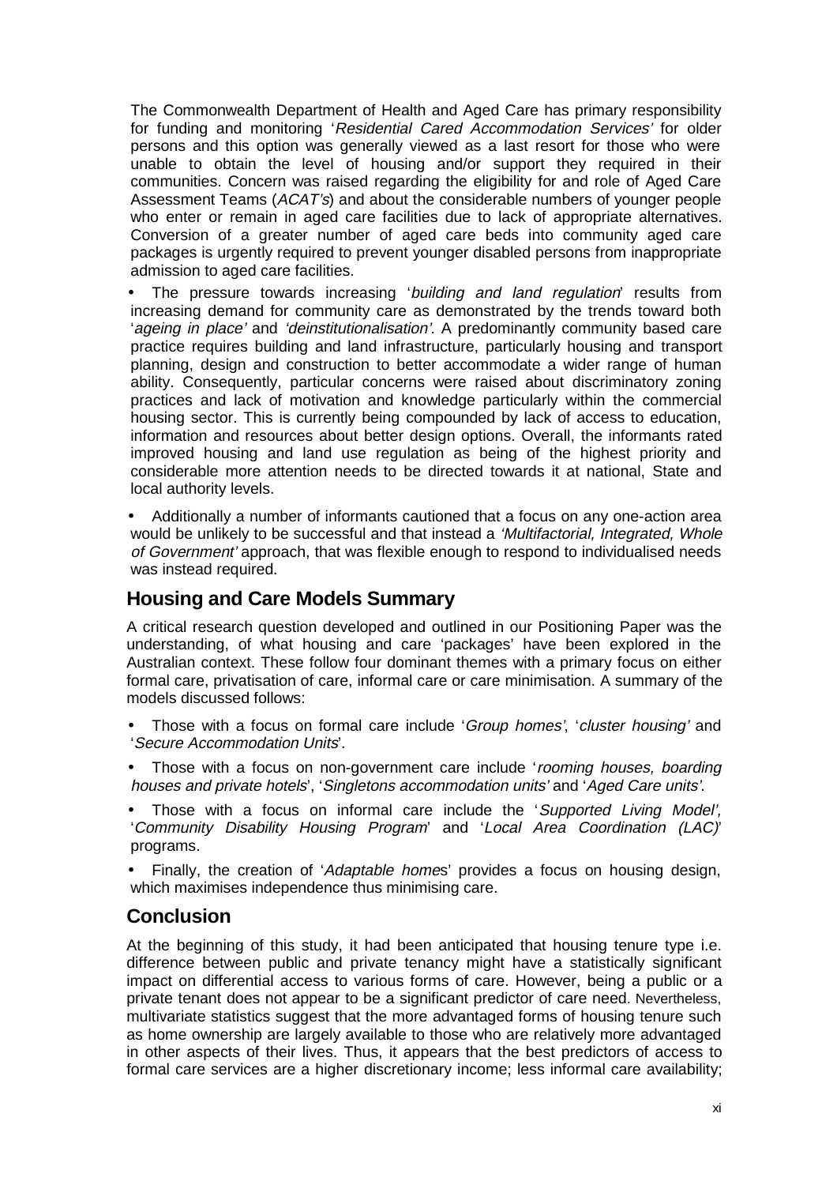The Commonwealth Department of Health and Aged Care has primary responsibility for funding and monitoring '*Residential Cared Accommodation Services'* for older persons and this option was generally viewed as a last resort for those who were unable to obtain the level of housing and/or support they required in their communities. Concern was raised regarding the eligibility for and role of Aged Care Assessment Teams (*ACAT's*) and about the considerable numbers of younger people who enter or remain in aged care facilities due to lack of appropriate alternatives. Conversion of a greater number of aged care beds into community aged care packages is urgently required to prevent younger disabled persons from inappropriate admission to aged care facilities.

- The pressure towards increasing '*building and land regulation*' results from increasing demand for community care as demonstrated by the trends toward both '*ageing in place'* and *'deinstitutionalisation'.* A predominantly community based care practice requires building and land infrastructure, particularly housing and transport planning, design and construction to better accommodate a wider range of human ability. Consequently, particular concerns were raised about discriminatory zoning practices and lack of motivation and knowledge particularly within the commercial housing sector. This is currently being compounded by lack of access to education, information and resources about better design options. Overall, the informants rated improved housing and land use regulation as being of the highest priority and considerable more attention needs to be directed towards it at national, State and local authority levels.

- Additionally a number of informants cautioned that a focus on any one-action area would be unlikely to be successful and that instead a *'Multifactorial, Integrated, Whole of Government'* approach, that was flexible enough to respond to individualised needs was instead required.

## Housing and Care Models Summary

A critical research question developed and outlined in our Positioning Paper was the understanding, of what housing and care 'packages' have been explored in the Australian context. These follow four dominant themes with a primary focus on either formal care, privatisation of care, informal care or care minimisation. A summary of the models discussed follows:

- Those with a focus on formal care include '*Group homes'*, '*cluster housing'* and '*Secure Accommodation Units*'.
- Those with a focus on non-government care include '*rooming houses, boarding houses and private hotels*', '*Singletons accommodation units'* and '*Aged Care units'*.
- Those with a focus on informal care include the '*Supported Living Model',* '*Community Disability Housing Program*' and '*Local Area Coordination (LAC)*' programs.
- Finally, the creation of '*Adaptable home*s' provides a focus on housing design, which maximises independence thus minimising care.

## Conclusion

At the beginning of this study, it had been anticipated that housing tenure type i.e. difference between public and private tenancy might have a statistically significant impact on differential access to various forms of care. However, being a public or a private tenant does not appear to be a significant predictor of care need. Nevertheless, multivariate statistics suggest that the more advantaged forms of housing tenure such as home ownership are largely available to those who are relatively more advantaged in other aspects of their lives. Thus, it appears that the best predictors of access to formal care services are a higher discretionary income; less informal care availability;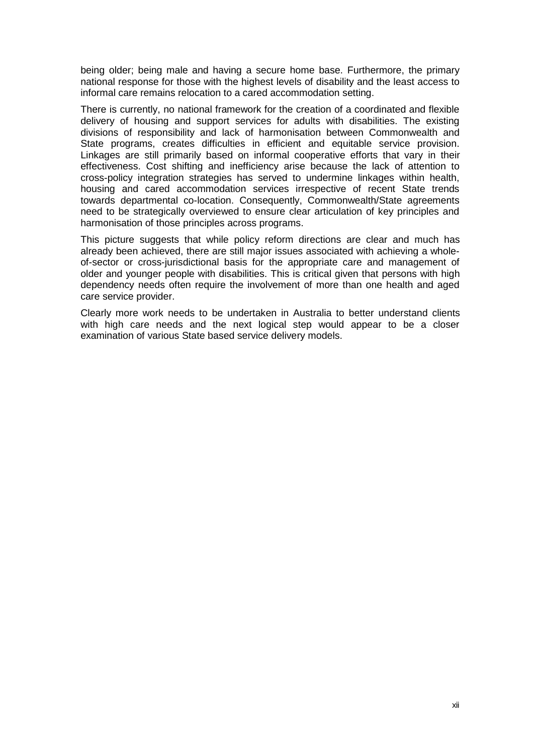being older; being male and having a secure home base. Furthermore, the primary national response for those with the highest levels of disability and the least access to informal care remains relocation to a cared accommodation setting.

There is currently, no national framework for the creation of a coordinated and flexible delivery of housing and support services for adults with disabilities. The existing divisions of responsibility and lack of harmonisation between Commonwealth and State programs, creates difficulties in efficient and equitable service provision. Linkages are still primarily based on informal cooperative efforts that vary in their effectiveness. Cost shifting and inefficiency arise because the lack of attention to cross-policy integration strategies has served to undermine linkages within health, housing and cared accommodation services irrespective of recent State trends towards departmental co-location. Consequently, Commonwealth/State agreements need to be strategically overviewed to ensure clear articulation of key principles and harmonisation of those principles across programs.

This picture suggests that while policy reform directions are clear and much has already been achieved, there are still major issues associated with achieving a whole-of-sector or cross-jurisdictional basis for the appropriate care and management of older and younger people with disabilities. This is critical given that persons with high dependency needs often require the involvement of more than one health and aged care service provider.

Clearly more work needs to be undertaken in Australia to better understand clients with high care needs and the next logical step would appear to be a closer examination of various State based service delivery models.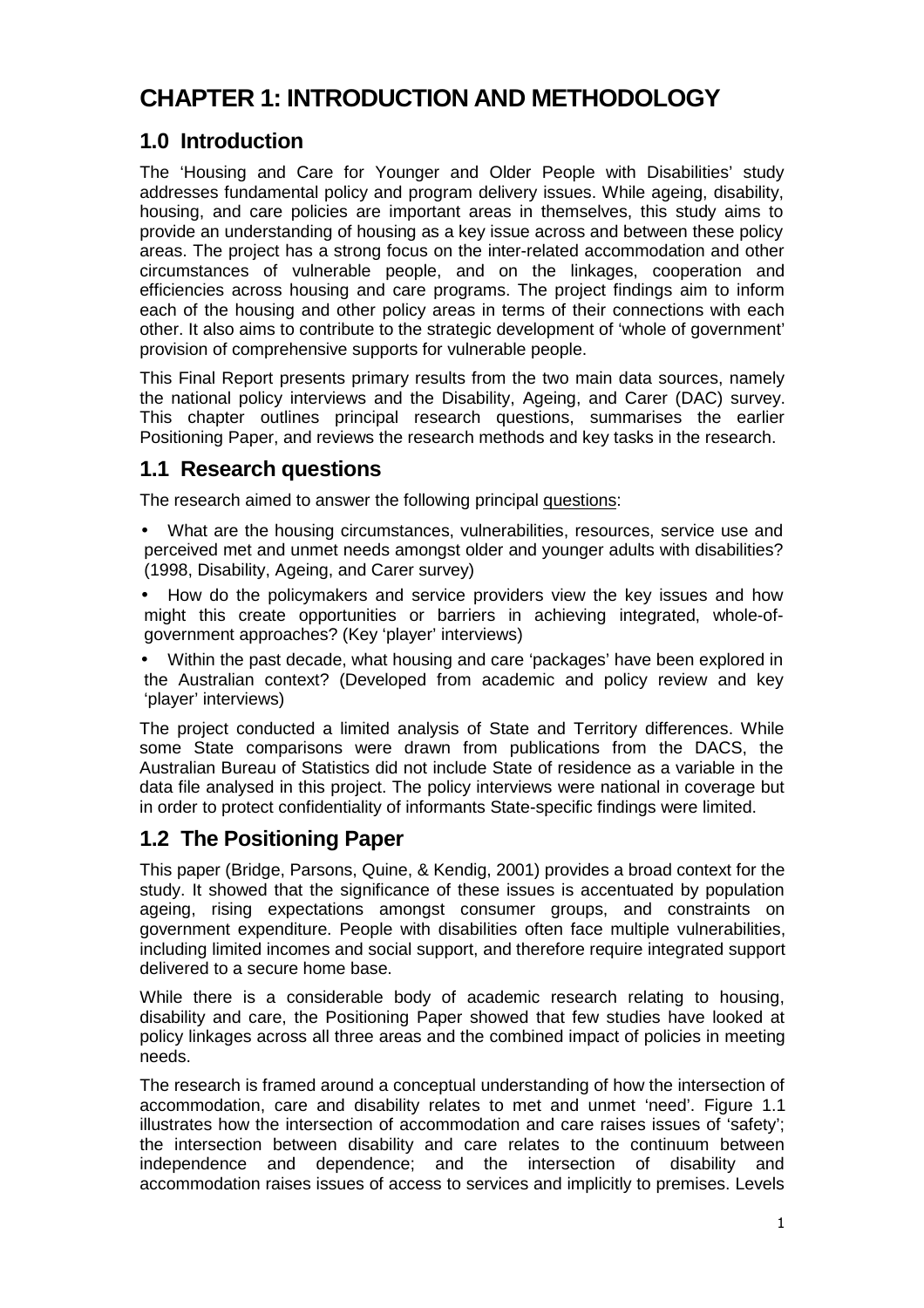# CHAPTER 1: INTRODUCTION AND METHODOLOGY

## 1.0 Introduction

The 'Housing and Care for Younger and Older People with Disabilities' study addresses fundamental policy and program delivery issues. While ageing, disability, housing, and care policies are important areas in themselves, this study aims to provide an understanding of housing as a key issue across and between these policy areas. The project has a strong focus on the inter-related accommodation and other circumstances of vulnerable people, and on the linkages, cooperation and efficiencies across housing and care programs. The project findings aim to inform each of the housing and other policy areas in terms of their connections with each other. It also aims to contribute to the strategic development of 'whole of government' provision of comprehensive supports for vulnerable people.

This Final Report presents primary results from the two main data sources, namely the national policy interviews and the Disability, Ageing, and Carer (DAC) survey. This chapter outlines principal research questions, summarises the earlier Positioning Paper, and reviews the research methods and key tasks in the research.

## 1.1 Research questions

The research aimed to answer the following principal questions:

- What are the housing circumstances, vulnerabilities, resources, service use and perceived met and unmet needs amongst older and younger adults with disabilities? (1998, Disability, Ageing, and Carer survey)
- How do the policymakers and service providers view the key issues and how might this create opportunities or barriers in achieving integrated, whole-of-government approaches? (Key 'player' interviews)
- Within the past decade, what housing and care 'packages' have been explored in the Australian context? (Developed from academic and policy review and key 'player' interviews)

The project conducted a limited analysis of State and Territory differences. While some State comparisons were drawn from publications from the DACS, the Australian Bureau of Statistics did not include State of residence as a variable in the data file analysed in this project. The policy interviews were national in coverage but in order to protect confidentiality of informants State-specific findings were limited.

## 1.2 The Positioning Paper

This paper (Bridge, Parsons, Quine, & Kendig, 2001) provides a broad context for the study. It showed that the significance of these issues is accentuated by population ageing, rising expectations amongst consumer groups, and constraints on government expenditure. People with disabilities often face multiple vulnerabilities, including limited incomes and social support, and therefore require integrated support delivered to a secure home base.

While there is a considerable body of academic research relating to housing, disability and care, the Positioning Paper showed that few studies have looked at policy linkages across all three areas and the combined impact of policies in meeting needs.

The research is framed around a conceptual understanding of how the intersection of accommodation, care and disability relates to met and unmet 'need'. Figure 1.1 illustrates how the intersection of accommodation and care raises issues of 'safety'; the intersection between disability and care relates to the continuum between independence and dependence; and the intersection of disability and accommodation raises issues of access to services and implicitly to premises. Levels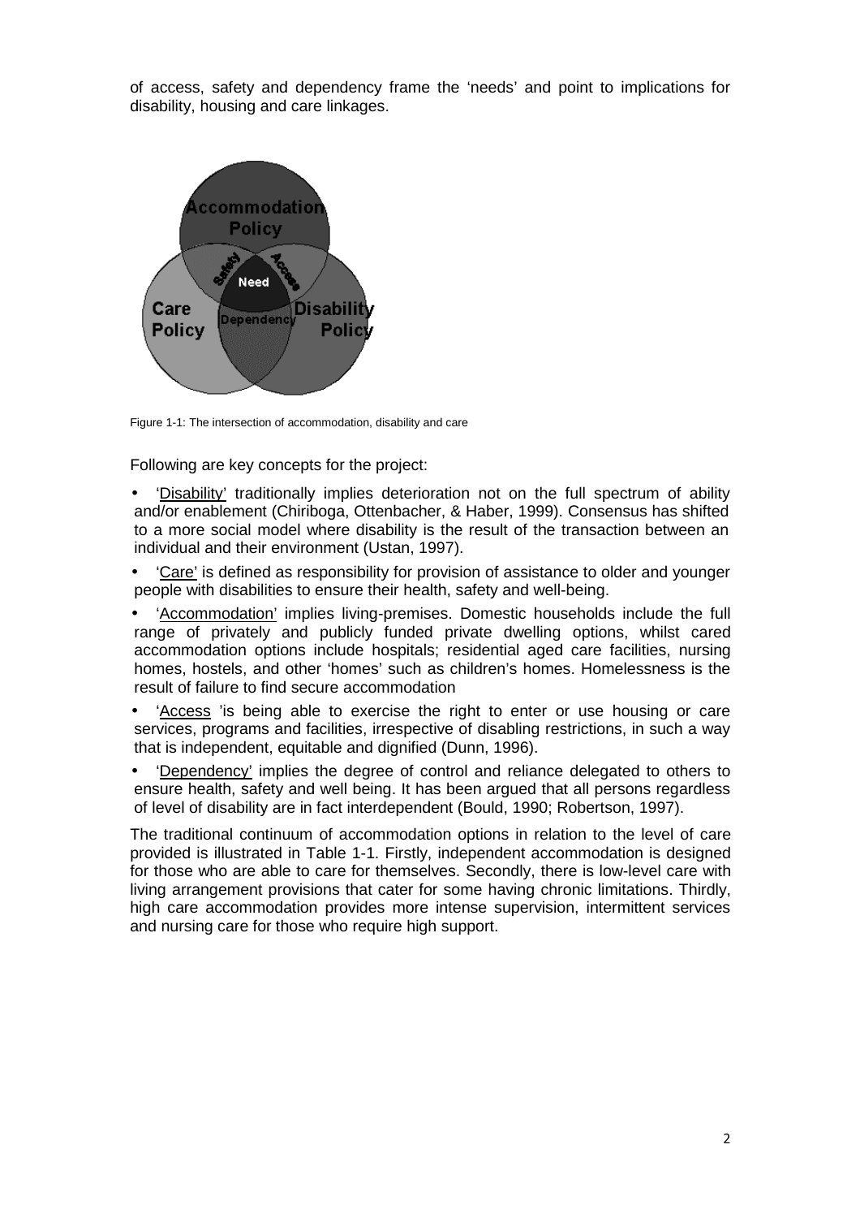of access, safety and dependency frame the 'needs' and point to implications for disability, housing and care linkages.

Figure 1-1: The intersection of accommodation, disability and care

Following are key concepts for the project:

- 'Disability' traditionally implies deterioration not on the full spectrum of ability and/or enablement (Chiriboga, Ottenbacher, & Haber, 1999). Consensus has shifted to a more social model where disability is the result of the transaction between an individual and their environment (Ustan, 1997).
- 'Care' is defined as responsibility for provision of assistance to older and younger people with disabilities to ensure their health, safety and well-being.
- 'Accommodation' implies living-premises. Domestic households include the full range of privately and publicly funded private dwelling options, whilst cared accommodation options include hospitals; residential aged care facilities, nursing homes, hostels, and other 'homes' such as children's homes. Homelessness is the result of failure to find secure accommodation
- 'Access 'is being able to exercise the right to enter or use housing or care services, programs and facilities, irrespective of disabling restrictions, in such a way that is independent, equitable and dignified (Dunn, 1996).
- 'Dependency' implies the degree of control and reliance delegated to others to ensure health, safety and well being. It has been argued that all persons regardless of level of disability are in fact interdependent (Bould, 1990; Robertson, 1997).

The traditional continuum of accommodation options in relation to the level of care provided is illustrated in Table 1-1. Firstly, independent accommodation is designed for those who are able to care for themselves. Secondly, there is low-level care with living arrangement provisions that cater for some having chronic limitations. Thirdly, high care accommodation provides more intense supervision, intermittent services and nursing care for those who require high support.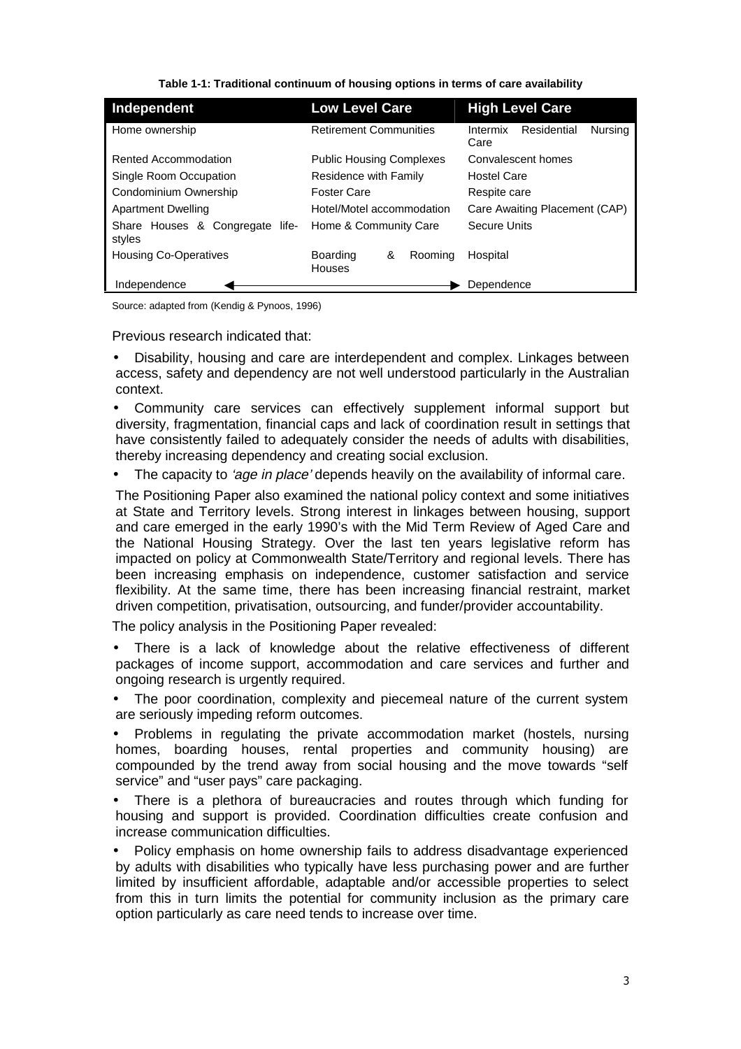**Table 1-1: Traditional continuum of housing options in terms of care availability**

| Independent | Low Level Care | High Level Care |
|---|---|---|
| Home ownership | Retirement Communities | Intermix Residential Nursing Care |
| Rented Accommodation | Public Housing Complexes | Convalescent homes |
| Single Room Occupation | Residence with Family | Hostel Care |
| Condominium Ownership | Foster Care | Respite care |
| Apartment Dwelling | Hotel/Motel accommodation | Care Awaiting Placement (CAP) |
| Share Houses & Congregate life-styles | Home & Community Care | Secure Units |
| Housing Co-Operatives | Boarding & Rooming Houses | Hospital |
| Independence ◄ | | ► Dependence |

Source: adapted from (Kendig & Pynoos, 1996)

Previous research indicated that:

- Disability, housing and care are interdependent and complex. Linkages between access, safety and dependency are not well understood particularly in the Australian context.
- Community care services can effectively supplement informal support but diversity, fragmentation, financial caps and lack of coordination result in settings that have consistently failed to adequately consider the needs of adults with disabilities, thereby increasing dependency and creating social exclusion.
- The capacity to *'age in place'* depends heavily on the availability of informal care.

The Positioning Paper also examined the national policy context and some initiatives at State and Territory levels. Strong interest in linkages between housing, support and care emerged in the early 1990's with the Mid Term Review of Aged Care and the National Housing Strategy. Over the last ten years legislative reform has impacted on policy at Commonwealth State/Territory and regional levels. There has been increasing emphasis on independence, customer satisfaction and service flexibility. At the same time, there has been increasing financial restraint, market driven competition, privatisation, outsourcing, and funder/provider accountability.

The policy analysis in the Positioning Paper revealed:

- There is a lack of knowledge about the relative effectiveness of different packages of income support, accommodation and care services and further and ongoing research is urgently required.
- The poor coordination, complexity and piecemeal nature of the current system are seriously impeding reform outcomes.
- Problems in regulating the private accommodation market (hostels, nursing homes, boarding houses, rental properties and community housing) are compounded by the trend away from social housing and the move towards "self service" and "user pays" care packaging.
- There is a plethora of bureaucracies and routes through which funding for housing and support is provided. Coordination difficulties create confusion and increase communication difficulties.
- Policy emphasis on home ownership fails to address disadvantage experienced by adults with disabilities who typically have less purchasing power and are further limited by insufficient affordable, adaptable and/or accessible properties to select from this in turn limits the potential for community inclusion as the primary care option particularly as care need tends to increase over time.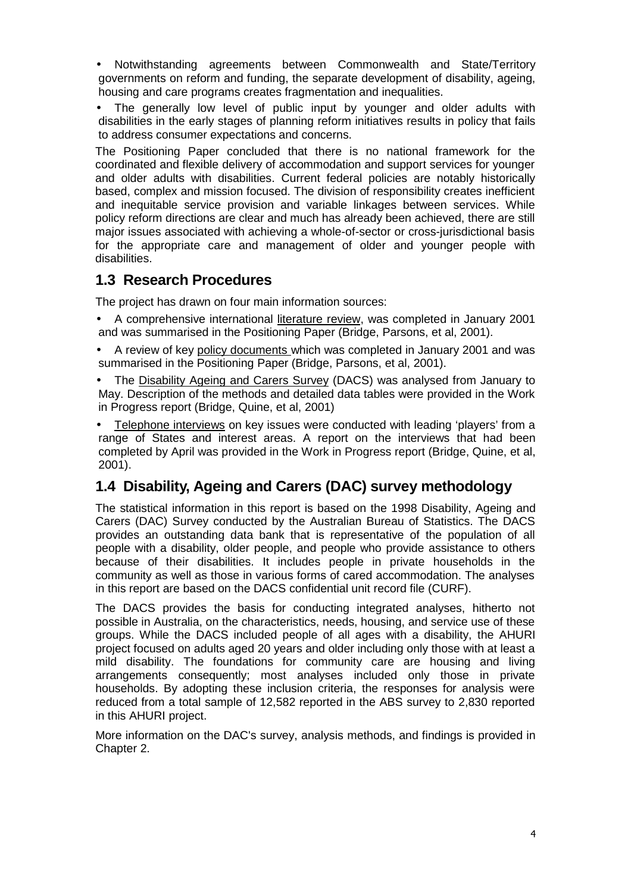- Notwithstanding agreements between Commonwealth and State/Territory governments on reform and funding, the separate development of disability, ageing, housing and care programs creates fragmentation and inequalities.
- The generally low level of public input by younger and older adults with disabilities in the early stages of planning reform initiatives results in policy that fails to address consumer expectations and concerns.

The Positioning Paper concluded that there is no national framework for the coordinated and flexible delivery of accommodation and support services for younger and older adults with disabilities. Current federal policies are notably historically based, complex and mission focused. The division of responsibility creates inefficient and inequitable service provision and variable linkages between services. While policy reform directions are clear and much has already been achieved, there are still major issues associated with achieving a whole-of-sector or cross-jurisdictional basis for the appropriate care and management of older and younger people with disabilities.

## 1.3 Research Procedures

The project has drawn on four main information sources:

- A comprehensive international literature review, was completed in January 2001 and was summarised in the Positioning Paper (Bridge, Parsons, et al, 2001).
- A review of key policy documents which was completed in January 2001 and was summarised in the Positioning Paper (Bridge, Parsons, et al, 2001).
- The Disability Ageing and Carers Survey (DACS) was analysed from January to May. Description of the methods and detailed data tables were provided in the Work in Progress report (Bridge, Quine, et al, 2001)
- Telephone interviews on key issues were conducted with leading 'players' from a range of States and interest areas. A report on the interviews that had been completed by April was provided in the Work in Progress report (Bridge, Quine, et al, 2001).

## 1.4 Disability, Ageing and Carers (DAC) survey methodology

The statistical information in this report is based on the 1998 Disability, Ageing and Carers (DAC) Survey conducted by the Australian Bureau of Statistics. The DACS provides an outstanding data bank that is representative of the population of all people with a disability, older people, and people who provide assistance to others because of their disabilities. It includes people in private households in the community as well as those in various forms of cared accommodation. The analyses in this report are based on the DACS confidential unit record file (CURF).

The DACS provides the basis for conducting integrated analyses, hitherto not possible in Australia, on the characteristics, needs, housing, and service use of these groups. While the DACS included people of all ages with a disability, the AHURI project focused on adults aged 20 years and older including only those with at least a mild disability. The foundations for community care are housing and living arrangements consequently; most analyses included only those in private households. By adopting these inclusion criteria, the responses for analysis were reduced from a total sample of 12,582 reported in the ABS survey to 2,830 reported in this AHURI project.

More information on the DAC's survey, analysis methods, and findings is provided in Chapter 2.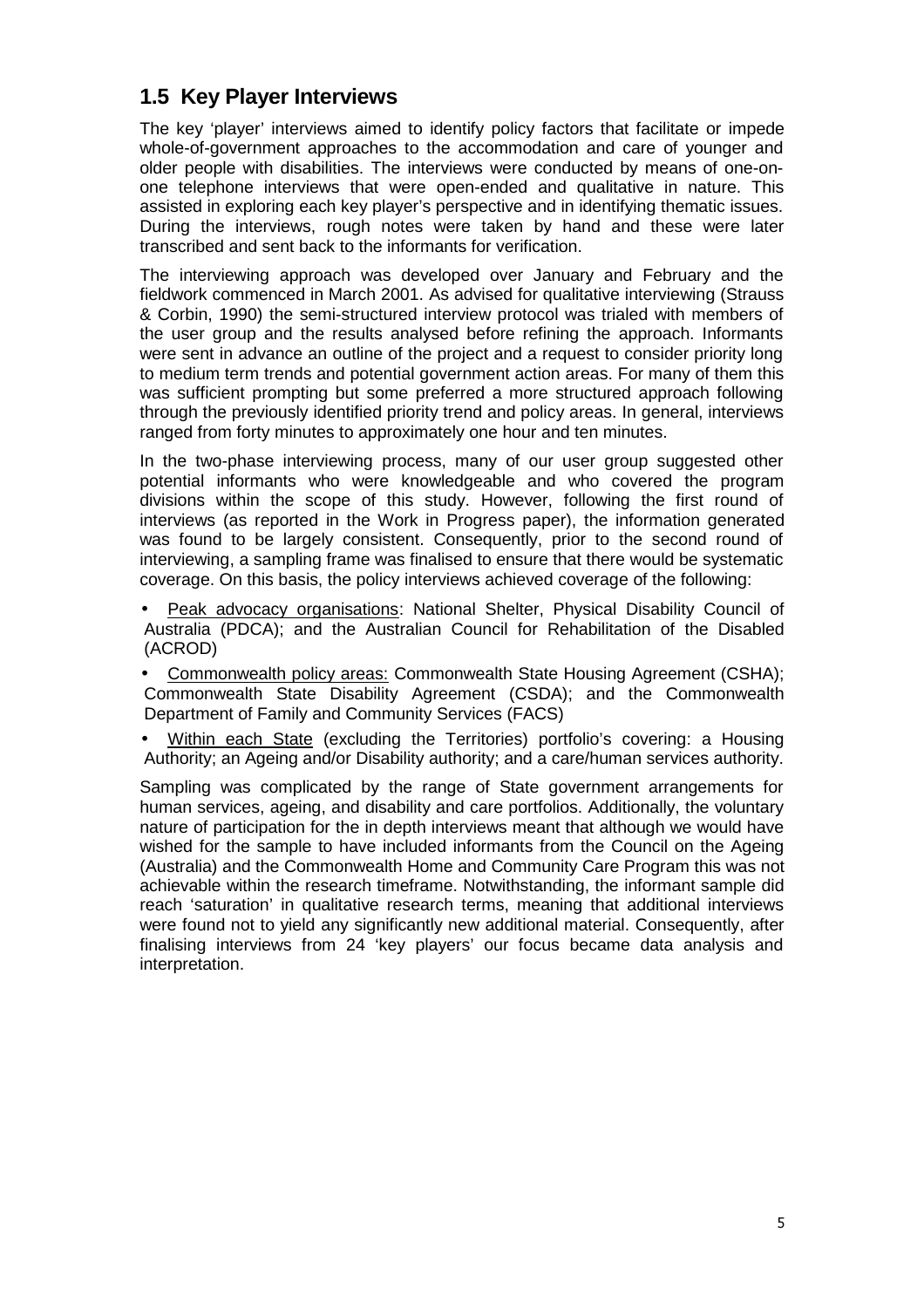## 1.5 Key Player Interviews

The key 'player' interviews aimed to identify policy factors that facilitate or impede whole-of-government approaches to the accommodation and care of younger and older people with disabilities. The interviews were conducted by means of one-on-one telephone interviews that were open-ended and qualitative in nature. This assisted in exploring each key player's perspective and in identifying thematic issues. During the interviews, rough notes were taken by hand and these were later transcribed and sent back to the informants for verification.

The interviewing approach was developed over January and February and the fieldwork commenced in March 2001. As advised for qualitative interviewing (Strauss & Corbin, 1990) the semi-structured interview protocol was trialed with members of the user group and the results analysed before refining the approach. Informants were sent in advance an outline of the project and a request to consider priority long to medium term trends and potential government action areas. For many of them this was sufficient prompting but some preferred a more structured approach following through the previously identified priority trend and policy areas. In general, interviews ranged from forty minutes to approximately one hour and ten minutes.

In the two-phase interviewing process, many of our user group suggested other potential informants who were knowledgeable and who covered the program divisions within the scope of this study. However, following the first round of interviews (as reported in the Work in Progress paper), the information generated was found to be largely consistent. Consequently, prior to the second round of interviewing, a sampling frame was finalised to ensure that there would be systematic coverage. On this basis, the policy interviews achieved coverage of the following:

- Peak advocacy organisations: National Shelter, Physical Disability Council of Australia (PDCA); and the Australian Council for Rehabilitation of the Disabled (ACROD)
- Commonwealth policy areas: Commonwealth State Housing Agreement (CSHA); Commonwealth State Disability Agreement (CSDA); and the Commonwealth Department of Family and Community Services (FACS)
- Within each State (excluding the Territories) portfolio's covering: a Housing Authority; an Ageing and/or Disability authority; and a care/human services authority.

Sampling was complicated by the range of State government arrangements for human services, ageing, and disability and care portfolios. Additionally, the voluntary nature of participation for the in depth interviews meant that although we would have wished for the sample to have included informants from the Council on the Ageing (Australia) and the Commonwealth Home and Community Care Program this was not achievable within the research timeframe. Notwithstanding, the informant sample did reach 'saturation' in qualitative research terms, meaning that additional interviews were found not to yield any significantly new additional material. Consequently, after finalising interviews from 24 'key players' our focus became data analysis and interpretation.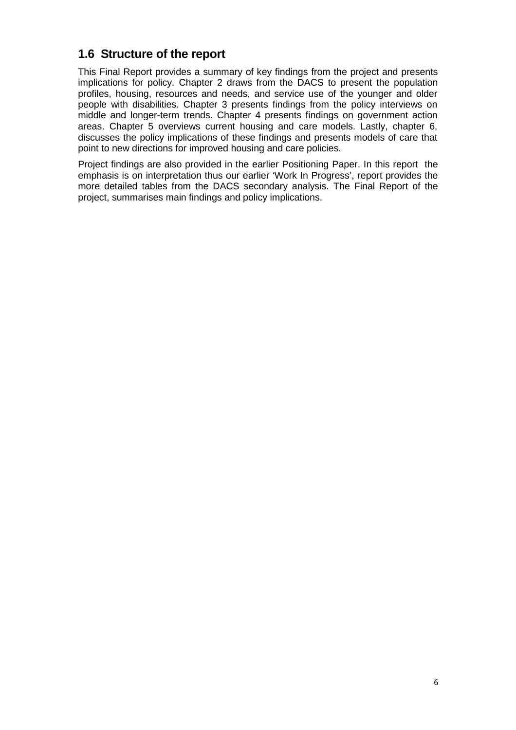## 1.6 Structure of the report

This Final Report provides a summary of key findings from the project and presents implications for policy. Chapter 2 draws from the DACS to present the population profiles, housing, resources and needs, and service use of the younger and older people with disabilities. Chapter 3 presents findings from the policy interviews on middle and longer-term trends. Chapter 4 presents findings on government action areas. Chapter 5 overviews current housing and care models. Lastly, chapter 6, discusses the policy implications of these findings and presents models of care that point to new directions for improved housing and care policies.

Project findings are also provided in the earlier Positioning Paper. In this report the emphasis is on interpretation thus our earlier 'Work In Progress', report provides the more detailed tables from the DACS secondary analysis. The Final Report of the project, summarises main findings and policy implications.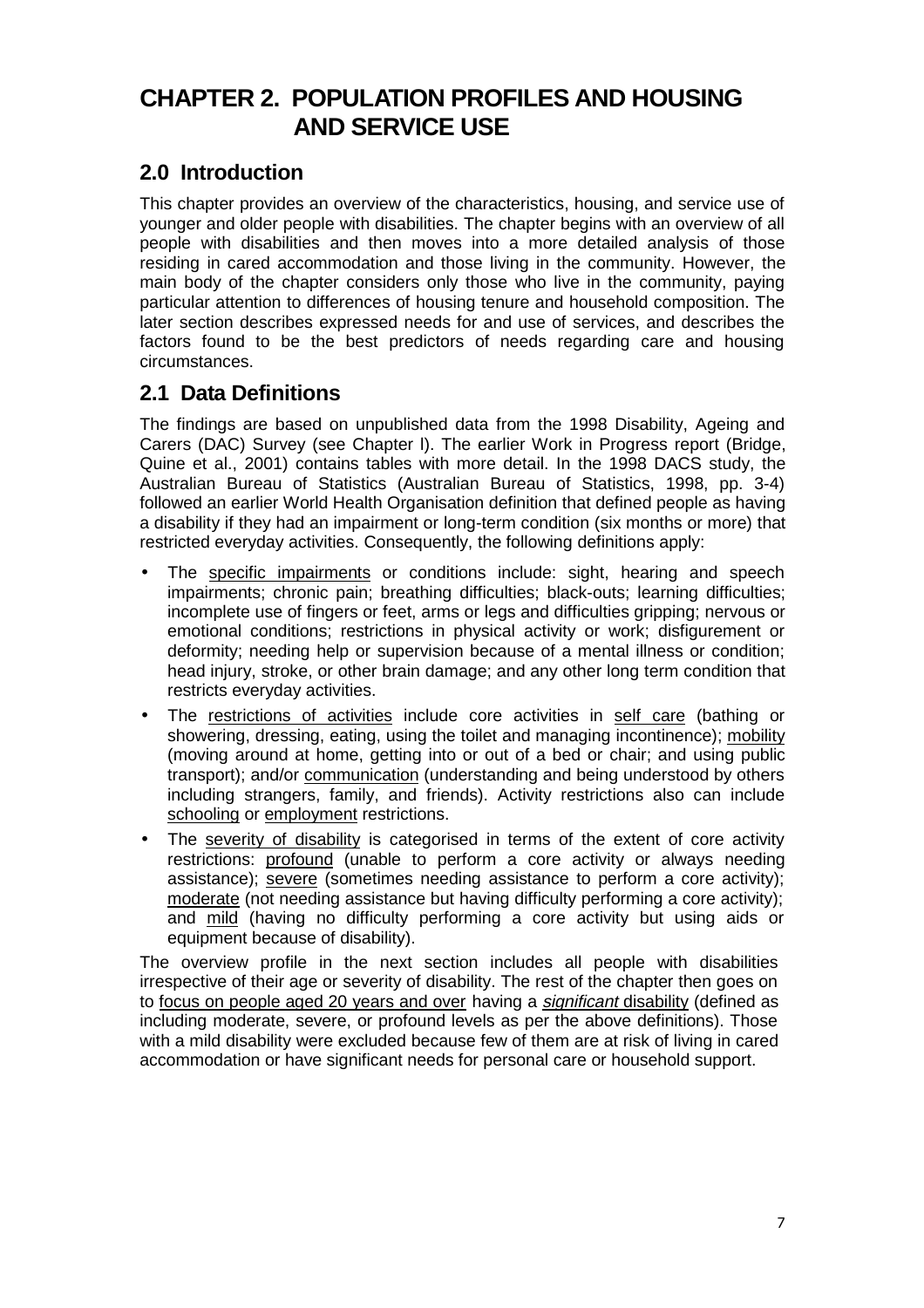# CHAPTER 2. POPULATION PROFILES AND HOUSING AND SERVICE USE

## 2.0 Introduction

This chapter provides an overview of the characteristics, housing, and service use of younger and older people with disabilities. The chapter begins with an overview of all people with disabilities and then moves into a more detailed analysis of those residing in cared accommodation and those living in the community. However, the main body of the chapter considers only those who live in the community, paying particular attention to differences of housing tenure and household composition. The later section describes expressed needs for and use of services, and describes the factors found to be the best predictors of needs regarding care and housing circumstances.

## 2.1 Data Definitions

The findings are based on unpublished data from the 1998 Disability, Ageing and Carers (DAC) Survey (see Chapter l). The earlier Work in Progress report (Bridge, Quine et al., 2001) contains tables with more detail. In the 1998 DACS study, the Australian Bureau of Statistics (Australian Bureau of Statistics, 1998, pp. 3-4) followed an earlier World Health Organisation definition that defined people as having a disability if they had an impairment or long-term condition (six months or more) that restricted everyday activities. Consequently, the following definitions apply:

- The specific impairments or conditions include: sight, hearing and speech impairments; chronic pain; breathing difficulties; black-outs; learning difficulties; incomplete use of fingers or feet, arms or legs and difficulties gripping; nervous or emotional conditions; restrictions in physical activity or work; disfigurement or deformity; needing help or supervision because of a mental illness or condition; head injury, stroke, or other brain damage; and any other long term condition that restricts everyday activities.
- The restrictions of activities include core activities in self care (bathing or showering, dressing, eating, using the toilet and managing incontinence); mobility (moving around at home, getting into or out of a bed or chair; and using public transport); and/or communication (understanding and being understood by others including strangers, family, and friends). Activity restrictions also can include schooling or employment restrictions.
- The severity of disability is categorised in terms of the extent of core activity restrictions: profound (unable to perform a core activity or always needing assistance); severe (sometimes needing assistance to perform a core activity); moderate (not needing assistance but having difficulty performing a core activity); and mild (having no difficulty performing a core activity but using aids or equipment because of disability).

The overview profile in the next section includes all people with disabilities irrespective of their age or severity of disability. The rest of the chapter then goes on to focus on people aged 20 years and over having a *significant* disability (defined as including moderate, severe, or profound levels as per the above definitions). Those with a mild disability were excluded because few of them are at risk of living in cared accommodation or have significant needs for personal care or household support.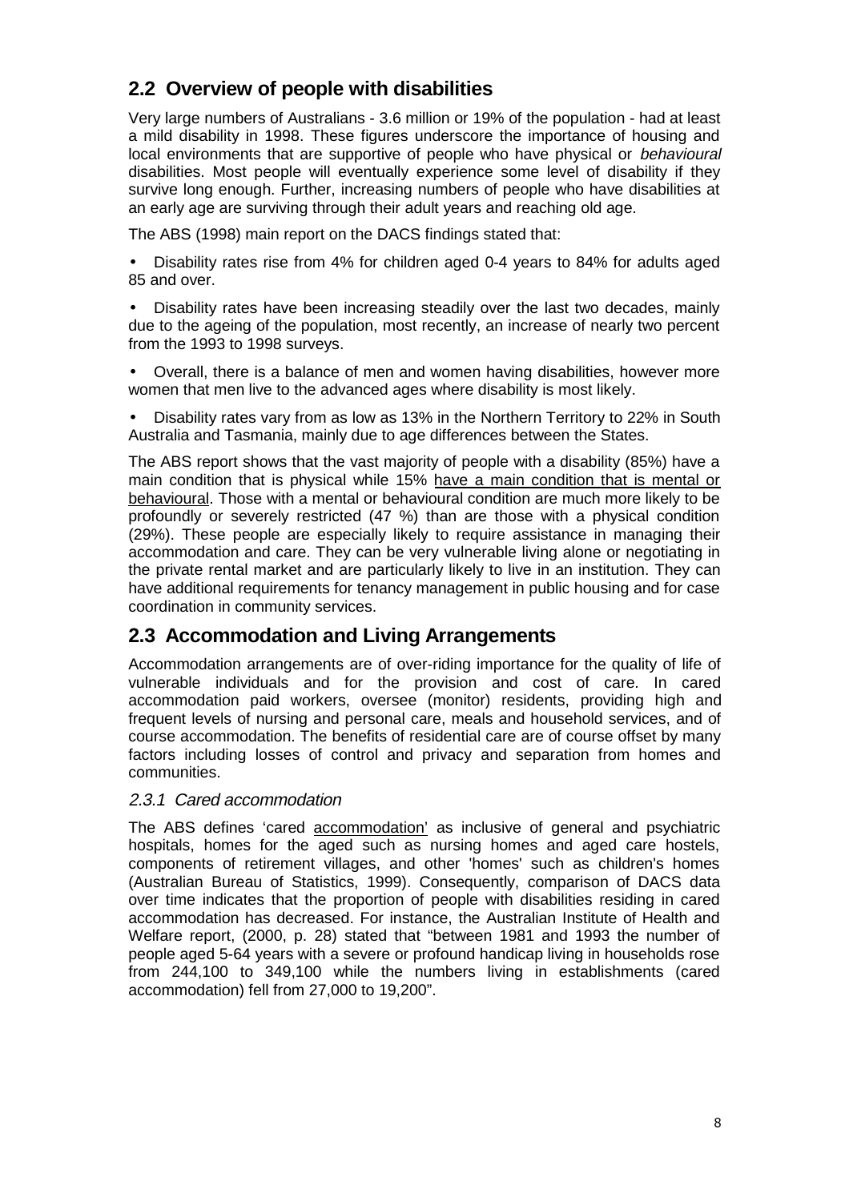## 2.2 Overview of people with disabilities

Very large numbers of Australians - 3.6 million or 19% of the population - had at least a mild disability in 1998. These figures underscore the importance of housing and local environments that are supportive of people who have physical or *behavioural* disabilities. Most people will eventually experience some level of disability if they survive long enough. Further, increasing numbers of people who have disabilities at an early age are surviving through their adult years and reaching old age.

The ABS (1998) main report on the DACS findings stated that:

- Disability rates rise from 4% for children aged 0-4 years to 84% for adults aged 85 and over.
- Disability rates have been increasing steadily over the last two decades, mainly due to the ageing of the population, most recently, an increase of nearly two percent from the 1993 to 1998 surveys.
- Overall, there is a balance of men and women having disabilities, however more women that men live to the advanced ages where disability is most likely.
- Disability rates vary from as low as 13% in the Northern Territory to 22% in South Australia and Tasmania, mainly due to age differences between the States.

The ABS report shows that the vast majority of people with a disability (85%) have a main condition that is physical while 15% have a main condition that is mental or behavioural. Those with a mental or behavioural condition are much more likely to be profoundly or severely restricted (47 %) than are those with a physical condition (29%). These people are especially likely to require assistance in managing their accommodation and care. They can be very vulnerable living alone or negotiating in the private rental market and are particularly likely to live in an institution. They can have additional requirements for tenancy management in public housing and for case coordination in community services.

## 2.3 Accommodation and Living Arrangements

Accommodation arrangements are of over-riding importance for the quality of life of vulnerable individuals and for the provision and cost of care. In cared accommodation paid workers, oversee (monitor) residents, providing high and frequent levels of nursing and personal care, meals and household services, and of course accommodation. The benefits of residential care are of course offset by many factors including losses of control and privacy and separation from homes and communities.

### *2.3.1 Cared accommodation*

The ABS defines 'cared accommodation' as inclusive of general and psychiatric hospitals, homes for the aged such as nursing homes and aged care hostels, components of retirement villages, and other 'homes' such as children's homes (Australian Bureau of Statistics, 1999). Consequently, comparison of DACS data over time indicates that the proportion of people with disabilities residing in cared accommodation has decreased. For instance, the Australian Institute of Health and Welfare report, (2000, p. 28) stated that "between 1981 and 1993 the number of people aged 5-64 years with a severe or profound handicap living in households rose from 244,100 to 349,100 while the numbers living in establishments (cared accommodation) fell from 27,000 to 19,200".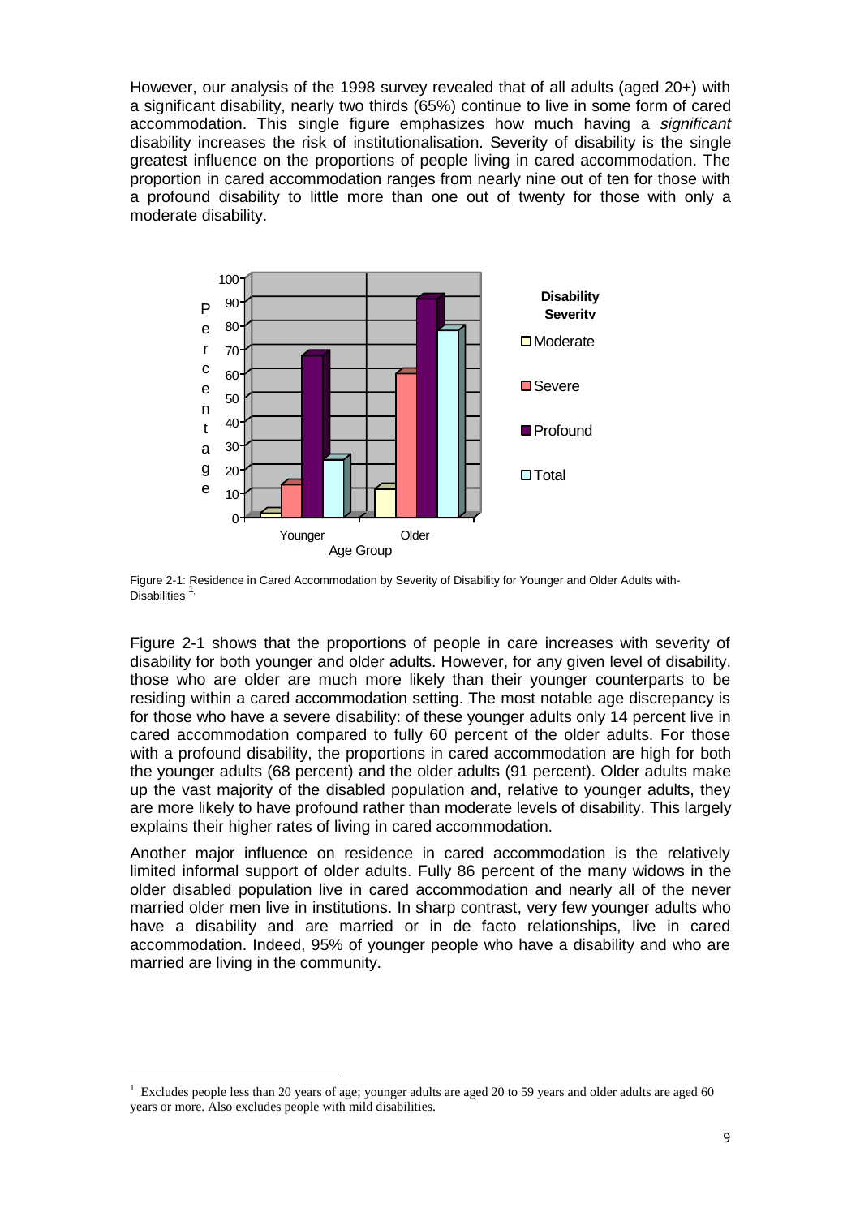However, our analysis of the 1998 survey revealed that of all adults (aged 20+) with a significant disability, nearly two thirds (65%) continue to live in some form of cared accommodation. This single figure emphasizes how much having a *significant* disability increases the risk of institutionalisation. Severity of disability is the single greatest influence on the proportions of people living in cared accommodation. The proportion in cared accommodation ranges from nearly nine out of ten for those with a profound disability to little more than one out of twenty for those with only a moderate disability.

Figure 2-1: Residence in Cared Accommodation by Severity of Disability for Younger and Older Adults with-Disabilities [1]

Figure 2-1 shows that the proportions of people in care increases with severity of disability for both younger and older adults. However, for any given level of disability, those who are older are much more likely than their younger counterparts to be residing within a cared accommodation setting. The most notable age discrepancy is for those who have a severe disability: of these younger adults only 14 percent live in cared accommodation compared to fully 60 percent of the older adults. For those with a profound disability, the proportions in cared accommodation are high for both the younger adults (68 percent) and the older adults (91 percent). Older adults make up the vast majority of the disabled population and, relative to younger adults, they are more likely to have profound rather than moderate levels of disability. This largely explains their higher rates of living in cared accommodation.

Another major influence on residence in cared accommodation is the relatively limited informal support of older adults. Fully 86 percent of the many widows in the older disabled population live in cared accommodation and nearly all of the never married older men live in institutions. In sharp contrast, very few younger adults who have a disability and are married or in de facto relationships, live in cared accommodation. Indeed, 95% of younger people who have a disability and who are married are living in the community.

[1] Excludes people less than 20 years of age; younger adults are aged 20 to 59 years and older adults are aged 60 years or more. Also excludes people with mild disabilities.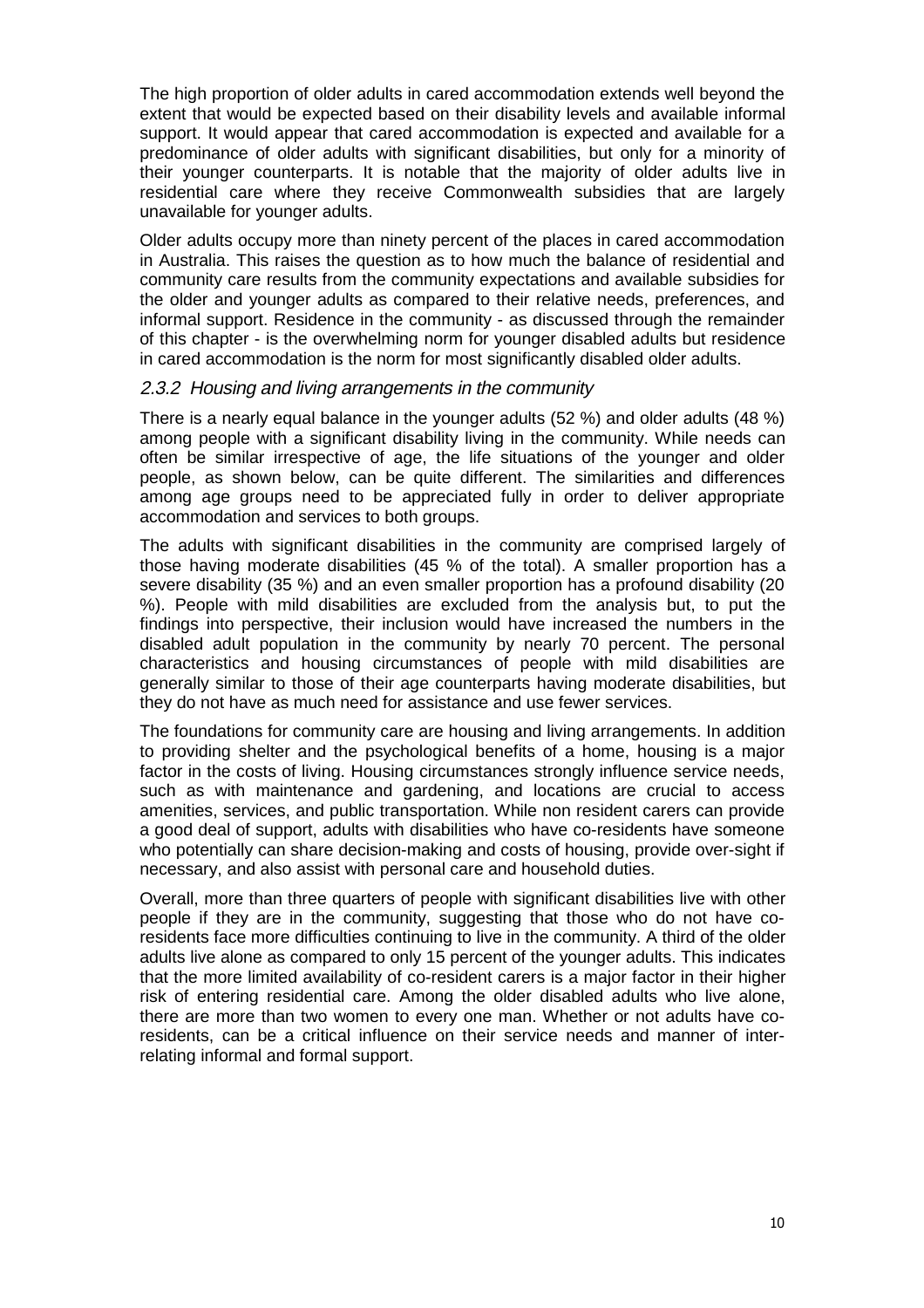The high proportion of older adults in cared accommodation extends well beyond the extent that would be expected based on their disability levels and available informal support. It would appear that cared accommodation is expected and available for a predominance of older adults with significant disabilities, but only for a minority of their younger counterparts. It is notable that the majority of older adults live in residential care where they receive Commonwealth subsidies that are largely unavailable for younger adults.

Older adults occupy more than ninety percent of the places in cared accommodation in Australia. This raises the question as to how much the balance of residential and community care results from the community expectations and available subsidies for the older and younger adults as compared to their relative needs, preferences, and informal support. Residence in the community - as discussed through the remainder of this chapter - is the overwhelming norm for younger disabled adults but residence in cared accommodation is the norm for most significantly disabled older adults.

### *2.3.2 Housing and living arrangements in the community*

There is a nearly equal balance in the younger adults (52 %) and older adults (48 %) among people with a significant disability living in the community. While needs can often be similar irrespective of age, the life situations of the younger and older people, as shown below, can be quite different. The similarities and differences among age groups need to be appreciated fully in order to deliver appropriate accommodation and services to both groups.

The adults with significant disabilities in the community are comprised largely of those having moderate disabilities (45 % of the total). A smaller proportion has a severe disability (35 %) and an even smaller proportion has a profound disability (20 %). People with mild disabilities are excluded from the analysis but, to put the findings into perspective, their inclusion would have increased the numbers in the disabled adult population in the community by nearly 70 percent. The personal characteristics and housing circumstances of people with mild disabilities are generally similar to those of their age counterparts having moderate disabilities, but they do not have as much need for assistance and use fewer services.

The foundations for community care are housing and living arrangements. In addition to providing shelter and the psychological benefits of a home, housing is a major factor in the costs of living. Housing circumstances strongly influence service needs, such as with maintenance and gardening, and locations are crucial to access amenities, services, and public transportation. While non resident carers can provide a good deal of support, adults with disabilities who have co-residents have someone who potentially can share decision-making and costs of housing, provide over-sight if necessary, and also assist with personal care and household duties.

Overall, more than three quarters of people with significant disabilities live with other people if they are in the community, suggesting that those who do not have co-residents face more difficulties continuing to live in the community. A third of the older adults live alone as compared to only 15 percent of the younger adults. This indicates that the more limited availability of co-resident carers is a major factor in their higher risk of entering residential care. Among the older disabled adults who live alone, there are more than two women to every one man. Whether or not adults have co-residents, can be a critical influence on their service needs and manner of inter-relating informal and formal support.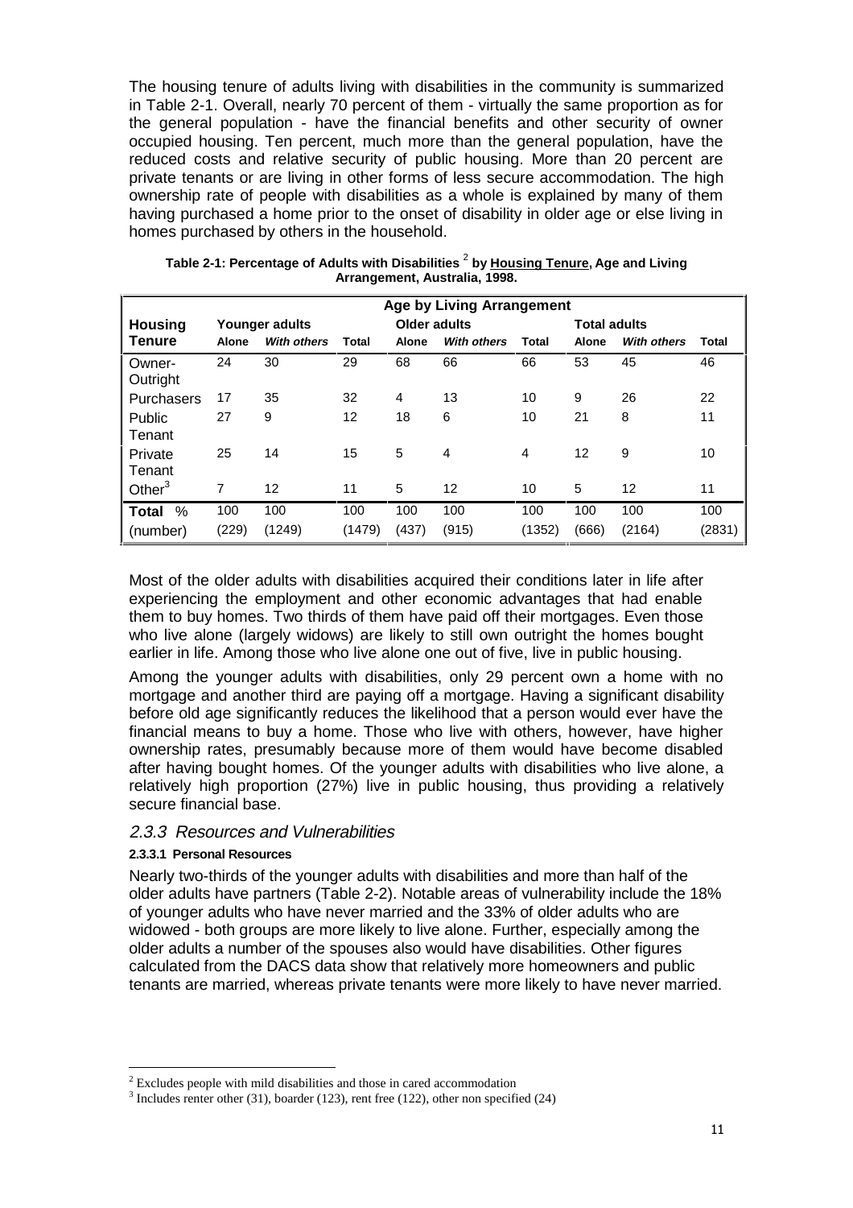The housing tenure of adults living with disabilities in the community is summarized in Table 2-1. Overall, nearly 70 percent of them - virtually the same proportion as for the general population - have the financial benefits and other security of owner occupied housing. Ten percent, much more than the general population, have the reduced costs and relative security of public housing. More than 20 percent are private tenants or are living in other forms of less secure accommodation. The high ownership rate of people with disabilities as a whole is explained by many of them having purchased a home prior to the onset of disability in older age or else living in homes purchased by others in the household.

**Table 2-1: Percentage of Adults with Disabilities [2] by Housing Tenure, Age and Living Arrangement, Australia, 1998.**

| Housing Tenure | Age by Living Arrangement | | | | | | | | |
|---|---|---|---|---|---|---|---|---|---|
| | Younger adults | | | Older adults | | | Total adults | | |
| | Alone | *With others* | Total | Alone | *With others* | Total | Alone | *With others* | Total |
| Owner-Outright | 24 | 30 | 29 | 68 | 66 | 66 | 53 | 45 | 46 |
| Purchasers | 17 | 35 | 32 | 4 | 13 | 10 | 9 | 26 | 22 |
| Public Tenant | 27 | 9 | 12 | 18 | 6 | 10 | 21 | 8 | 11 |
| Private Tenant | 25 | 14 | 15 | 5 | 4 | 4 | 12 | 9 | 10 |
| Other[3] | 7 | 12 | 11 | 5 | 12 | 10 | 5 | 12 | 11 |
| **Total** % | 100 | 100 | 100 | 100 | 100 | 100 | 100 | 100 | 100 |
| (number) | (229) | (1249) | (1479) | (437) | (915) | (1352) | (666) | (2164) | (2831) |

Most of the older adults with disabilities acquired their conditions later in life after experiencing the employment and other economic advantages that had enable them to buy homes. Two thirds of them have paid off their mortgages. Even those who live alone (largely widows) are likely to still own outright the homes bought earlier in life. Among those who live alone one out of five, live in public housing.

Among the younger adults with disabilities, only 29 percent own a home with no mortgage and another third are paying off a mortgage. Having a significant disability before old age significantly reduces the likelihood that a person would ever have the financial means to buy a home. Those who live with others, however, have higher ownership rates, presumably because more of them would have become disabled after having bought homes. Of the younger adults with disabilities who live alone, a relatively high proportion (27%) live in public housing, thus providing a relatively secure financial base.

### *2.3.3 Resources and Vulnerabilities*

#### 2.3.3.1 Personal Resources

Nearly two-thirds of the younger adults with disabilities and more than half of the older adults have partners (Table 2-2). Notable areas of vulnerability include the 18% of younger adults who have never married and the 33% of older adults who are widowed - both groups are more likely to live alone. Further, especially among the older adults a number of the spouses also would have disabilities. Other figures calculated from the DACS data show that relatively more homeowners and public tenants are married, whereas private tenants were more likely to have never married.

[2] Excludes people with mild disabilities and those in cared accommodation

[3] Includes renter other (31), boarder (123), rent free (122), other non specified (24)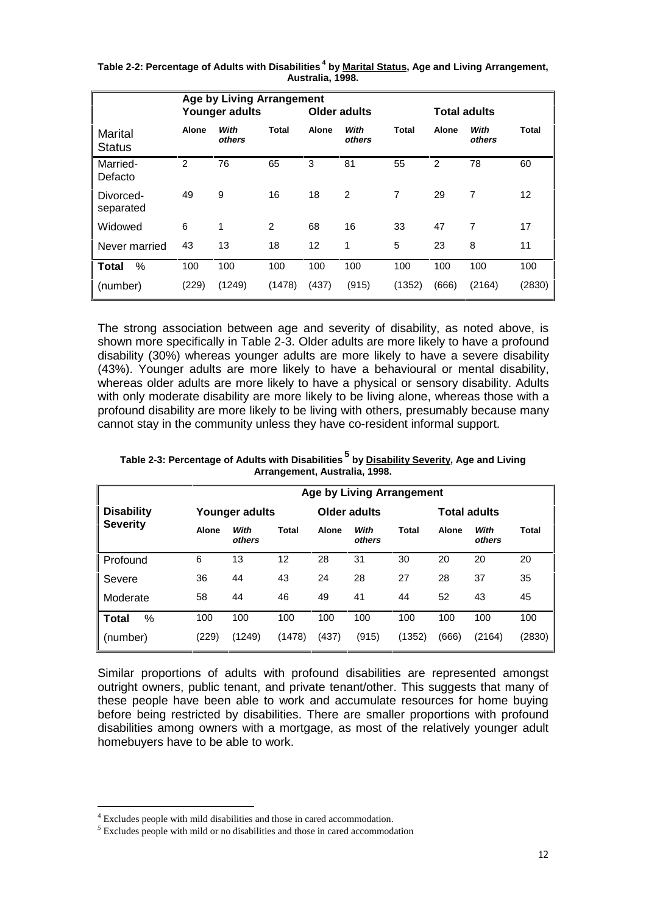**Table 2-2: Percentage of Adults with Disabilities[4] by Marital Status, Age and Living Arrangement, Australia, 1998.**

| | Age by Living Arrangement | | | | | | | | |
|---|---|---|---|---|---|---|---|---|---|
| | Younger adults | | | Older adults | | | Total adults | | |
| Marital Status | Alone | *With others* | Total | Alone | *With others* | Total | Alone | *With others* | Total |
| Married-Defacto | 2 | 76 | 65 | 3 | 81 | 55 | 2 | 78 | 60 |
| Divorced-separated | 49 | 9 | 16 | 18 | 2 | 7 | 29 | 7 | 12 |
| Widowed | 6 | 1 | 2 | 68 | 16 | 33 | 47 | 7 | 17 |
| Never married | 43 | 13 | 18 | 12 | 1 | 5 | 23 | 8 | 11 |
| **Total** % | 100 | 100 | 100 | 100 | 100 | 100 | 100 | 100 | 100 |
| (number) | (229) | (1249) | (1478) | (437) | (915) | (1352) | (666) | (2164) | (2830) |

The strong association between age and severity of disability, as noted above, is shown more specifically in Table 2-3. Older adults are more likely to have a profound disability (30%) whereas younger adults are more likely to have a severe disability (43%). Younger adults are more likely to have a behavioural or mental disability, whereas older adults are more likely to have a physical or sensory disability. Adults with only moderate disability are more likely to be living alone, whereas those with a profound disability are more likely to be living with others, presumably because many cannot stay in the community unless they have co-resident informal support.

**Table 2-3: Percentage of Adults with Disabilities[5] by Disability Severity, Age and Living Arrangement, Australia, 1998.**

| | Age by Living Arrangement | | | | | | | | |
|---|---|---|---|---|---|---|---|---|---|
| Disability Severity | Younger adults | | | Older adults | | | Total adults | | |
| | Alone | *With others* | Total | Alone | *With others* | Total | Alone | *With others* | Total |
| Profound | 6 | 13 | 12 | 28 | 31 | 30 | 20 | 20 | 20 |
| Severe | 36 | 44 | 43 | 24 | 28 | 27 | 28 | 37 | 35 |
| Moderate | 58 | 44 | 46 | 49 | 41 | 44 | 52 | 43 | 45 |
| **Total** % | 100 | 100 | 100 | 100 | 100 | 100 | 100 | 100 | 100 |
| (number) | (229) | (1249) | (1478) | (437) | (915) | (1352) | (666) | (2164) | (2830) |

Similar proportions of adults with profound disabilities are represented amongst outright owners, public tenant, and private tenant/other. This suggests that many of these people have been able to work and accumulate resources for home buying before being restricted by disabilities. There are smaller proportions with profound disabilities among owners with a mortgage, as most of the relatively younger adult homebuyers have to be able to work.

[4] Excludes people with mild disabilities and those in cared accommodation.

[5] Excludes people with mild or no disabilities and those in cared accommodation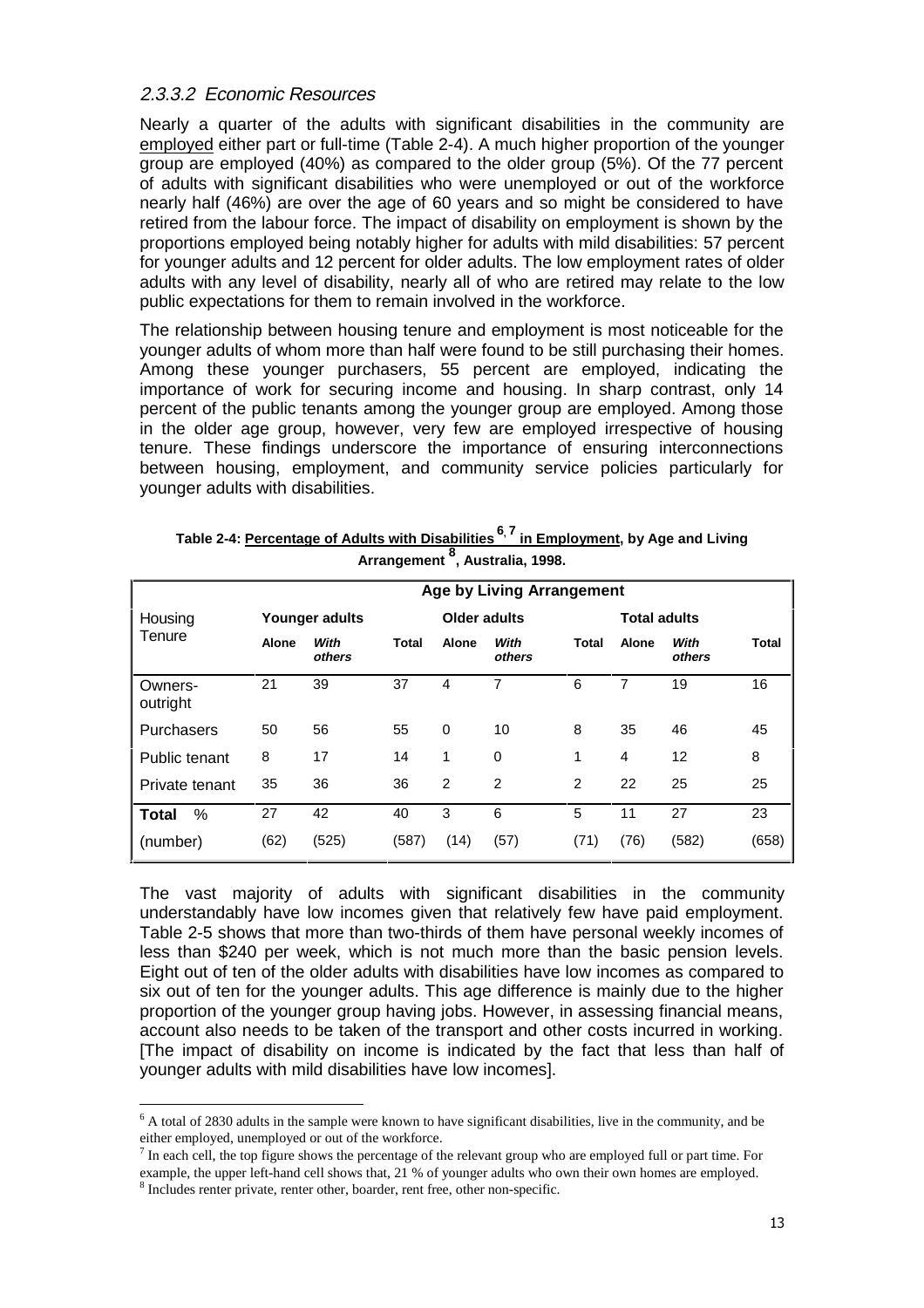### 2.3.3.2 Economic Resources

Nearly a quarter of the adults with significant disabilities in the community are employed either part or full-time (Table 2-4). A much higher proportion of the younger group are employed (40%) as compared to the older group (5%). Of the 77 percent of adults with significant disabilities who were unemployed or out of the workforce nearly half (46%) are over the age of 60 years and so might be considered to have retired from the labour force. The impact of disability on employment is shown by the proportions employed being notably higher for adults with mild disabilities: 57 percent for younger adults and 12 percent for older adults. The low employment rates of older adults with any level of disability, nearly all of who are retired may relate to the low public expectations for them to remain involved in the workforce.

The relationship between housing tenure and employment is most noticeable for the younger adults of whom more than half were found to be still purchasing their homes. Among these younger purchasers, 55 percent are employed, indicating the importance of work for securing income and housing. In sharp contrast, only 14 percent of the public tenants among the younger group are employed. Among those in the older age group, however, very few are employed irrespective of housing tenure. These findings underscore the importance of ensuring interconnections between housing, employment, and community service policies particularly for younger adults with disabilities.

**Table 2-4: Percentage of Adults with Disabilities [6,7] in Employment, by Age and Living Arrangement [8], Australia, 1998.**

| Housing Tenure | Age by Living Arrangement | | | | | | | | |
|---|---|---|---|---|---|---|---|---|---|
| | Younger adults | | | Older adults | | | Total adults | | |
| | **Alone** | ***With others*** | **Total** | **Alone** | ***With others*** | **Total** | **Alone** | ***With others*** | **Total** |
| Owners-outright | 21 | 39 | 37 | 4 | 7 | 6 | 7 | 19 | 16 |
| Purchasers | 50 | 56 | 55 | 0 | 10 | 8 | 35 | 46 | 45 |
| Public tenant | 8 | 17 | 14 | 1 | 0 | 1 | 4 | 12 | 8 |
| Private tenant | 35 | 36 | 36 | 2 | 2 | 2 | 22 | 25 | 25 |
| **Total** % | 27 | 42 | 40 | 3 | 6 | 5 | 11 | 27 | 23 |
| (number) | (62) | (525) | (587) | (14) | (57) | (71) | (76) | (582) | (658) |

The vast majority of adults with significant disabilities in the community understandably have low incomes given that relatively few have paid employment. Table 2-5 shows that more than two-thirds of them have personal weekly incomes of less than $240 per week, which is not much more than the basic pension levels. Eight out of ten of the older adults with disabilities have low incomes as compared to six out of ten for the younger adults. This age difference is mainly due to the higher proportion of the younger group having jobs. However, in assessing financial means, account also needs to be taken of the transport and other costs incurred in working. [The impact of disability on income is indicated by the fact that less than half of younger adults with mild disabilities have low incomes].

[6] A total of 2830 adults in the sample were known to have significant disabilities, live in the community, and be either employed, unemployed or out of the workforce.

[7] In each cell, the top figure shows the percentage of the relevant group who are employed full or part time. For example, the upper left-hand cell shows that, 21 % of younger adults who own their own homes are employed.

[8] Includes renter private, renter other, boarder, rent free, other non-specific.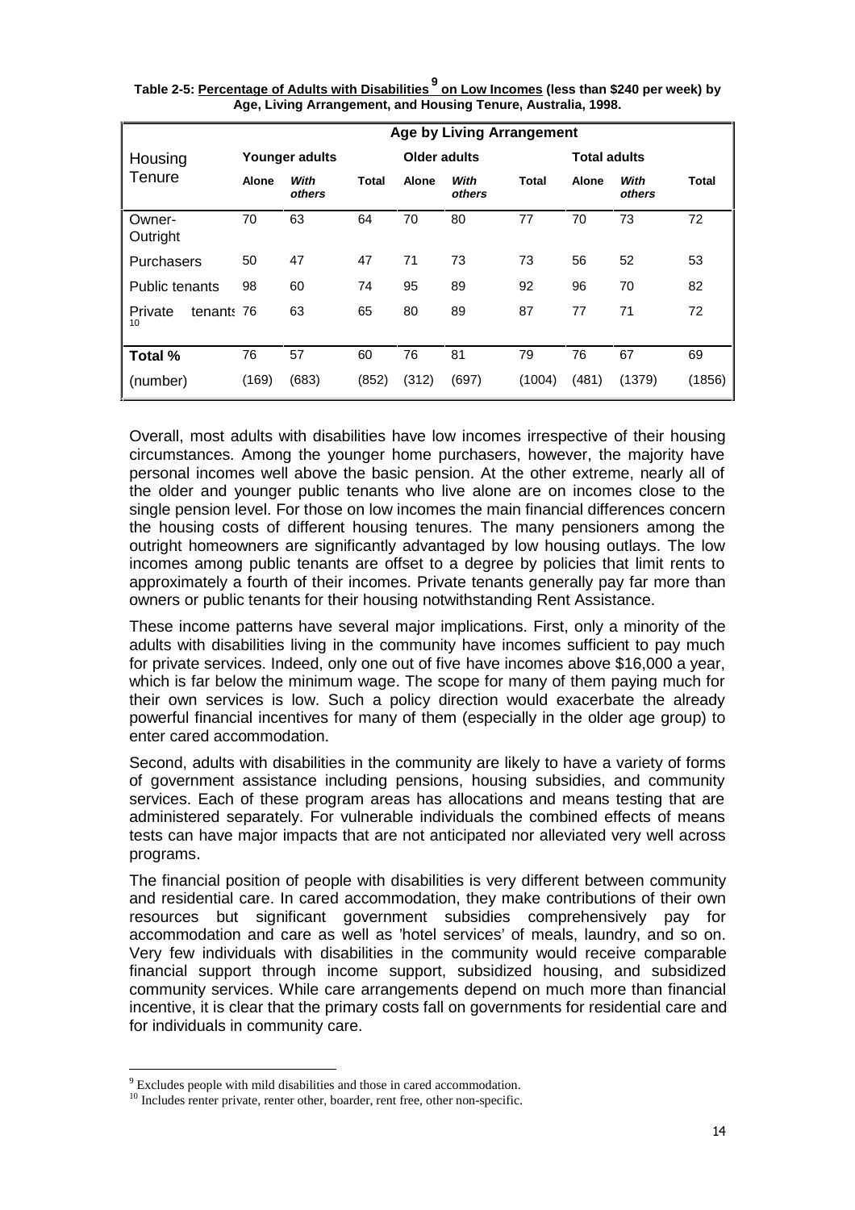**Table 2-5: Percentage of Adults with Disabilities[9] on Low Incomes (less than \$240 per week) by Age, Living Arrangement, and Housing Tenure, Australia, 1998.**

| Housing Tenure | Age by Living Arrangement | | | | | | | | |
|---|---|---|---|---|---|---|---|---|---|
| | Younger adults | | | Older adults | | | Total adults | | |
| | Alone | *With others* | Total | Alone | *With others* | Total | Alone | *With others* | Total |
| Owner-Outright | 70 | 63 | 64 | 70 | 80 | 77 | 70 | 73 | 72 |
| Purchasers | 50 | 47 | 47 | 71 | 73 | 73 | 56 | 52 | 53 |
| Public tenants | 98 | 60 | 74 | 95 | 89 | 92 | 96 | 70 | 82 |
| Private tenants[10] | 76 | 63 | 65 | 80 | 89 | 87 | 77 | 71 | 72 |
| **Total %** | 76 | 57 | 60 | 76 | 81 | 79 | 76 | 67 | 69 |
| (number) | (169) | (683) | (852) | (312) | (697) | (1004) | (481) | (1379) | (1856) |

Overall, most adults with disabilities have low incomes irrespective of their housing circumstances. Among the younger home purchasers, however, the majority have personal incomes well above the basic pension. At the other extreme, nearly all of the older and younger public tenants who live alone are on incomes close to the single pension level. For those on low incomes the main financial differences concern the housing costs of different housing tenures. The many pensioners among the outright homeowners are significantly advantaged by low housing outlays. The low incomes among public tenants are offset to a degree by policies that limit rents to approximately a fourth of their incomes. Private tenants generally pay far more than owners or public tenants for their housing notwithstanding Rent Assistance.

These income patterns have several major implications. First, only a minority of the adults with disabilities living in the community have incomes sufficient to pay much for private services. Indeed, only one out of five have incomes above \$16,000 a year, which is far below the minimum wage. The scope for many of them paying much for their own services is low. Such a policy direction would exacerbate the already powerful financial incentives for many of them (especially in the older age group) to enter cared accommodation.

Second, adults with disabilities in the community are likely to have a variety of forms of government assistance including pensions, housing subsidies, and community services. Each of these program areas has allocations and means testing that are administered separately. For vulnerable individuals the combined effects of means tests can have major impacts that are not anticipated nor alleviated very well across programs.

The financial position of people with disabilities is very different between community and residential care. In cared accommodation, they make contributions of their own resources but significant government subsidies comprehensively pay for accommodation and care as well as 'hotel services' of meals, laundry, and so on. Very few individuals with disabilities in the community would receive comparable financial support through income support, subsidized housing, and subsidized community services. While care arrangements depend on much more than financial incentive, it is clear that the primary costs fall on governments for residential care and for individuals in community care.

---

[9] Excludes people with mild disabilities and those in cared accommodation.

[10] Includes renter private, renter other, boarder, rent free, other non-specific.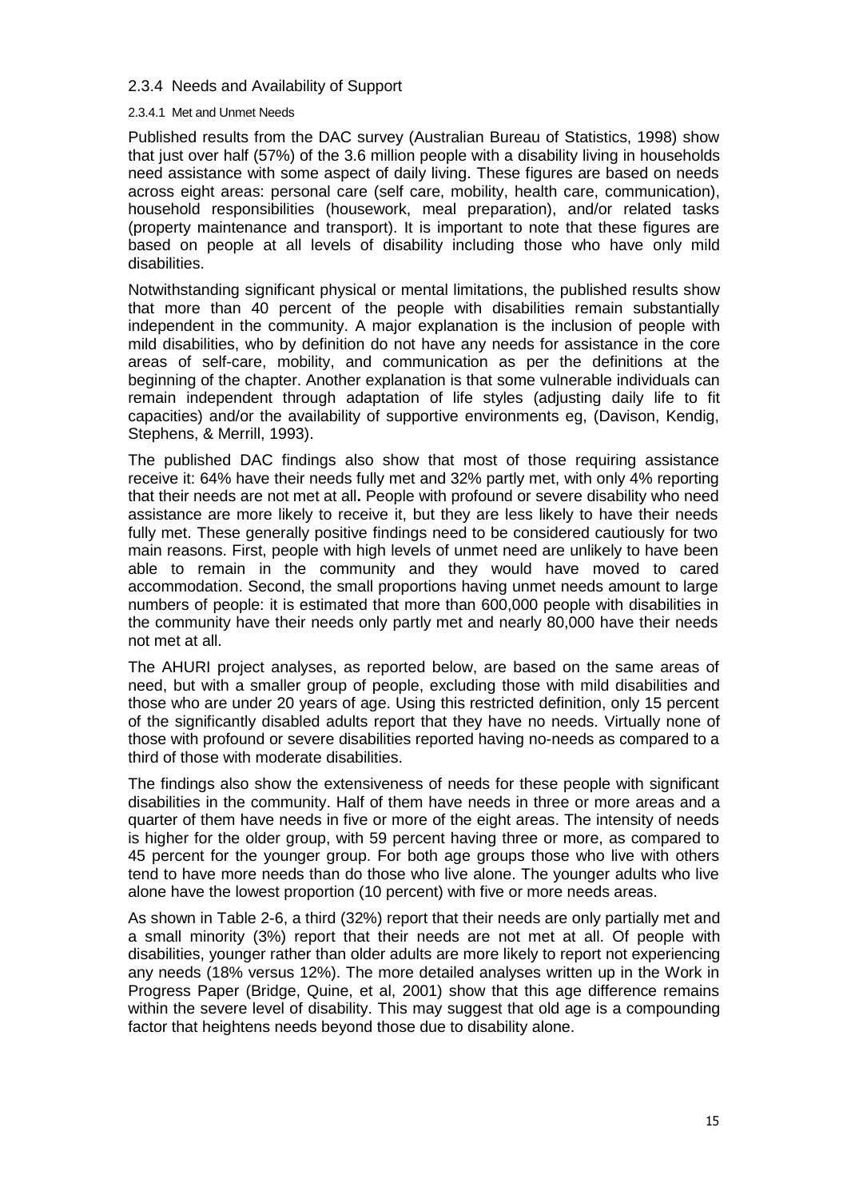### 2.3.4 Needs and Availability of Support

#### 2.3.4.1 Met and Unmet Needs

Published results from the DAC survey (Australian Bureau of Statistics, 1998) show that just over half (57%) of the 3.6 million people with a disability living in households need assistance with some aspect of daily living. These figures are based on needs across eight areas: personal care (self care, mobility, health care, communication), household responsibilities (housework, meal preparation), and/or related tasks (property maintenance and transport). It is important to note that these figures are based on people at all levels of disability including those who have only mild disabilities.

Notwithstanding significant physical or mental limitations, the published results show that more than 40 percent of the people with disabilities remain substantially independent in the community. A major explanation is the inclusion of people with mild disabilities, who by definition do not have any needs for assistance in the core areas of self-care, mobility, and communication as per the definitions at the beginning of the chapter. Another explanation is that some vulnerable individuals can remain independent through adaptation of life styles (adjusting daily life to fit capacities) and/or the availability of supportive environments eg, (Davison, Kendig, Stephens, & Merrill, 1993).

The published DAC findings also show that most of those requiring assistance receive it: 64% have their needs fully met and 32% partly met, with only 4% reporting that their needs are not met at all**.** People with profound or severe disability who need assistance are more likely to receive it, but they are less likely to have their needs fully met. These generally positive findings need to be considered cautiously for two main reasons. First, people with high levels of unmet need are unlikely to have been able to remain in the community and they would have moved to cared accommodation. Second, the small proportions having unmet needs amount to large numbers of people: it is estimated that more than 600,000 people with disabilities in the community have their needs only partly met and nearly 80,000 have their needs not met at all.

The AHURI project analyses, as reported below, are based on the same areas of need, but with a smaller group of people, excluding those with mild disabilities and those who are under 20 years of age. Using this restricted definition, only 15 percent of the significantly disabled adults report that they have no needs. Virtually none of those with profound or severe disabilities reported having no-needs as compared to a third of those with moderate disabilities.

The findings also show the extensiveness of needs for these people with significant disabilities in the community. Half of them have needs in three or more areas and a quarter of them have needs in five or more of the eight areas. The intensity of needs is higher for the older group, with 59 percent having three or more, as compared to 45 percent for the younger group. For both age groups those who live with others tend to have more needs than do those who live alone. The younger adults who live alone have the lowest proportion (10 percent) with five or more needs areas.

As shown in Table 2-6, a third (32%) report that their needs are only partially met and a small minority (3%) report that their needs are not met at all. Of people with disabilities, younger rather than older adults are more likely to report not experiencing any needs (18% versus 12%). The more detailed analyses written up in the Work in Progress Paper (Bridge, Quine, et al, 2001) show that this age difference remains within the severe level of disability. This may suggest that old age is a compounding factor that heightens needs beyond those due to disability alone.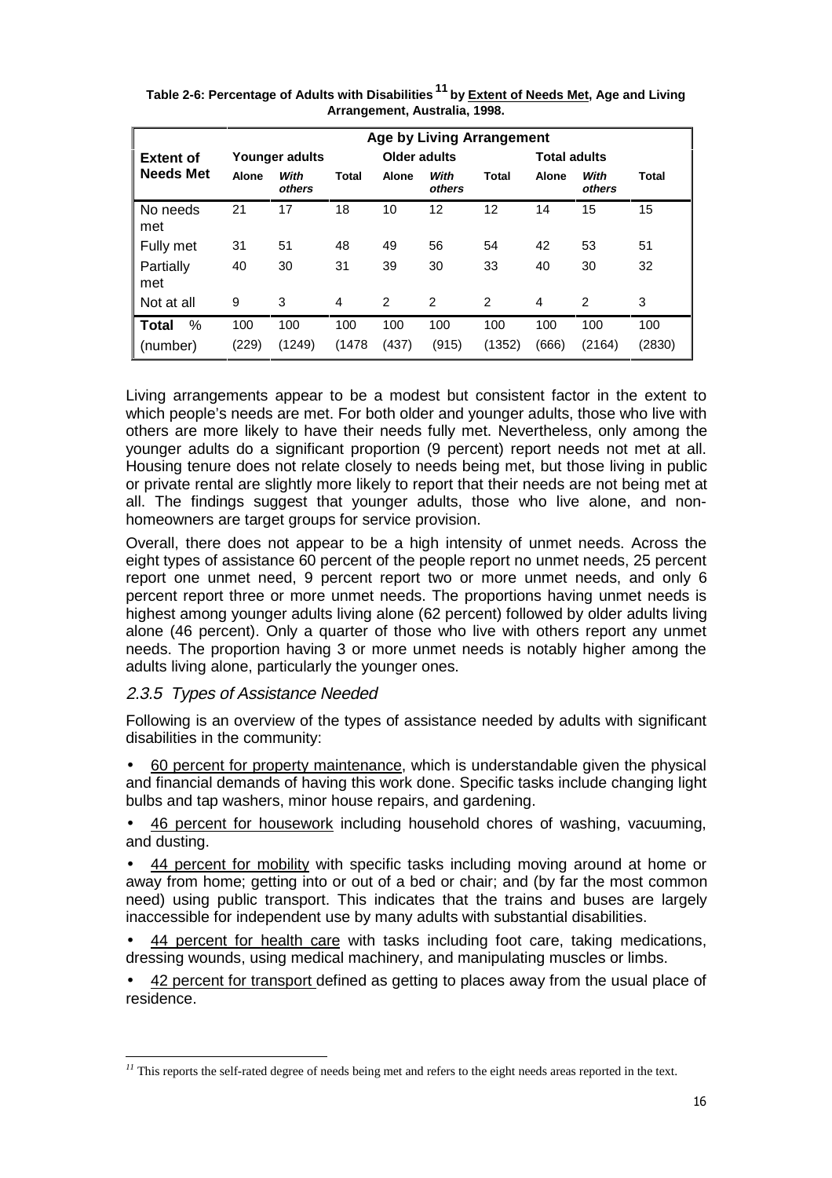**Table 2-6: Percentage of Adults with Disabilities [11] by Extent of Needs Met, Age and Living Arrangement, Australia, 1998.**

| Extent of Needs Met | Age by Living Arrangement | | | | | | | | |
|---|---|---|---|---|---|---|---|---|---|
| | Younger adults | | | Older adults | | | Total adults | | |
| | Alone | *With others* | Total | Alone | *With others* | Total | Alone | *With others* | Total |
| No needs met | 21 | 17 | 18 | 10 | 12 | 12 | 14 | 15 | 15 |
| Fully met | 31 | 51 | 48 | 49 | 56 | 54 | 42 | 53 | 51 |
| Partially met | 40 | 30 | 31 | 39 | 30 | 33 | 40 | 30 | 32 |
| Not at all | 9 | 3 | 4 | 2 | 2 | 2 | 4 | 2 | 3 |
| **Total** % | 100 | 100 | 100 | 100 | 100 | 100 | 100 | 100 | 100 |
| (number) | (229) | (1249) | (1478 | (437) | (915) | (1352) | (666) | (2164) | (2830) |

Living arrangements appear to be a modest but consistent factor in the extent to which people's needs are met. For both older and younger adults, those who live with others are more likely to have their needs fully met. Nevertheless, only among the younger adults do a significant proportion (9 percent) report needs not met at all. Housing tenure does not relate closely to needs being met, but those living in public or private rental are slightly more likely to report that their needs are not being met at all. The findings suggest that younger adults, those who live alone, and non-homeowners are target groups for service provision.

Overall, there does not appear to be a high intensity of unmet needs. Across the eight types of assistance 60 percent of the people report no unmet needs, 25 percent report one unmet need, 9 percent report two or more unmet needs, and only 6 percent report three or more unmet needs. The proportions having unmet needs is highest among younger adults living alone (62 percent) followed by older adults living alone (46 percent). Only a quarter of those who live with others report any unmet needs. The proportion having 3 or more unmet needs is notably higher among the adults living alone, particularly the younger ones.

### *2.3.5 Types of Assistance Needed*

Following is an overview of the types of assistance needed by adults with significant disabilities in the community:

- 60 percent for property maintenance, which is understandable given the physical and financial demands of having this work done. Specific tasks include changing light bulbs and tap washers, minor house repairs, and gardening.
- 46 percent for housework including household chores of washing, vacuuming, and dusting.
- 44 percent for mobility with specific tasks including moving around at home or away from home; getting into or out of a bed or chair; and (by far the most common need) using public transport. This indicates that the trains and buses are largely inaccessible for independent use by many adults with substantial disabilities.
- 44 percent for health care with tasks including foot care, taking medications, dressing wounds, using medical machinery, and manipulating muscles or limbs.
- 42 percent for transport defined as getting to places away from the usual place of residence.

[11] This reports the self-rated degree of needs being met and refers to the eight needs areas reported in the text.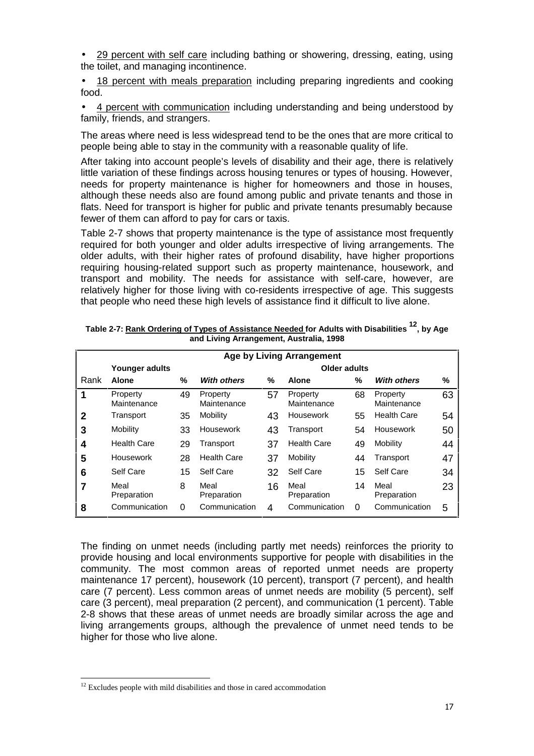- 29 percent with self care including bathing or showering, dressing, eating, using the toilet, and managing incontinence.
- 18 percent with meals preparation including preparing ingredients and cooking food.
- 4 percent with communication including understanding and being understood by family, friends, and strangers.

The areas where need is less widespread tend to be the ones that are more critical to people being able to stay in the community with a reasonable quality of life.

After taking into account people's levels of disability and their age, there is relatively little variation of these findings across housing tenures or types of housing. However, needs for property maintenance is higher for homeowners and those in houses, although these needs also are found among public and private tenants and those in flats. Need for transport is higher for public and private tenants presumably because fewer of them can afford to pay for cars or taxis.

Table 2-7 shows that property maintenance is the type of assistance most frequently required for both younger and older adults irrespective of living arrangements. The older adults, with their higher rates of profound disability, have higher proportions requiring housing-related support such as property maintenance, housework, and transport and mobility. The needs for assistance with self-care, however, are relatively higher for those living with co-residents irrespective of age. This suggests that people who need these high levels of assistance find it difficult to live alone.

**Table 2-7: Rank Ordering of Types of Assistance Needed for Adults with Disabilities [12], by Age and Living Arrangement, Australia, 1998**

| | Age by Living Arrangement | | | | | | | |
|---|---|---|---|---|---|---|---|---|
| | Younger adults | | | | Older adults | | | |
| Rank | Alone | % | *With others* | % | Alone | % | *With others* | % |
| 1 | Property Maintenance | 49 | Property Maintenance | 57 | Property Maintenance | 68 | Property Maintenance | 63 |
| 2 | Transport | 35 | Mobility | 43 | Housework | 55 | Health Care | 54 |
| 3 | Mobility | 33 | Housework | 43 | Transport | 54 | Housework | 50 |
| 4 | Health Care | 29 | Transport | 37 | Health Care | 49 | Mobility | 44 |
| 5 | Housework | 28 | Health Care | 37 | Mobility | 44 | Transport | 47 |
| 6 | Self Care | 15 | Self Care | 32 | Self Care | 15 | Self Care | 34 |
| 7 | Meal Preparation | 8 | Meal Preparation | 16 | Meal Preparation | 14 | Meal Preparation | 23 |
| 8 | Communication | 0 | Communication | 4 | Communication | 0 | Communication | 5 |

The finding on unmet needs (including partly met needs) reinforces the priority to provide housing and local environments supportive for people with disabilities in the community. The most common areas of reported unmet needs are property maintenance 17 percent), housework (10 percent), transport (7 percent), and health care (7 percent). Less common areas of unmet needs are mobility (5 percent), self care (3 percent), meal preparation (2 percent), and communication (1 percent). Table 2-8 shows that these areas of unmet needs are broadly similar across the age and living arrangements groups, although the prevalence of unmet need tends to be higher for those who live alone.

[12] Excludes people with mild disabilities and those in cared accommodation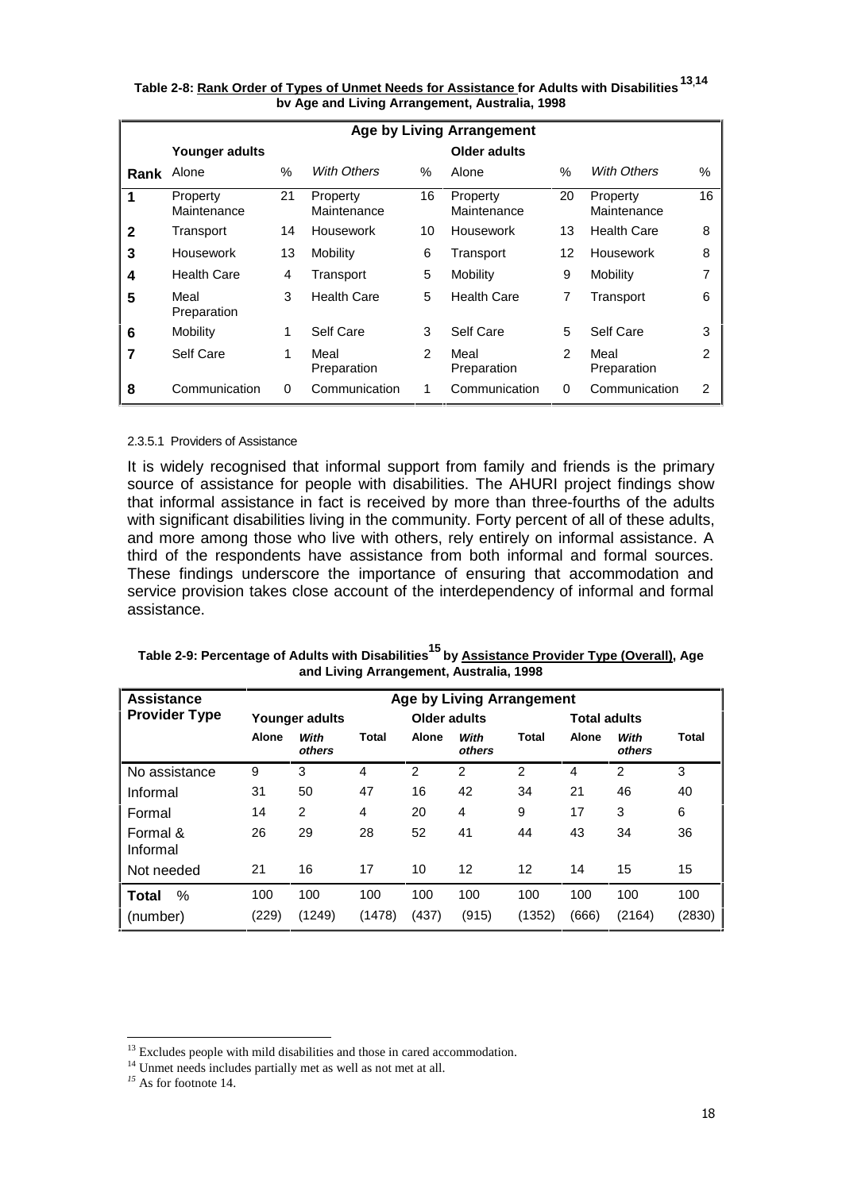**Table 2-8: Rank Order of Types of Unmet Needs for Assistance for Adults with Disabilities [13,14] by Age and Living Arrangement, Australia, 1998**

| | Age by Living Arrangement | | | | | | | |
|---|---|---|---|---|---|---|---|---|
| | Younger adults | | | | Older adults | | | |
| Rank | Alone | % | *With Others* | % | Alone | % | *With Others* | % |
| 1 | Property Maintenance | 21 | Property Maintenance | 16 | Property Maintenance | 20 | Property Maintenance | 16 |
| 2 | Transport | 14 | Housework | 10 | Housework | 13 | Health Care | 8 |
| 3 | Housework | 13 | Mobility | 6 | Transport | 12 | Housework | 8 |
| 4 | Health Care | 4 | Transport | 5 | Mobility | 9 | Mobility | 7 |
| 5 | Meal Preparation | 3 | Health Care | 5 | Health Care | 7 | Transport | 6 |
| 6 | Mobility | 1 | Self Care | 3 | Self Care | 5 | Self Care | 3 |
| 7 | Self Care | 1 | Meal Preparation | 2 | Meal Preparation | 2 | Meal Preparation | 2 |
| 8 | Communication | 0 | Communication | 1 | Communication | 0 | Communication | 2 |

2.3.5.1 Providers of Assistance

It is widely recognised that informal support from family and friends is the primary source of assistance for people with disabilities. The AHURI project findings show that informal assistance in fact is received by more than three-fourths of the adults with significant disabilities living in the community. Forty percent of all of these adults, and more among those who live with others, rely entirely on informal assistance. A third of the respondents have assistance from both informal and formal sources. These findings underscore the importance of ensuring that accommodation and service provision takes close account of the interdependency of informal and formal assistance.

**Table 2-9: Percentage of Adults with Disabilities [15] by Assistance Provider Type (Overall), Age and Living Arrangement, Australia, 1998**

| Assistance Provider Type | Age by Living Arrangement | | | | | | | | |
|---|---|---|---|---|---|---|---|---|---|
| | Younger adults | | | Older adults | | | Total adults | | |
| | Alone | *With others* | Total | Alone | *With others* | Total | Alone | *With others* | Total |
| No assistance | 9 | 3 | 4 | 2 | 2 | 2 | 4 | 2 | 3 |
| Informal | 31 | 50 | 47 | 16 | 42 | 34 | 21 | 46 | 40 |
| Formal | 14 | 2 | 4 | 20 | 4 | 9 | 17 | 3 | 6 |
| Formal & Informal | 26 | 29 | 28 | 52 | 41 | 44 | 43 | 34 | 36 |
| Not needed | 21 | 16 | 17 | 10 | 12 | 12 | 14 | 15 | 15 |
| **Total** % | 100 | 100 | 100 | 100 | 100 | 100 | 100 | 100 | 100 |
| (number) | (229) | (1249) | (1478) | (437) | (915) | (1352) | (666) | (2164) | (2830) |

[13] Excludes people with mild disabilities and those in cared accommodation.
[14] Unmet needs includes partially met as well as not met at all.
[15] As for footnote 14.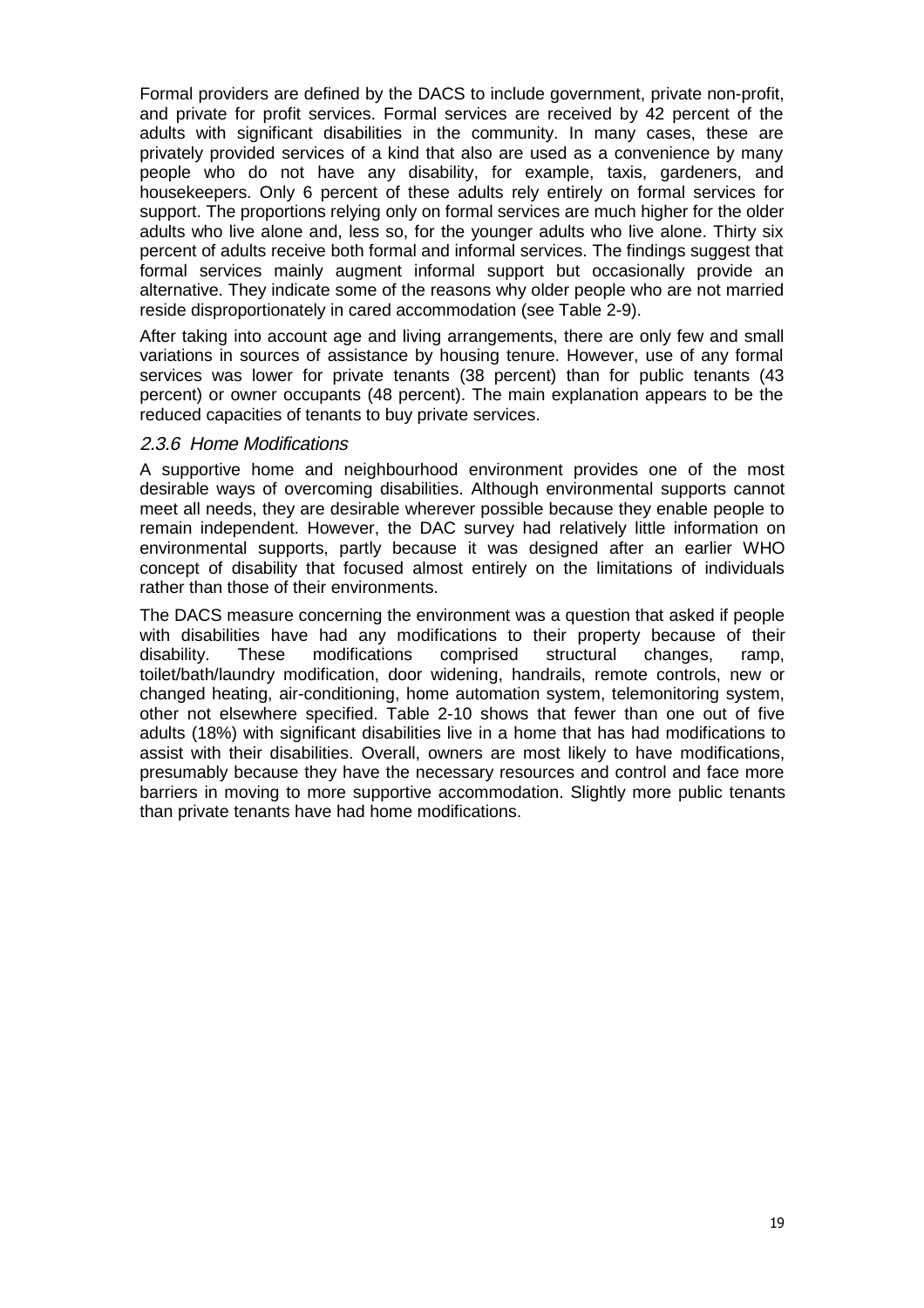Formal providers are defined by the DACS to include government, private non-profit, and private for profit services. Formal services are received by 42 percent of the adults with significant disabilities in the community. In many cases, these are privately provided services of a kind that also are used as a convenience by many people who do not have any disability, for example, taxis, gardeners, and housekeepers. Only 6 percent of these adults rely entirely on formal services for support. The proportions relying only on formal services are much higher for the older adults who live alone and, less so, for the younger adults who live alone. Thirty six percent of adults receive both formal and informal services. The findings suggest that formal services mainly augment informal support but occasionally provide an alternative. They indicate some of the reasons why older people who are not married reside disproportionately in cared accommodation (see Table 2-9).

After taking into account age and living arrangements, there are only few and small variations in sources of assistance by housing tenure. However, use of any formal services was lower for private tenants (38 percent) than for public tenants (43 percent) or owner occupants (48 percent). The main explanation appears to be the reduced capacities of tenants to buy private services.

### *2.3.6 Home Modifications*

A supportive home and neighbourhood environment provides one of the most desirable ways of overcoming disabilities. Although environmental supports cannot meet all needs, they are desirable wherever possible because they enable people to remain independent. However, the DAC survey had relatively little information on environmental supports, partly because it was designed after an earlier WHO concept of disability that focused almost entirely on the limitations of individuals rather than those of their environments.

The DACS measure concerning the environment was a question that asked if people with disabilities have had any modifications to their property because of their disability. These modifications comprised structural changes, ramp, toilet/bath/laundry modification, door widening, handrails, remote controls, new or changed heating, air-conditioning, home automation system, telemonitoring system, other not elsewhere specified. Table 2-10 shows that fewer than one out of five adults (18%) with significant disabilities live in a home that has had modifications to assist with their disabilities. Overall, owners are most likely to have modifications, presumably because they have the necessary resources and control and face more barriers in moving to more supportive accommodation. Slightly more public tenants than private tenants have had home modifications.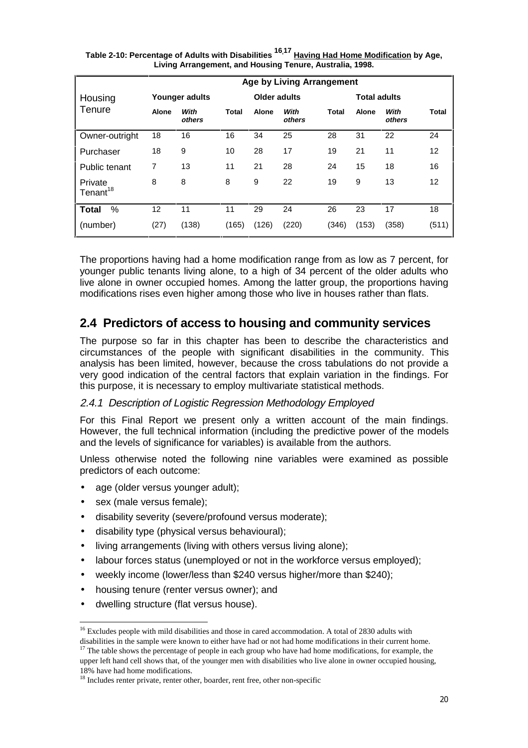**Table 2-10: Percentage of Adults with Disabilities [16,17] Having Had Home Modification by Age, Living Arrangement, and Housing Tenure, Australia, 1998.**

| Housing Tenure | Age by Living Arrangement | | | | | | | | |
|---|---|---|---|---|---|---|---|---|---|
| | Younger adults | | | Older adults | | | Total adults | | |
| | Alone | *With others* | Total | Alone | *With others* | Total | Alone | *With others* | Total |
| Owner-outright | 18 | 16 | 16 | 34 | 25 | 28 | 31 | 22 | 24 |
| Purchaser | 18 | 9 | 10 | 28 | 17 | 19 | 21 | 11 | 12 |
| Public tenant | 7 | 13 | 11 | 21 | 28 | 24 | 15 | 18 | 16 |
| Private Tenant[18] | 8 | 8 | 8 | 9 | 22 | 19 | 9 | 13 | 12 |
| **Total** % | 12 | 11 | 11 | 29 | 24 | 26 | 23 | 17 | 18 |
| (number) | (27) | (138) | (165) | (126) | (220) | (346) | (153) | (358) | (511) |

The proportions having had a home modification range from as low as 7 percent, for younger public tenants living alone, to a high of 34 percent of the older adults who live alone in owner occupied homes. Among the latter group, the proportions having modifications rises even higher among those who live in houses rather than flats.

## 2.4 Predictors of access to housing and community services

The purpose so far in this chapter has been to describe the characteristics and circumstances of the people with significant disabilities in the community. This analysis has been limited, however, because the cross tabulations do not provide a very good indication of the central factors that explain variation in the findings. For this purpose, it is necessary to employ multivariate statistical methods.

### *2.4.1 Description of Logistic Regression Methodology Employed*

For this Final Report we present only a written account of the main findings. However, the full technical information (including the predictive power of the models and the levels of significance for variables) is available from the authors.

Unless otherwise noted the following nine variables were examined as possible predictors of each outcome:

- age (older versus younger adult);
- sex (male versus female);
- disability severity (severe/profound versus moderate);
- disability type (physical versus behavioural);
- living arrangements (living with others versus living alone);
- labour forces status (unemployed or not in the workforce versus employed);
- weekly income (lower/less than \$240 versus higher/more than \$240);
- housing tenure (renter versus owner); and
- dwelling structure (flat versus house).

---

[16] Excludes people with mild disabilities and those in cared accommodation. A total of 2830 adults with disabilities in the sample were known to either have had or not had home modifications in their current home.

[17] The table shows the percentage of people in each group who have had home modifications, for example, the upper left hand cell shows that, of the younger men with disabilities who live alone in owner occupied housing, 18% have had home modifications.

[18] Includes renter private, renter other, boarder, rent free, other non-specific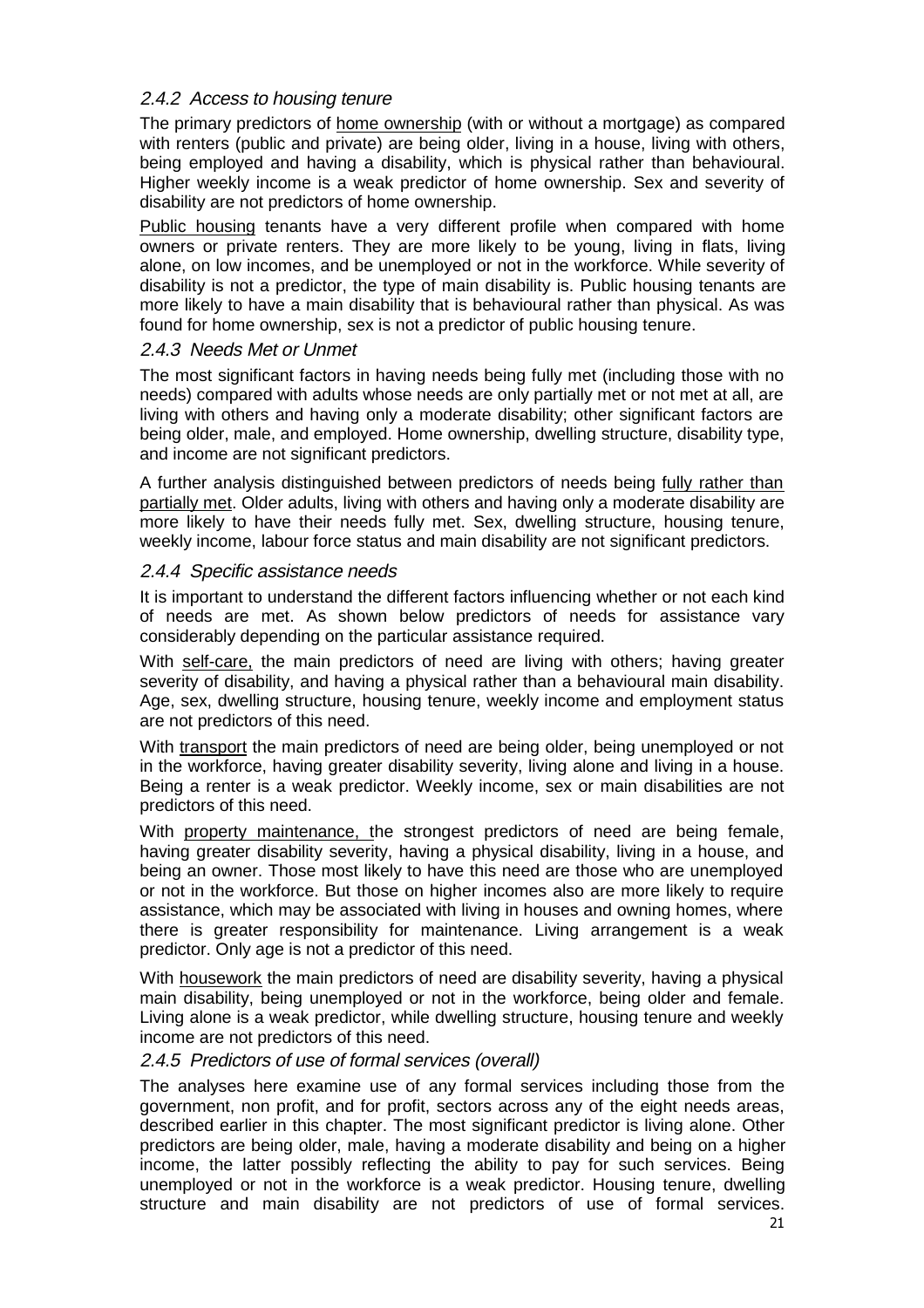### *2.4.2 Access to housing tenure*

The primary predictors of home ownership (with or without a mortgage) as compared with renters (public and private) are being older, living in a house, living with others, being employed and having a disability, which is physical rather than behavioural. Higher weekly income is a weak predictor of home ownership. Sex and severity of disability are not predictors of home ownership.

Public housing tenants have a very different profile when compared with home owners or private renters. They are more likely to be young, living in flats, living alone, on low incomes, and be unemployed or not in the workforce. While severity of disability is not a predictor, the type of main disability is. Public housing tenants are more likely to have a main disability that is behavioural rather than physical. As was found for home ownership, sex is not a predictor of public housing tenure.

### *2.4.3 Needs Met or Unmet*

The most significant factors in having needs being fully met (including those with no needs) compared with adults whose needs are only partially met or not met at all, are living with others and having only a moderate disability; other significant factors are being older, male, and employed. Home ownership, dwelling structure, disability type, and income are not significant predictors.

A further analysis distinguished between predictors of needs being fully rather than partially met. Older adults, living with others and having only a moderate disability are more likely to have their needs fully met. Sex, dwelling structure, housing tenure, weekly income, labour force status and main disability are not significant predictors.

### *2.4.4 Specific assistance needs*

It is important to understand the different factors influencing whether or not each kind of needs are met. As shown below predictors of needs for assistance vary considerably depending on the particular assistance required.

With self-care, the main predictors of need are living with others; having greater severity of disability, and having a physical rather than a behavioural main disability. Age, sex, dwelling structure, housing tenure, weekly income and employment status are not predictors of this need.

With transport the main predictors of need are being older, being unemployed or not in the workforce, having greater disability severity, living alone and living in a house. Being a renter is a weak predictor. Weekly income, sex or main disabilities are not predictors of this need.

With property maintenance, the strongest predictors of need are being female, having greater disability severity, having a physical disability, living in a house, and being an owner. Those most likely to have this need are those who are unemployed or not in the workforce. But those on higher incomes also are more likely to require assistance, which may be associated with living in houses and owning homes, where there is greater responsibility for maintenance. Living arrangement is a weak predictor. Only age is not a predictor of this need.

With housework the main predictors of need are disability severity, having a physical main disability, being unemployed or not in the workforce, being older and female. Living alone is a weak predictor, while dwelling structure, housing tenure and weekly income are not predictors of this need.

### *2.4.5 Predictors of use of formal services (overall)*

The analyses here examine use of any formal services including those from the government, non profit, and for profit, sectors across any of the eight needs areas, described earlier in this chapter. The most significant predictor is living alone. Other predictors are being older, male, having a moderate disability and being on a higher income, the latter possibly reflecting the ability to pay for such services. Being unemployed or not in the workforce is a weak predictor. Housing tenure, dwelling structure and main disability are not predictors of use of formal services.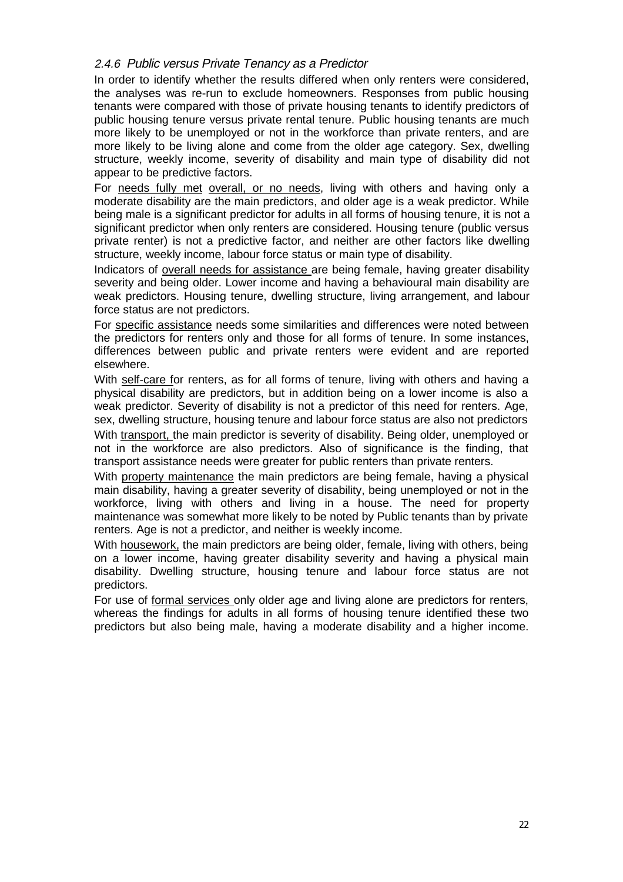### *2.4.6 Public versus Private Tenancy as a Predictor*

In order to identify whether the results differed when only renters were considered, the analyses was re-run to exclude homeowners. Responses from public housing tenants were compared with those of private housing tenants to identify predictors of public housing tenure versus private rental tenure. Public housing tenants are much more likely to be unemployed or not in the workforce than private renters, and are more likely to be living alone and come from the older age category. Sex, dwelling structure, weekly income, severity of disability and main type of disability did not appear to be predictive factors.

For <u>needs fully met</u> <u>overall, or no needs</u>, living with others and having only a moderate disability are the main predictors, and older age is a weak predictor. While being male is a significant predictor for adults in all forms of housing tenure, it is not a significant predictor when only renters are considered. Housing tenure (public versus private renter) is not a predictive factor, and neither are other factors like dwelling structure, weekly income, labour force status or main type of disability.

Indicators of <u>overall needs for assistance</u> are being female, having greater disability severity and being older. Lower income and having a behavioural main disability are weak predictors. Housing tenure, dwelling structure, living arrangement, and labour force status are not predictors.

For <u>specific assistance</u> needs some similarities and differences were noted between the predictors for renters only and those for all forms of tenure. In some instances, differences between public and private renters were evident and are reported elsewhere.

With <u>self-care</u> for renters, as for all forms of tenure, living with others and having a physical disability are predictors, but in addition being on a lower income is also a weak predictor. Severity of disability is not a predictor of this need for renters. Age, sex, dwelling structure, housing tenure and labour force status are also not predictors

With <u>transport,</u> the main predictor is severity of disability. Being older, unemployed or not in the workforce are also predictors. Also of significance is the finding, that transport assistance needs were greater for public renters than private renters.

With <u>property maintenance</u> the main predictors are being female, having a physical main disability, having a greater severity of disability, being unemployed or not in the workforce, living with others and living in a house. The need for property maintenance was somewhat more likely to be noted by Public tenants than by private renters. Age is not a predictor, and neither is weekly income.

With <u>housework,</u> the main predictors are being older, female, living with others, being on a lower income, having greater disability severity and having a physical main disability. Dwelling structure, housing tenure and labour force status are not predictors.

For use of <u>formal services</u> only older age and living alone are predictors for renters, whereas the findings for adults in all forms of housing tenure identified these two predictors but also being male, having a moderate disability and a higher income.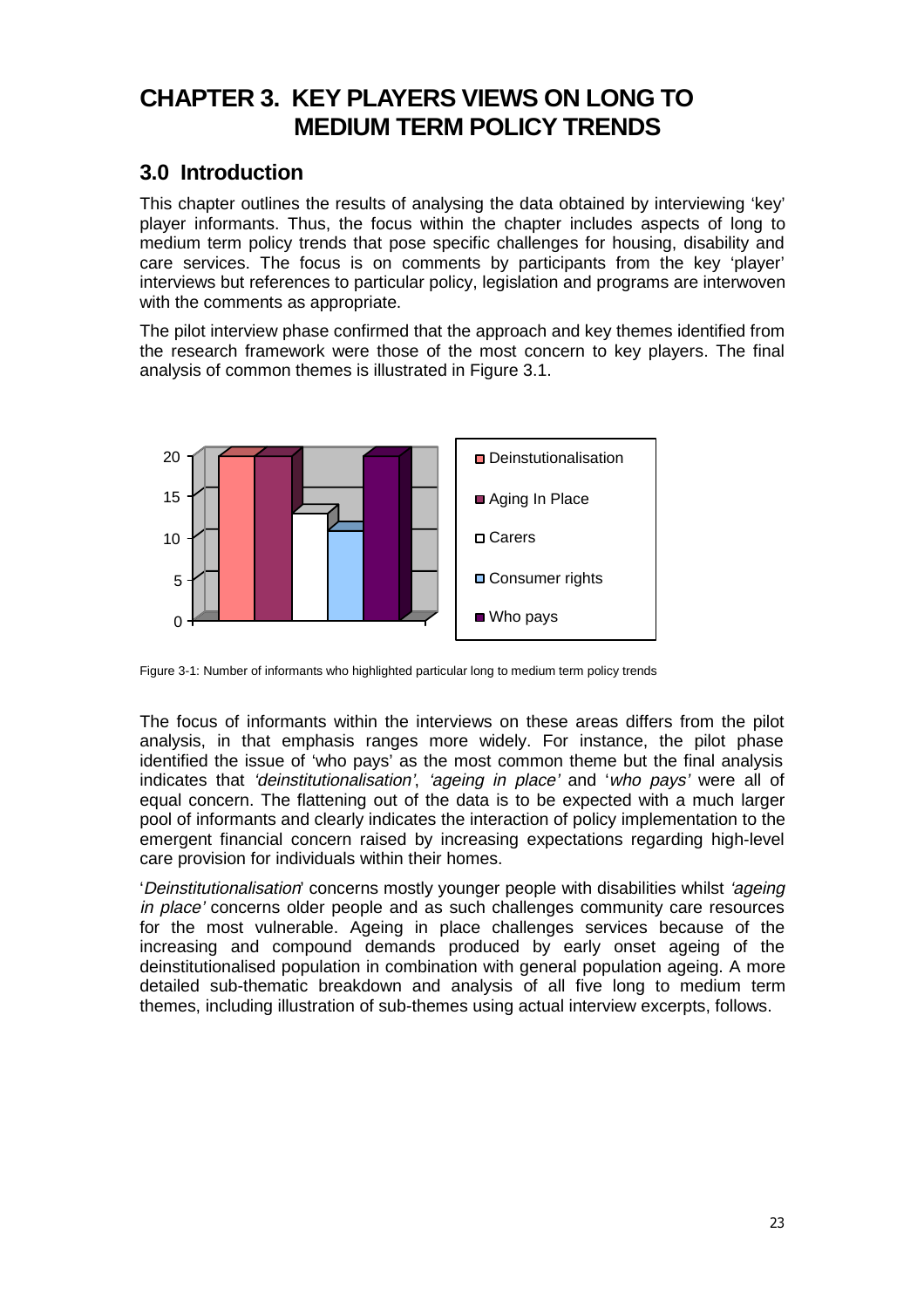# CHAPTER 3. KEY PLAYERS VIEWS ON LONG TO MEDIUM TERM POLICY TRENDS

## 3.0 Introduction

This chapter outlines the results of analysing the data obtained by interviewing 'key' player informants. Thus, the focus within the chapter includes aspects of long to medium term policy trends that pose specific challenges for housing, disability and care services. The focus is on comments by participants from the key 'player' interviews but references to particular policy, legislation and programs are interwoven with the comments as appropriate.

The pilot interview phase confirmed that the approach and key themes identified from the research framework were those of the most concern to key players. The final analysis of common themes is illustrated in Figure 3.1.

Figure 3-1: Number of informants who highlighted particular long to medium term policy trends

The focus of informants within the interviews on these areas differs from the pilot analysis, in that emphasis ranges more widely. For instance, the pilot phase identified the issue of 'who pays' as the most common theme but the final analysis indicates that *'deinstitutionalisation'*, *'ageing in place'* and '*who pays'* were all of equal concern. The flattening out of the data is to be expected with a much larger pool of informants and clearly indicates the interaction of policy implementation to the emergent financial concern raised by increasing expectations regarding high-level care provision for individuals within their homes.

'*Deinstitutionalisation*' concerns mostly younger people with disabilities whilst *'ageing in place'* concerns older people and as such challenges community care resources for the most vulnerable. Ageing in place challenges services because of the increasing and compound demands produced by early onset ageing of the deinstitutionalised population in combination with general population ageing. A more detailed sub-thematic breakdown and analysis of all five long to medium term themes, including illustration of sub-themes using actual interview excerpts, follows.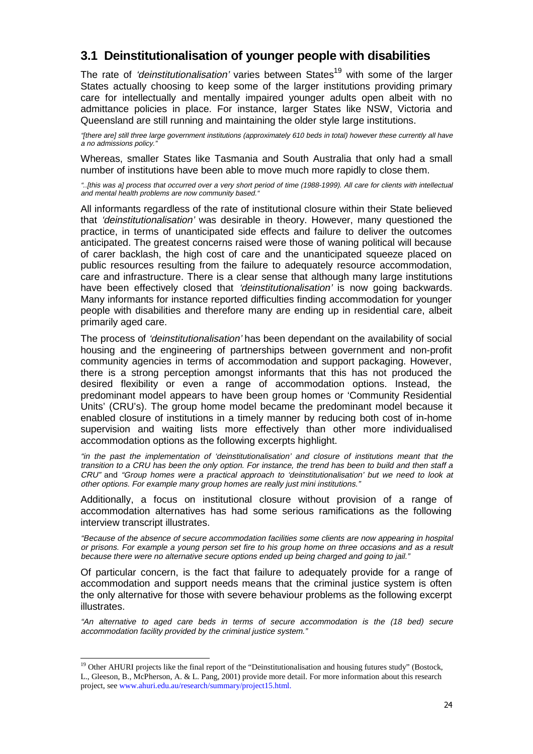## 3.1 Deinstitutionalisation of younger people with disabilities

The rate of *'deinstitutionalisation'* varies between States[19] with some of the larger States actually choosing to keep some of the larger institutions providing primary care for intellectually and mentally impaired younger adults open albeit with no admittance policies in place. For instance, larger States like NSW, Victoria and Queensland are still running and maintaining the older style large institutions.

*"[there are] still three large government institutions (approximately 610 beds in total) however these currently all have a no admissions policy."*

Whereas, smaller States like Tasmania and South Australia that only had a small number of institutions have been able to move much more rapidly to close them.

*"..[this was a] process that occurred over a very short period of time (1988-1999). All care for clients with intellectual and mental health problems are now community based."*

All informants regardless of the rate of institutional closure within their State believed that *'deinstitutionalisation'* was desirable in theory. However, many questioned the practice, in terms of unanticipated side effects and failure to deliver the outcomes anticipated. The greatest concerns raised were those of waning political will because of carer backlash, the high cost of care and the unanticipated squeeze placed on public resources resulting from the failure to adequately resource accommodation, care and infrastructure. There is a clear sense that although many large institutions have been effectively closed that *'deinstitutionalisation'* is now going backwards. Many informants for instance reported difficulties finding accommodation for younger people with disabilities and therefore many are ending up in residential care, albeit primarily aged care.

The process of *'deinstitutionalisation'* has been dependant on the availability of social housing and the engineering of partnerships between government and non-profit community agencies in terms of accommodation and support packaging. However, there is a strong perception amongst informants that this has not produced the desired flexibility or even a range of accommodation options. Instead, the predominant model appears to have been group homes or 'Community Residential Units' (CRU's). The group home model became the predominant model because it enabled closure of institutions in a timely manner by reducing both cost of in-home supervision and waiting lists more effectively than other more individualised accommodation options as the following excerpts highlight.

*"in the past the implementation of 'deinstitutionalisation' and closure of institutions meant that the transition to a CRU has been the only option. For instance, the trend has been to build and then staff a CRU"* and *"Group homes were a practical approach to 'deinstitutionalisation' but we need to look at other options. For example many group homes are really just mini institutions."*

Additionally, a focus on institutional closure without provision of a range of accommodation alternatives has had some serious ramifications as the following interview transcript illustrates.

*"Because of the absence of secure accommodation facilities some clients are now appearing in hospital or prisons. For example a young person set fire to his group home on three occasions and as a result because there were no alternative secure options ended up being charged and going to jail."*

Of particular concern, is the fact that failure to adequately provide for a range of accommodation and support needs means that the criminal justice system is often the only alternative for those with severe behaviour problems as the following excerpt illustrates.

*"An alternative to aged care beds in terms of secure accommodation is the (18 bed) secure accommodation facility provided by the criminal justice system."*

---

[19] Other AHURI projects like the final report of the "Deinstitutionalisation and housing futures study" (Bostock, L., Gleeson, B., McPherson, A. & L. Pang, 2001) provide more detail. For more information about this research project, see www.ahuri.edu.au/research/summary/project15.html.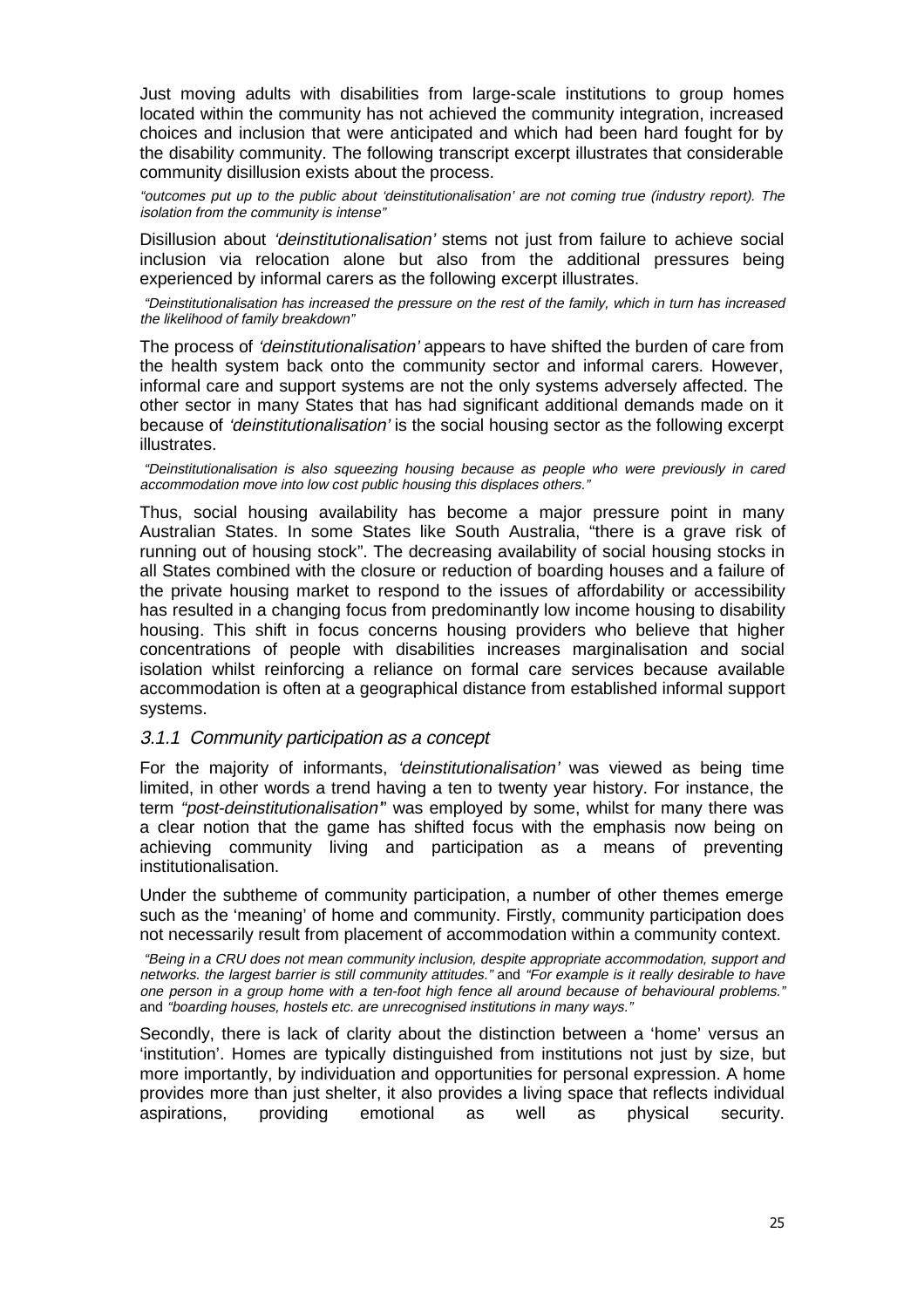Just moving adults with disabilities from large-scale institutions to group homes located within the community has not achieved the community integration, increased choices and inclusion that were anticipated and which had been hard fought for by the disability community. The following transcript excerpt illustrates that considerable community disillusion exists about the process.

*"outcomes put up to the public about 'deinstitutionalisation' are not coming true (industry report). The isolation from the community is intense"*

Disillusion about *'deinstitutionalisation'* stems not just from failure to achieve social inclusion via relocation alone but also from the additional pressures being experienced by informal carers as the following excerpt illustrates.

*"Deinstitutionalisation has increased the pressure on the rest of the family, which in turn has increased the likelihood of family breakdown"*

The process of *'deinstitutionalisation'* appears to have shifted the burden of care from the health system back onto the community sector and informal carers. However, informal care and support systems are not the only systems adversely affected. The other sector in many States that has had significant additional demands made on it because of *'deinstitutionalisation'* is the social housing sector as the following excerpt illustrates.

*"Deinstitutionalisation is also squeezing housing because as people who were previously in cared accommodation move into low cost public housing this displaces others."*

Thus, social housing availability has become a major pressure point in many Australian States. In some States like South Australia, "there is a grave risk of running out of housing stock". The decreasing availability of social housing stocks in all States combined with the closure or reduction of boarding houses and a failure of the private housing market to respond to the issues of affordability or accessibility has resulted in a changing focus from predominantly low income housing to disability housing. This shift in focus concerns housing providers who believe that higher concentrations of people with disabilities increases marginalisation and social isolation whilst reinforcing a reliance on formal care services because available accommodation is often at a geographical distance from established informal support systems.

### *3.1.1 Community participation as a concept*

For the majority of informants, *'deinstitutionalisation'* was viewed as being time limited, in other words a trend having a ten to twenty year history. For instance, the term *"post-deinstitutionalisation"* was employed by some, whilst for many there was a clear notion that the game has shifted focus with the emphasis now being on achieving community living and participation as a means of preventing institutionalisation.

Under the subtheme of community participation, a number of other themes emerge such as the 'meaning' of home and community. Firstly, community participation does not necessarily result from placement of accommodation within a community context.

*"Being in a CRU does not mean community inclusion, despite appropriate accommodation, support and networks. the largest barrier is still community attitudes."* and *"For example is it really desirable to have one person in a group home with a ten-foot high fence all around because of behavioural problems."* and *"boarding houses, hostels etc. are unrecognised institutions in many ways."*

Secondly, there is lack of clarity about the distinction between a 'home' versus an 'institution'. Homes are typically distinguished from institutions not just by size, but more importantly, by individuation and opportunities for personal expression. A home provides more than just shelter, it also provides a living space that reflects individual aspirations, providing emotional as well as physical security.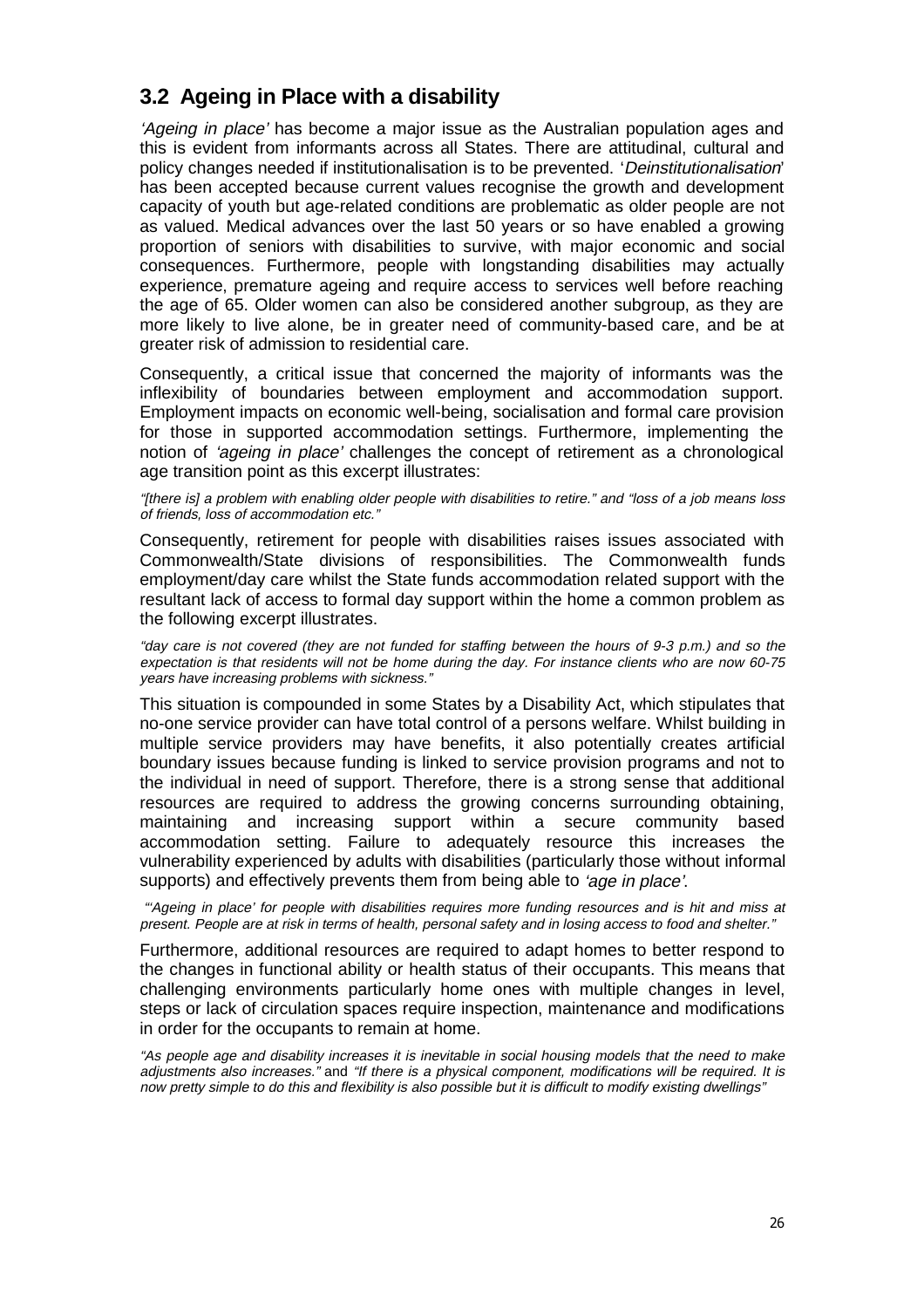## 3.2 Ageing in Place with a disability

*'Ageing in place'* has become a major issue as the Australian population ages and this is evident from informants across all States. There are attitudinal, cultural and policy changes needed if institutionalisation is to be prevented. '*Deinstitutionalisation*' has been accepted because current values recognise the growth and development capacity of youth but age-related conditions are problematic as older people are not as valued. Medical advances over the last 50 years or so have enabled a growing proportion of seniors with disabilities to survive, with major economic and social consequences. Furthermore, people with longstanding disabilities may actually experience, premature ageing and require access to services well before reaching the age of 65. Older women can also be considered another subgroup, as they are more likely to live alone, be in greater need of community-based care, and be at greater risk of admission to residential care.

Consequently, a critical issue that concerned the majority of informants was the inflexibility of boundaries between employment and accommodation support. Employment impacts on economic well-being, socialisation and formal care provision for those in supported accommodation settings. Furthermore, implementing the notion of *'ageing in place'* challenges the concept of retirement as a chronological age transition point as this excerpt illustrates:

*"[there is] a problem with enabling older people with disabilities to retire." and "loss of a job means loss of friends, loss of accommodation etc."*

Consequently, retirement for people with disabilities raises issues associated with Commonwealth/State divisions of responsibilities. The Commonwealth funds employment/day care whilst the State funds accommodation related support with the resultant lack of access to formal day support within the home a common problem as the following excerpt illustrates.

*"day care is not covered (they are not funded for staffing between the hours of 9-3 p.m.) and so the expectation is that residents will not be home during the day. For instance clients who are now 60-75 years have increasing problems with sickness."*

This situation is compounded in some States by a Disability Act, which stipulates that no-one service provider can have total control of a persons welfare. Whilst building in multiple service providers may have benefits, it also potentially creates artificial boundary issues because funding is linked to service provision programs and not to the individual in need of support. Therefore, there is a strong sense that additional resources are required to address the growing concerns surrounding obtaining, maintaining and increasing support within a secure community based accommodation setting. Failure to adequately resource this increases the vulnerability experienced by adults with disabilities (particularly those without informal supports) and effectively prevents them from being able to *'age in place'*.

*"'Ageing in place' for people with disabilities requires more funding resources and is hit and miss at present. People are at risk in terms of health, personal safety and in losing access to food and shelter."*

Furthermore, additional resources are required to adapt homes to better respond to the changes in functional ability or health status of their occupants. This means that challenging environments particularly home ones with multiple changes in level, steps or lack of circulation spaces require inspection, maintenance and modifications in order for the occupants to remain at home.

*"As people age and disability increases it is inevitable in social housing models that the need to make adjustments also increases."* and *"If there is a physical component, modifications will be required. It is now pretty simple to do this and flexibility is also possible but it is difficult to modify existing dwellings"*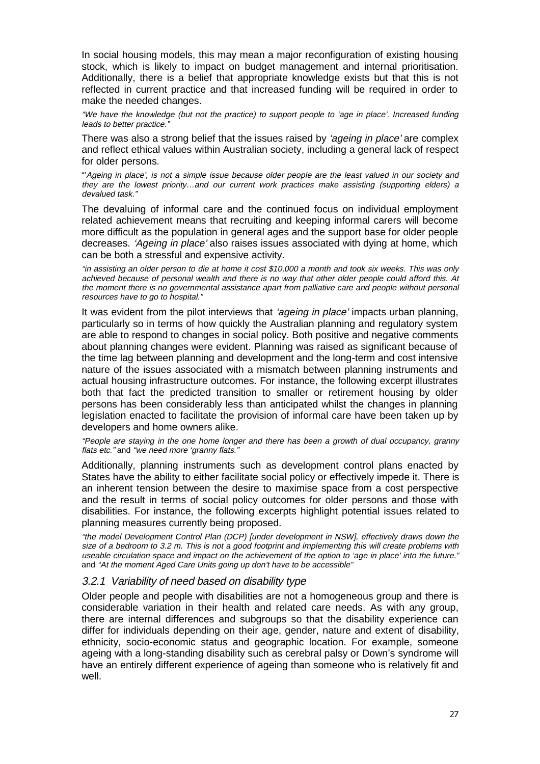In social housing models, this may mean a major reconfiguration of existing housing stock, which is likely to impact on budget management and internal prioritisation. Additionally, there is a belief that appropriate knowledge exists but that this is not reflected in current practice and that increased funding will be required in order to make the needed changes.

*"We have the knowledge (but not the practice) to support people to 'age in place'. Increased funding leads to better practice."*

There was also a strong belief that the issues raised by *'ageing in place'* are complex and reflect ethical values within Australian society, including a general lack of respect for older persons.

"*'Ageing in place', is not a simple issue because older people are the least valued in our society and they are the lowest priority…and our current work practices make assisting (supporting elders) a devalued task."*

The devaluing of informal care and the continued focus on individual employment related achievement means that recruiting and keeping informal carers will become more difficult as the population in general ages and the support base for older people decreases. *'Ageing in place'* also raises issues associated with dying at home, which can be both a stressful and expensive activity.

*"in assisting an older person to die at home it cost $10,000 a month and took six weeks. This was only achieved because of personal wealth and there is no way that other older people could afford this. At the moment there is no governmental assistance apart from palliative care and people without personal resources have to go to hospital."*

It was evident from the pilot interviews that *'ageing in place'* impacts urban planning, particularly so in terms of how quickly the Australian planning and regulatory system are able to respond to changes in social policy. Both positive and negative comments about planning changes were evident. Planning was raised as significant because of the time lag between planning and development and the long-term and cost intensive nature of the issues associated with a mismatch between planning instruments and actual housing infrastructure outcomes. For instance, the following excerpt illustrates both that fact the predicted transition to smaller or retirement housing by older persons has been considerably less than anticipated whilst the changes in planning legislation enacted to facilitate the provision of informal care have been taken up by developers and home owners alike.

*"People are staying in the one home longer and there has been a growth of dual occupancy, granny flats etc."* and *"we need more 'granny flats."*

Additionally, planning instruments such as development control plans enacted by States have the ability to either facilitate social policy or effectively impede it. There is an inherent tension between the desire to maximise space from a cost perspective and the result in terms of social policy outcomes for older persons and those with disabilities. For instance, the following excerpts highlight potential issues related to planning measures currently being proposed.

*"the model Development Control Plan (DCP) [under development in NSW], effectively draws down the size of a bedroom to 3.2 m. This is not a good footprint and implementing this will create problems with useable circulation space and impact on the achievement of the option to 'age in place' into the future."* and *"At the moment Aged Care Units going up don't have to be accessible"*

### *3.2.1 Variability of need based on disability type*

Older people and people with disabilities are not a homogeneous group and there is considerable variation in their health and related care needs. As with any group, there are internal differences and subgroups so that the disability experience can differ for individuals depending on their age, gender, nature and extent of disability, ethnicity, socio-economic status and geographic location. For example, someone ageing with a long-standing disability such as cerebral palsy or Down's syndrome will have an entirely different experience of ageing than someone who is relatively fit and well.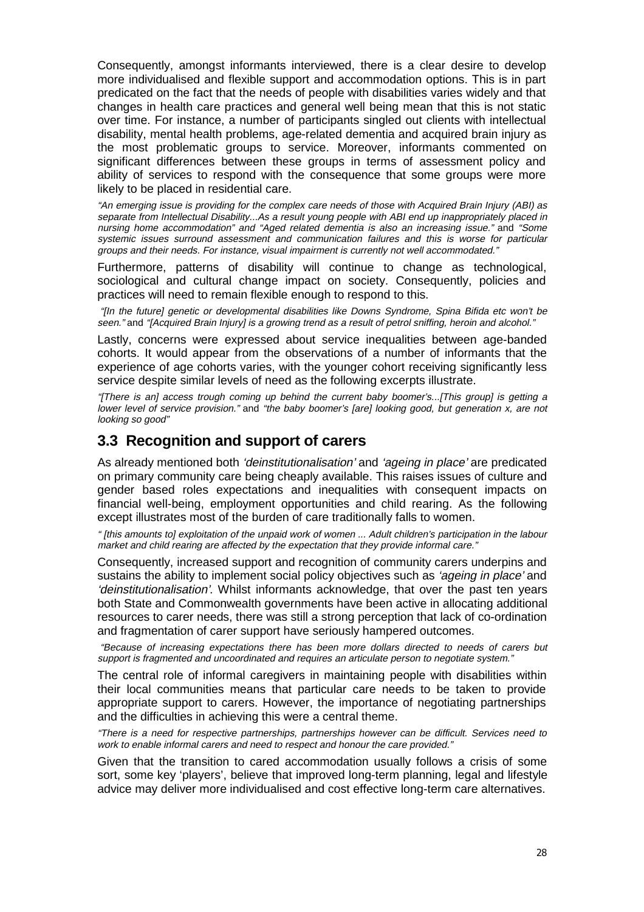Consequently, amongst informants interviewed, there is a clear desire to develop more individualised and flexible support and accommodation options. This is in part predicated on the fact that the needs of people with disabilities varies widely and that changes in health care practices and general well being mean that this is not static over time. For instance, a number of participants singled out clients with intellectual disability, mental health problems, age-related dementia and acquired brain injury as the most problematic groups to service. Moreover, informants commented on significant differences between these groups in terms of assessment policy and ability of services to respond with the consequence that some groups were more likely to be placed in residential care.

*"An emerging issue is providing for the complex care needs of those with Acquired Brain Injury (ABI) as separate from Intellectual Disability...As a result young people with ABI end up inappropriately placed in nursing home accommodation" and "Aged related dementia is also an increasing issue."* and *"Some systemic issues surround assessment and communication failures and this is worse for particular groups and their needs. For instance, visual impairment is currently not well accommodated."*

Furthermore, patterns of disability will continue to change as technological, sociological and cultural change impact on society. Consequently, policies and practices will need to remain flexible enough to respond to this.

*"[In the future] genetic or developmental disabilities like Downs Syndrome, Spina Bifida etc won't be seen."* and *"[Acquired Brain Injury] is a growing trend as a result of petrol sniffing, heroin and alcohol."*

Lastly, concerns were expressed about service inequalities between age-banded cohorts. It would appear from the observations of a number of informants that the experience of age cohorts varies, with the younger cohort receiving significantly less service despite similar levels of need as the following excerpts illustrate.

*"[There is an] access trough coming up behind the current baby boomer's...[This group] is getting a lower level of service provision."* and *"the baby boomer's [are] looking good, but generation x, are not looking so good"*

## 3.3 Recognition and support of carers

As already mentioned both *'deinstitutionalisation'* and *'ageing in place'* are predicated on primary community care being cheaply available. This raises issues of culture and gender based roles expectations and inequalities with consequent impacts on financial well-being, employment opportunities and child rearing. As the following except illustrates most of the burden of care traditionally falls to women.

*" [this amounts to] exploitation of the unpaid work of women ... Adult children's participation in the labour market and child rearing are affected by the expectation that they provide informal care."*

Consequently, increased support and recognition of community carers underpins and sustains the ability to implement social policy objectives such as *'ageing in place'* and *'deinstitutionalisation'.* Whilst informants acknowledge, that over the past ten years both State and Commonwealth governments have been active in allocating additional resources to carer needs, there was still a strong perception that lack of co-ordination and fragmentation of carer support have seriously hampered outcomes.

*"Because of increasing expectations there has been more dollars directed to needs of carers but support is fragmented and uncoordinated and requires an articulate person to negotiate system."*

The central role of informal caregivers in maintaining people with disabilities within their local communities means that particular care needs to be taken to provide appropriate support to carers. However, the importance of negotiating partnerships and the difficulties in achieving this were a central theme.

*"There is a need for respective partnerships, partnerships however can be difficult. Services need to work to enable informal carers and need to respect and honour the care provided."*

Given that the transition to cared accommodation usually follows a crisis of some sort, some key 'players', believe that improved long-term planning, legal and lifestyle advice may deliver more individualised and cost effective long-term care alternatives.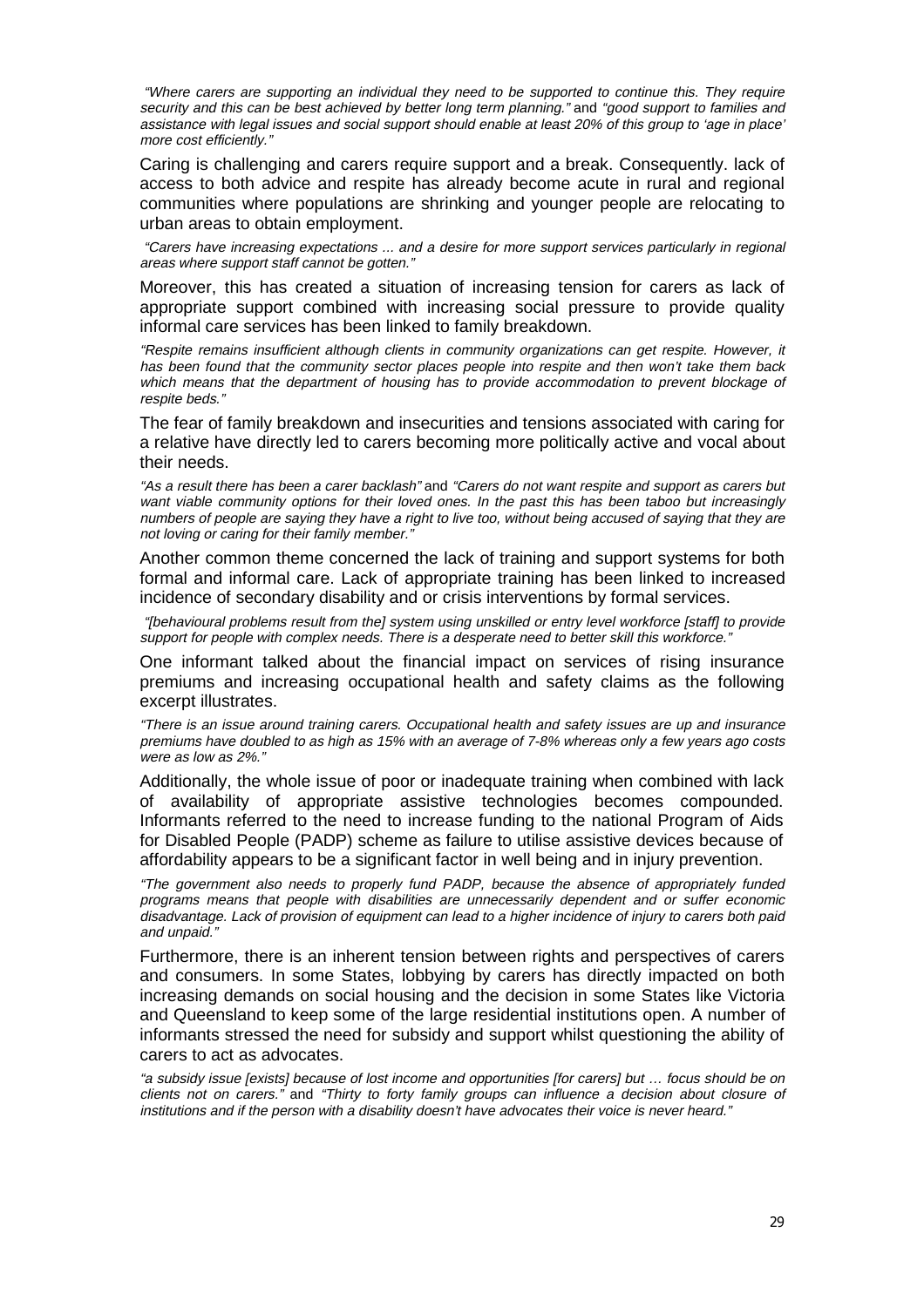*"Where carers are supporting an individual they need to be supported to continue this. They require security and this can be best achieved by better long term planning."* and *"good support to families and assistance with legal issues and social support should enable at least 20% of this group to 'age in place' more cost efficiently."*

Caring is challenging and carers require support and a break. Consequently. lack of access to both advice and respite has already become acute in rural and regional communities where populations are shrinking and younger people are relocating to urban areas to obtain employment.

*"Carers have increasing expectations ... and a desire for more support services particularly in regional areas where support staff cannot be gotten."*

Moreover, this has created a situation of increasing tension for carers as lack of appropriate support combined with increasing social pressure to provide quality informal care services has been linked to family breakdown.

*"Respite remains insufficient although clients in community organizations can get respite. However, it has been found that the community sector places people into respite and then won't take them back which means that the department of housing has to provide accommodation to prevent blockage of respite beds."*

The fear of family breakdown and insecurities and tensions associated with caring for a relative have directly led to carers becoming more politically active and vocal about their needs.

*"As a result there has been a carer backlash"* and *"Carers do not want respite and support as carers but want viable community options for their loved ones. In the past this has been taboo but increasingly numbers of people are saying they have a right to live too, without being accused of saying that they are not loving or caring for their family member."*

Another common theme concerned the lack of training and support systems for both formal and informal care. Lack of appropriate training has been linked to increased incidence of secondary disability and or crisis interventions by formal services.

*"[behavioural problems result from the] system using unskilled or entry level workforce [staff] to provide support for people with complex needs. There is a desperate need to better skill this workforce."*

One informant talked about the financial impact on services of rising insurance premiums and increasing occupational health and safety claims as the following excerpt illustrates.

*"There is an issue around training carers. Occupational health and safety issues are up and insurance premiums have doubled to as high as 15% with an average of 7-8% whereas only a few years ago costs were as low as 2%."*

Additionally, the whole issue of poor or inadequate training when combined with lack of availability of appropriate assistive technologies becomes compounded. Informants referred to the need to increase funding to the national Program of Aids for Disabled People (PADP) scheme as failure to utilise assistive devices because of affordability appears to be a significant factor in well being and in injury prevention.

*"The government also needs to properly fund PADP, because the absence of appropriately funded programs means that people with disabilities are unnecessarily dependent and or suffer economic disadvantage. Lack of provision of equipment can lead to a higher incidence of injury to carers both paid and unpaid."*

Furthermore, there is an inherent tension between rights and perspectives of carers and consumers. In some States, lobbying by carers has directly impacted on both increasing demands on social housing and the decision in some States like Victoria and Queensland to keep some of the large residential institutions open. A number of informants stressed the need for subsidy and support whilst questioning the ability of carers to act as advocates.

*"a subsidy issue [exists] because of lost income and opportunities [for carers] but … focus should be on clients not on carers."* and *"Thirty to forty family groups can influence a decision about closure of institutions and if the person with a disability doesn't have advocates their voice is never heard."*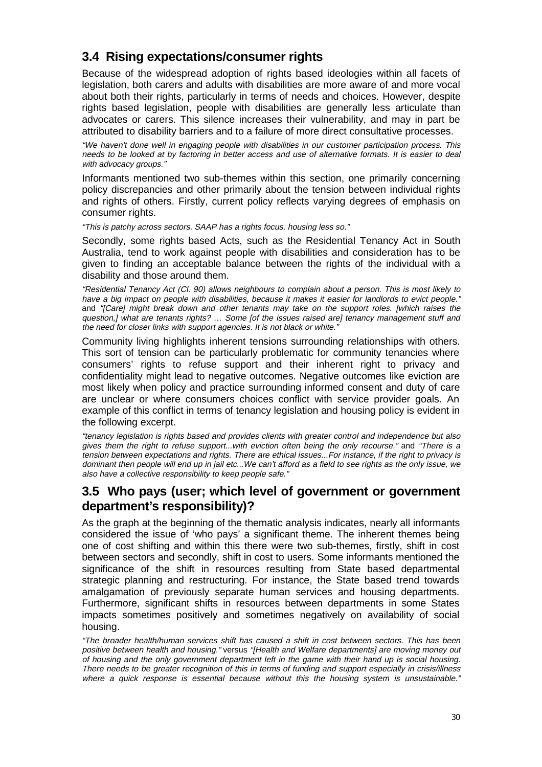## 3.4 Rising expectations/consumer rights

Because of the widespread adoption of rights based ideologies within all facets of legislation, both carers and adults with disabilities are more aware of and more vocal about both their rights, particularly in terms of needs and choices. However, despite rights based legislation, people with disabilities are generally less articulate than advocates or carers. This silence increases their vulnerability, and may in part be attributed to disability barriers and to a failure of more direct consultative processes.

*"We haven't done well in engaging people with disabilities in our customer participation process. This needs to be looked at by factoring in better access and use of alternative formats. It is easier to deal with advocacy groups."*

Informants mentioned two sub-themes within this section, one primarily concerning policy discrepancies and other primarily about the tension between individual rights and rights of others. Firstly, current policy reflects varying degrees of emphasis on consumer rights.

*"This is patchy across sectors. SAAP has a rights focus, housing less so."*

Secondly, some rights based Acts, such as the Residential Tenancy Act in South Australia, tend to work against people with disabilities and consideration has to be given to finding an acceptable balance between the rights of the individual with a disability and those around them.

*"Residential Tenancy Act (Cl. 90) allows neighbours to complain about a person. This is most likely to have a big impact on people with disabilities, because it makes it easier for landlords to evict people."* and *"[Care] might break down and other tenants may take on the support roles. [which raises the question,] what are tenants rights? … Some [of the issues raised are] tenancy management stuff and the need for closer links with support agencies. It is not black or white."*

Community living highlights inherent tensions surrounding relationships with others. This sort of tension can be particularly problematic for community tenancies where consumers' rights to refuse support and their inherent right to privacy and confidentiality might lead to negative outcomes. Negative outcomes like eviction are most likely when policy and practice surrounding informed consent and duty of care are unclear or where consumers choices conflict with service provider goals. An example of this conflict in terms of tenancy legislation and housing policy is evident in the following excerpt.

*"tenancy legislation is rights based and provides clients with greater control and independence but also gives them the right to refuse support...with eviction often being the only recourse."* and *"There is a tension between expectations and rights. There are ethical issues...For instance, if the right to privacy is dominant then people will end up in jail etc...We can't afford as a field to see rights as the only issue, we also have a collective responsibility to keep people safe."*

## 3.5 Who pays (user; which level of government or government department's responsibility)?

As the graph at the beginning of the thematic analysis indicates, nearly all informants considered the issue of 'who pays' a significant theme. The inherent themes being one of cost shifting and within this there were two sub-themes, firstly, shift in cost between sectors and secondly, shift in cost to users. Some informants mentioned the significance of the shift in resources resulting from State based departmental strategic planning and restructuring. For instance, the State based trend towards amalgamation of previously separate human services and housing departments. Furthermore, significant shifts in resources between departments in some States impacts sometimes positively and sometimes negatively on availability of social housing.

*"The broader health/human services shift has caused a shift in cost between sectors. This has been positive between health and housing."* versus *"[Health and Welfare departments] are moving money out of housing and the only government department left in the game with their hand up is social housing. There needs to be greater recognition of this in terms of funding and support especially in crisis/illness where a quick response is essential because without this the housing system is unsustainable."*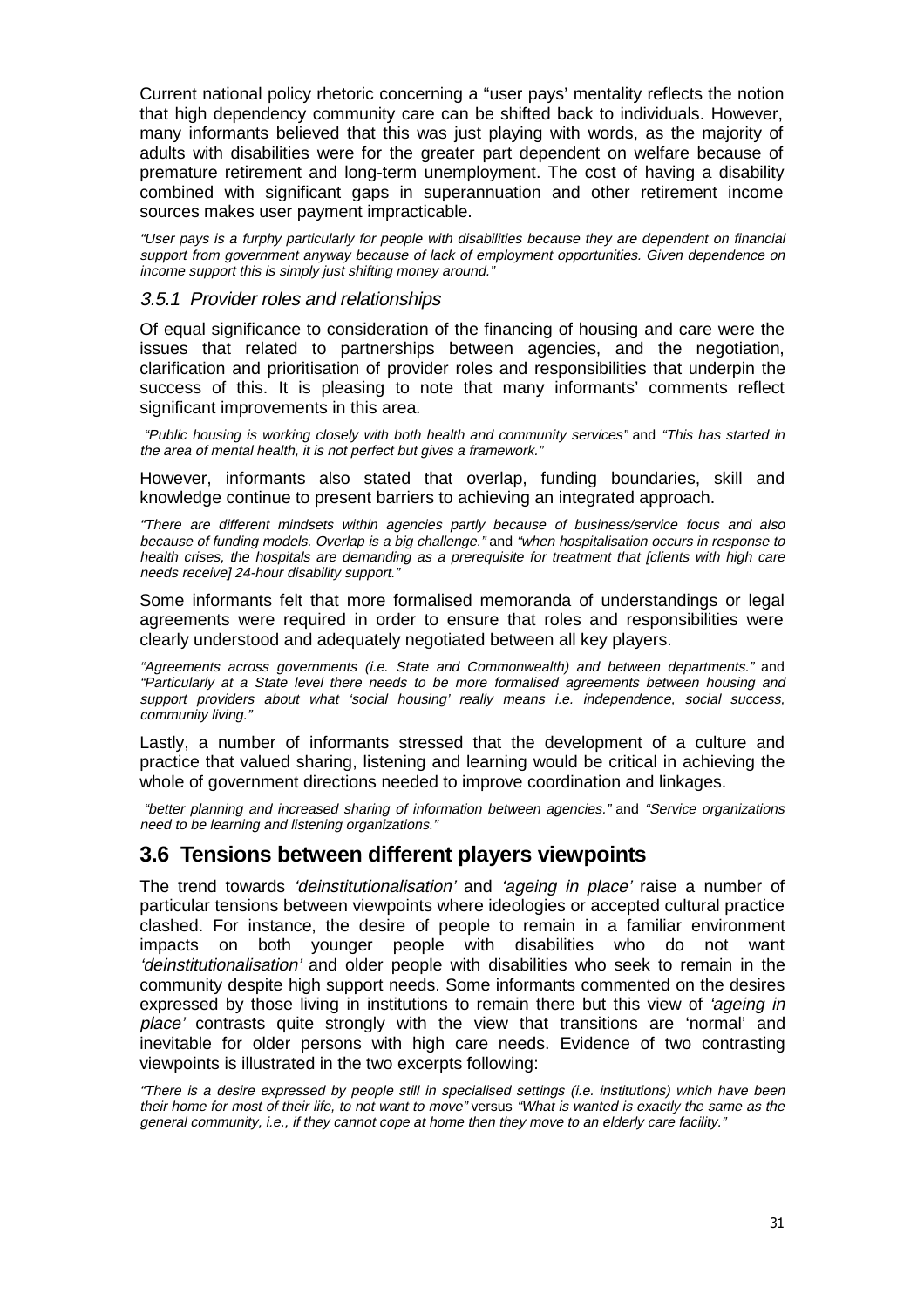Current national policy rhetoric concerning a "user pays' mentality reflects the notion that high dependency community care can be shifted back to individuals. However, many informants believed that this was just playing with words, as the majority of adults with disabilities were for the greater part dependent on welfare because of premature retirement and long-term unemployment. The cost of having a disability combined with significant gaps in superannuation and other retirement income sources makes user payment impracticable.

*"User pays is a furphy particularly for people with disabilities because they are dependent on financial support from government anyway because of lack of employment opportunities. Given dependence on income support this is simply just shifting money around."*

### *3.5.1 Provider roles and relationships*

Of equal significance to consideration of the financing of housing and care were the issues that related to partnerships between agencies, and the negotiation, clarification and prioritisation of provider roles and responsibilities that underpin the success of this. It is pleasing to note that many informants' comments reflect significant improvements in this area.

*"Public housing is working closely with both health and community services"* and *"This has started in the area of mental health, it is not perfect but gives a framework."*

However, informants also stated that overlap, funding boundaries, skill and knowledge continue to present barriers to achieving an integrated approach.

*"There are different mindsets within agencies partly because of business/service focus and also because of funding models. Overlap is a big challenge."* and *"when hospitalisation occurs in response to health crises, the hospitals are demanding as a prerequisite for treatment that [clients with high care needs receive] 24-hour disability support."*

Some informants felt that more formalised memoranda of understandings or legal agreements were required in order to ensure that roles and responsibilities were clearly understood and adequately negotiated between all key players.

*"Agreements across governments (i.e. State and Commonwealth) and between departments."* and *"Particularly at a State level there needs to be more formalised agreements between housing and support providers about what 'social housing' really means i.e. independence, social success, community living."*

Lastly, a number of informants stressed that the development of a culture and practice that valued sharing, listening and learning would be critical in achieving the whole of government directions needed to improve coordination and linkages.

*"better planning and increased sharing of information between agencies."* and *"Service organizations need to be learning and listening organizations."*

## 3.6 Tensions between different players viewpoints

The trend towards *'deinstitutionalisation'* and *'ageing in place'* raise a number of particular tensions between viewpoints where ideologies or accepted cultural practice clashed. For instance, the desire of people to remain in a familiar environment impacts on both younger people with disabilities who do not want *'deinstitutionalisation'* and older people with disabilities who seek to remain in the community despite high support needs. Some informants commented on the desires expressed by those living in institutions to remain there but this view of *'ageing in place'* contrasts quite strongly with the view that transitions are 'normal' and inevitable for older persons with high care needs. Evidence of two contrasting viewpoints is illustrated in the two excerpts following:

*"There is a desire expressed by people still in specialised settings (i.e. institutions) which have been their home for most of their life, to not want to move"* versus *"What is wanted is exactly the same as the general community, i.e., if they cannot cope at home then they move to an elderly care facility."*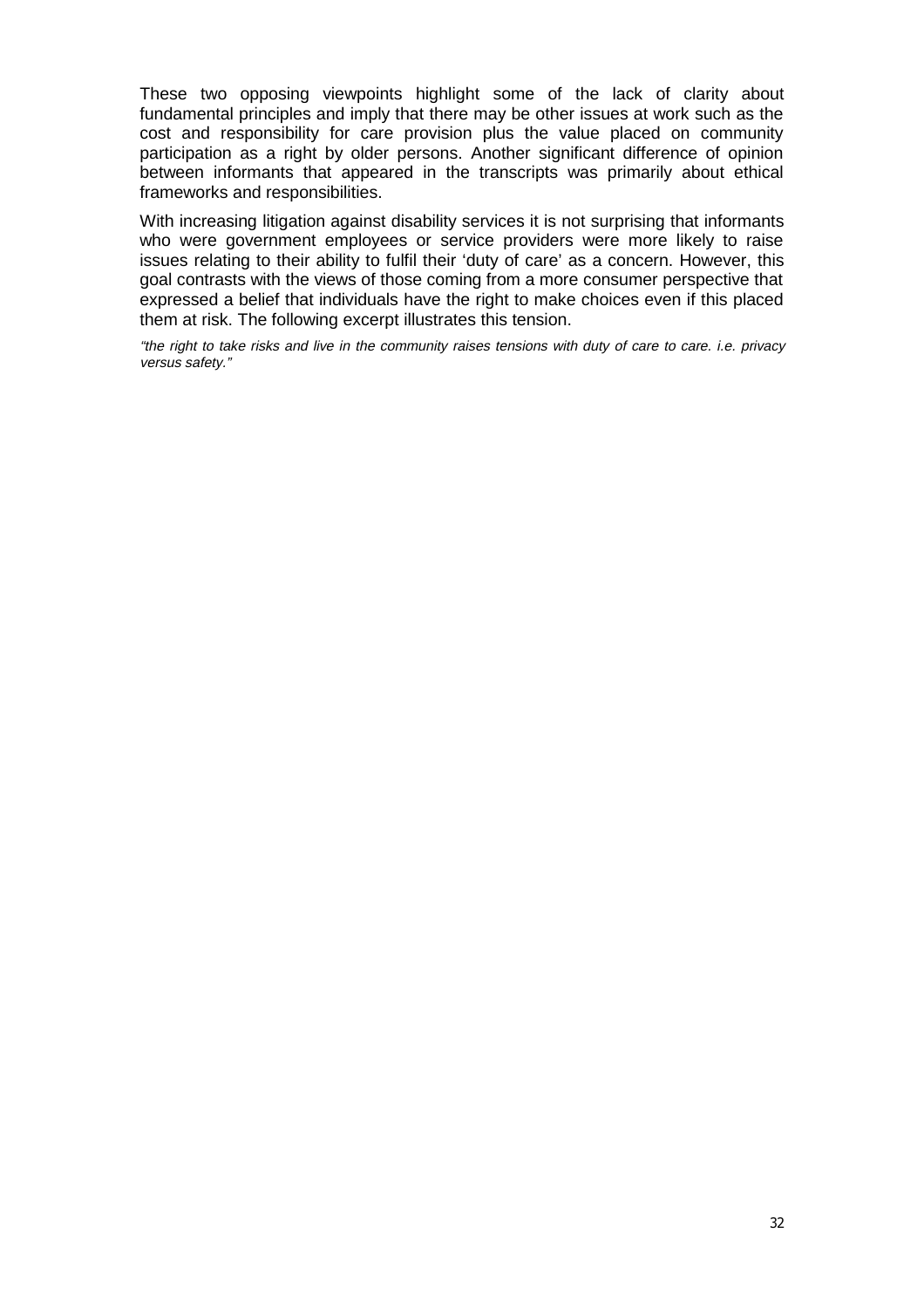These two opposing viewpoints highlight some of the lack of clarity about fundamental principles and imply that there may be other issues at work such as the cost and responsibility for care provision plus the value placed on community participation as a right by older persons. Another significant difference of opinion between informants that appeared in the transcripts was primarily about ethical frameworks and responsibilities.

With increasing litigation against disability services it is not surprising that informants who were government employees or service providers were more likely to raise issues relating to their ability to fulfil their 'duty of care' as a concern. However, this goal contrasts with the views of those coming from a more consumer perspective that expressed a belief that individuals have the right to make choices even if this placed them at risk. The following excerpt illustrates this tension.

*"the right to take risks and live in the community raises tensions with duty of care to care. i.e. privacy versus safety."*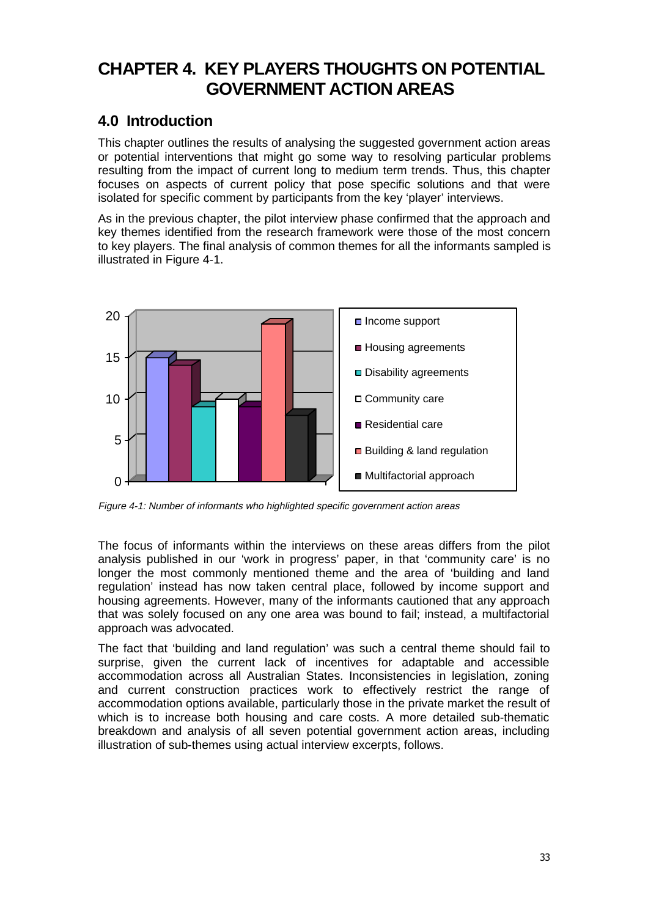# CHAPTER 4. KEY PLAYERS THOUGHTS ON POTENTIAL GOVERNMENT ACTION AREAS

## 4.0 Introduction

This chapter outlines the results of analysing the suggested government action areas or potential interventions that might go some way to resolving particular problems resulting from the impact of current long to medium term trends. Thus, this chapter focuses on aspects of current policy that pose specific solutions and that were isolated for specific comment by participants from the key 'player' interviews.

As in the previous chapter, the pilot interview phase confirmed that the approach and key themes identified from the research framework were those of the most concern to key players. The final analysis of common themes for all the informants sampled is illustrated in Figure 4-1.

*Figure 4-1: Number of informants who highlighted specific government action areas*

The focus of informants within the interviews on these areas differs from the pilot analysis published in our 'work in progress' paper, in that 'community care' is no longer the most commonly mentioned theme and the area of 'building and land regulation' instead has now taken central place, followed by income support and housing agreements. However, many of the informants cautioned that any approach that was solely focused on any one area was bound to fail; instead, a multifactorial approach was advocated.

The fact that 'building and land regulation' was such a central theme should fail to surprise, given the current lack of incentives for adaptable and accessible accommodation across all Australian States. Inconsistencies in legislation, zoning and current construction practices work to effectively restrict the range of accommodation options available, particularly those in the private market the result of which is to increase both housing and care costs. A more detailed sub-thematic breakdown and analysis of all seven potential government action areas, including illustration of sub-themes using actual interview excerpts, follows.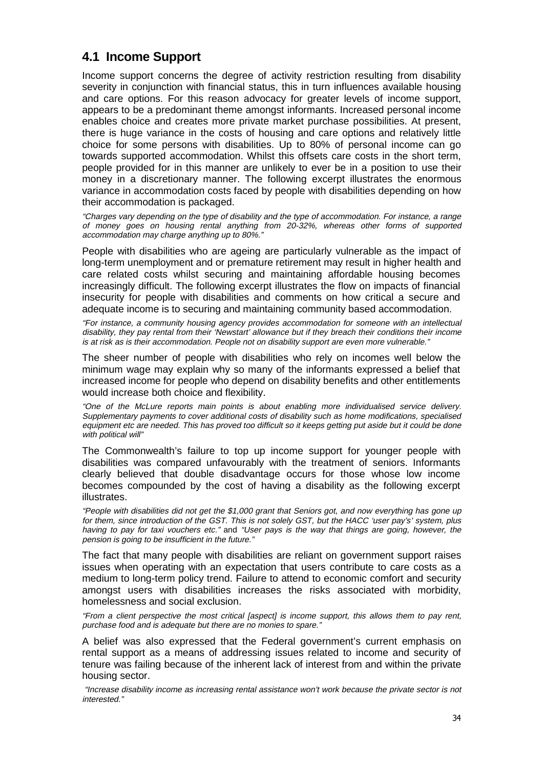## 4.1 Income Support

Income support concerns the degree of activity restriction resulting from disability severity in conjunction with financial status, this in turn influences available housing and care options. For this reason advocacy for greater levels of income support, appears to be a predominant theme amongst informants. Increased personal income enables choice and creates more private market purchase possibilities. At present, there is huge variance in the costs of housing and care options and relatively little choice for some persons with disabilities. Up to 80% of personal income can go towards supported accommodation. Whilst this offsets care costs in the short term, people provided for in this manner are unlikely to ever be in a position to use their money in a discretionary manner. The following excerpt illustrates the enormous variance in accommodation costs faced by people with disabilities depending on how their accommodation is packaged.

*"Charges vary depending on the type of disability and the type of accommodation. For instance, a range of money goes on housing rental anything from 20-32%, whereas other forms of supported accommodation may charge anything up to 80%."*

People with disabilities who are ageing are particularly vulnerable as the impact of long-term unemployment and or premature retirement may result in higher health and care related costs whilst securing and maintaining affordable housing becomes increasingly difficult. The following excerpt illustrates the flow on impacts of financial insecurity for people with disabilities and comments on how critical a secure and adequate income is to securing and maintaining community based accommodation.

*"For instance, a community housing agency provides accommodation for someone with an intellectual disability, they pay rental from their 'Newstart' allowance but if they breach their conditions their income is at risk as is their accommodation. People not on disability support are even more vulnerable."*

The sheer number of people with disabilities who rely on incomes well below the minimum wage may explain why so many of the informants expressed a belief that increased income for people who depend on disability benefits and other entitlements would increase both choice and flexibility.

*"One of the McLure reports main points is about enabling more individualised service delivery. Supplementary payments to cover additional costs of disability such as home modifications, specialised equipment etc are needed. This has proved too difficult so it keeps getting put aside but it could be done with political will"*

The Commonwealth's failure to top up income support for younger people with disabilities was compared unfavourably with the treatment of seniors. Informants clearly believed that double disadvantage occurs for those whose low income becomes compounded by the cost of having a disability as the following excerpt illustrates.

*"People with disabilities did not get the $1,000 grant that Seniors got, and now everything has gone up for them, since introduction of the GST. This is not solely GST, but the HACC 'user pay's' system, plus having to pay for taxi vouchers etc."* and *"User pays is the way that things are going, however, the pension is going to be insufficient in the future."*

The fact that many people with disabilities are reliant on government support raises issues when operating with an expectation that users contribute to care costs as a medium to long-term policy trend. Failure to attend to economic comfort and security amongst users with disabilities increases the risks associated with morbidity, homelessness and social exclusion.

*"From a client perspective the most critical [aspect] is income support, this allows them to pay rent, purchase food and is adequate but there are no monies to spare."*

A belief was also expressed that the Federal government's current emphasis on rental support as a means of addressing issues related to income and security of tenure was failing because of the inherent lack of interest from and within the private housing sector.

*"Increase disability income as increasing rental assistance won't work because the private sector is not interested."*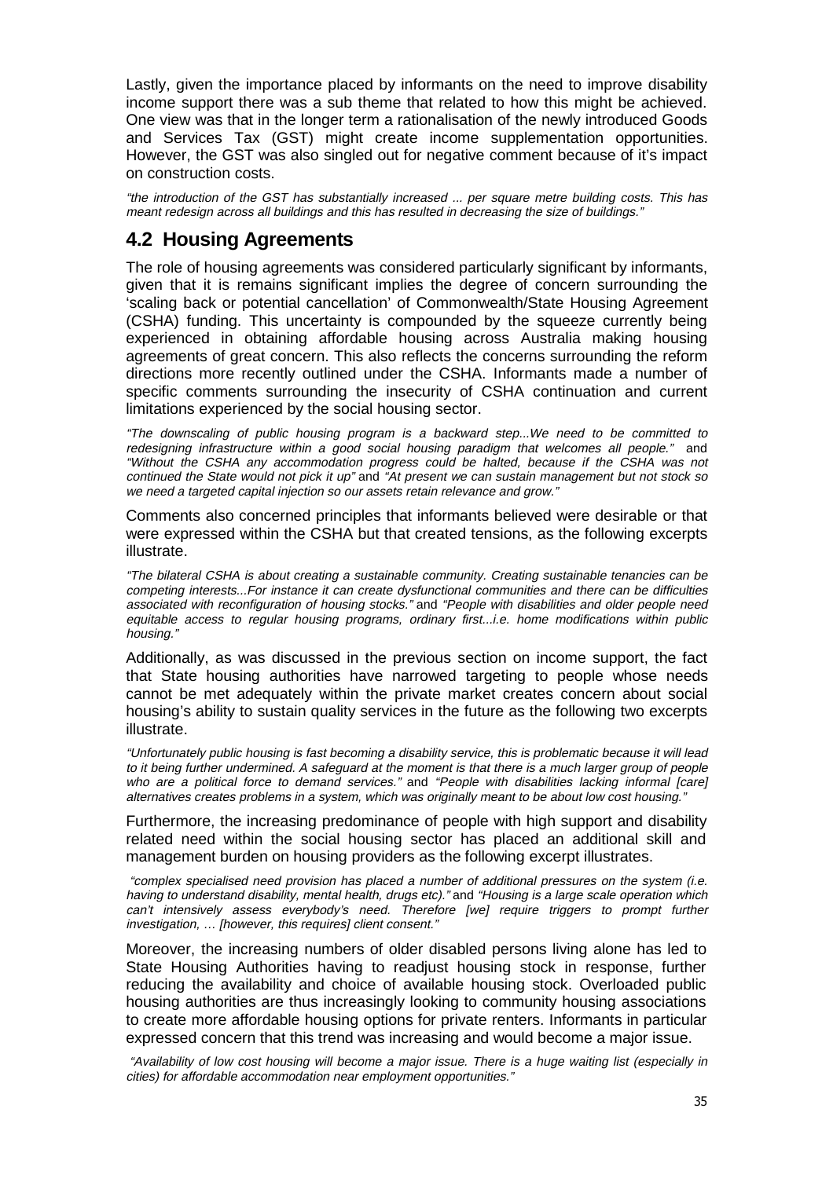Lastly, given the importance placed by informants on the need to improve disability income support there was a sub theme that related to how this might be achieved. One view was that in the longer term a rationalisation of the newly introduced Goods and Services Tax (GST) might create income supplementation opportunities. However, the GST was also singled out for negative comment because of it's impact on construction costs.

*"the introduction of the GST has substantially increased ... per square metre building costs. This has meant redesign across all buildings and this has resulted in decreasing the size of buildings."*

## 4.2 Housing Agreements

The role of housing agreements was considered particularly significant by informants, given that it is remains significant implies the degree of concern surrounding the 'scaling back or potential cancellation' of Commonwealth/State Housing Agreement (CSHA) funding. This uncertainty is compounded by the squeeze currently being experienced in obtaining affordable housing across Australia making housing agreements of great concern. This also reflects the concerns surrounding the reform directions more recently outlined under the CSHA. Informants made a number of specific comments surrounding the insecurity of CSHA continuation and current limitations experienced by the social housing sector.

*"The downscaling of public housing program is a backward step...We need to be committed to redesigning infrastructure within a good social housing paradigm that welcomes all people."* and *"Without the CSHA any accommodation progress could be halted, because if the CSHA was not continued the State would not pick it up"* and *"At present we can sustain management but not stock so we need a targeted capital injection so our assets retain relevance and grow."*

Comments also concerned principles that informants believed were desirable or that were expressed within the CSHA but that created tensions, as the following excerpts illustrate.

*"The bilateral CSHA is about creating a sustainable community. Creating sustainable tenancies can be competing interests...For instance it can create dysfunctional communities and there can be difficulties associated with reconfiguration of housing stocks."* and *"People with disabilities and older people need equitable access to regular housing programs, ordinary first...i.e. home modifications within public housing."*

Additionally, as was discussed in the previous section on income support, the fact that State housing authorities have narrowed targeting to people whose needs cannot be met adequately within the private market creates concern about social housing's ability to sustain quality services in the future as the following two excerpts illustrate.

*"Unfortunately public housing is fast becoming a disability service, this is problematic because it will lead to it being further undermined. A safeguard at the moment is that there is a much larger group of people who are a political force to demand services."* and *"People with disabilities lacking informal [care] alternatives creates problems in a system, which was originally meant to be about low cost housing."*

Furthermore, the increasing predominance of people with high support and disability related need within the social housing sector has placed an additional skill and management burden on housing providers as the following excerpt illustrates.

*"complex specialised need provision has placed a number of additional pressures on the system (i.e. having to understand disability, mental health, drugs etc)."* and *"Housing is a large scale operation which can't intensively assess everybody's need. Therefore [we] require triggers to prompt further investigation, … [however, this requires] client consent."*

Moreover, the increasing numbers of older disabled persons living alone has led to State Housing Authorities having to readjust housing stock in response, further reducing the availability and choice of available housing stock. Overloaded public housing authorities are thus increasingly looking to community housing associations to create more affordable housing options for private renters. Informants in particular expressed concern that this trend was increasing and would become a major issue.

*"Availability of low cost housing will become a major issue. There is a huge waiting list (especially in cities) for affordable accommodation near employment opportunities."*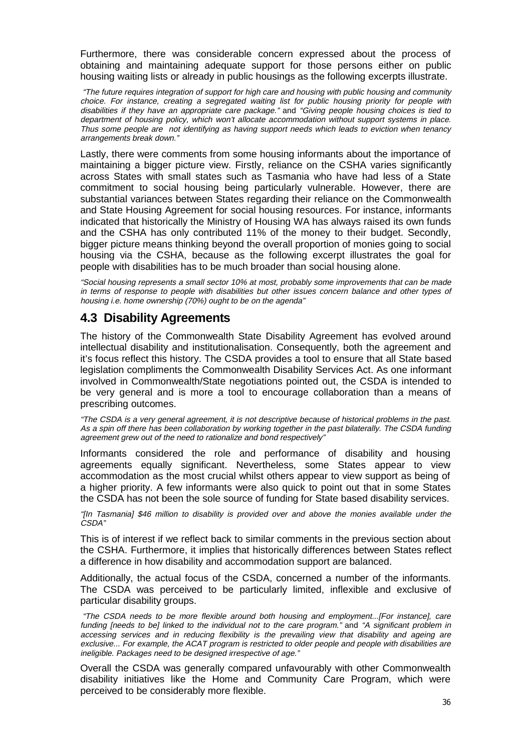Furthermore, there was considerable concern expressed about the process of obtaining and maintaining adequate support for those persons either on public housing waiting lists or already in public housings as the following excerpts illustrate.

*"The future requires integration of support for high care and housing with public housing and community choice. For instance, creating a segregated waiting list for public housing priority for people with disabilities if they have an appropriate care package."* and *"Giving people housing choices is tied to department of housing policy, which won't allocate accommodation without support systems in place. Thus some people are not identifying as having support needs which leads to eviction when tenancy arrangements break down."*

Lastly, there were comments from some housing informants about the importance of maintaining a bigger picture view. Firstly, reliance on the CSHA varies significantly across States with small states such as Tasmania who have had less of a State commitment to social housing being particularly vulnerable. However, there are substantial variances between States regarding their reliance on the Commonwealth and State Housing Agreement for social housing resources. For instance, informants indicated that historically the Ministry of Housing WA has always raised its own funds and the CSHA has only contributed 11% of the money to their budget. Secondly, bigger picture means thinking beyond the overall proportion of monies going to social housing via the CSHA, because as the following excerpt illustrates the goal for people with disabilities has to be much broader than social housing alone.

*"Social housing represents a small sector 10% at most, probably some improvements that can be made in terms of response to people with disabilities but other issues concern balance and other types of housing i.e. home ownership (70%) ought to be on the agenda"*

## 4.3 Disability Agreements

The history of the Commonwealth State Disability Agreement has evolved around intellectual disability and institutionalisation. Consequently, both the agreement and it's focus reflect this history. The CSDA provides a tool to ensure that all State based legislation compliments the Commonwealth Disability Services Act. As one informant involved in Commonwealth/State negotiations pointed out, the CSDA is intended to be very general and is more a tool to encourage collaboration than a means of prescribing outcomes.

*"The CSDA is a very general agreement, it is not descriptive because of historical problems in the past. As a spin off there has been collaboration by working together in the past bilaterally. The CSDA funding agreement grew out of the need to rationalize and bond respectively"*

Informants considered the role and performance of disability and housing agreements equally significant. Nevertheless, some States appear to view accommodation as the most crucial whilst others appear to view support as being of a higher priority. A few informants were also quick to point out that in some States the CSDA has not been the sole source of funding for State based disability services.

*"[In Tasmania] $46 million to disability is provided over and above the monies available under the CSDA"*

This is of interest if we reflect back to similar comments in the previous section about the CSHA. Furthermore, it implies that historically differences between States reflect a difference in how disability and accommodation support are balanced.

Additionally, the actual focus of the CSDA, concerned a number of the informants. The CSDA was perceived to be particularly limited, inflexible and exclusive of particular disability groups.

*"The CSDA needs to be more flexible around both housing and employment...[For instance], care funding [needs to be] linked to the individual not to the care program."* and *"A significant problem in accessing services and in reducing flexibility is the prevailing view that disability and ageing are exclusive... For example, the ACAT program is restricted to older people and people with disabilities are ineligible. Packages need to be designed irrespective of age."*

Overall the CSDA was generally compared unfavourably with other Commonwealth disability initiatives like the Home and Community Care Program, which were perceived to be considerably more flexible.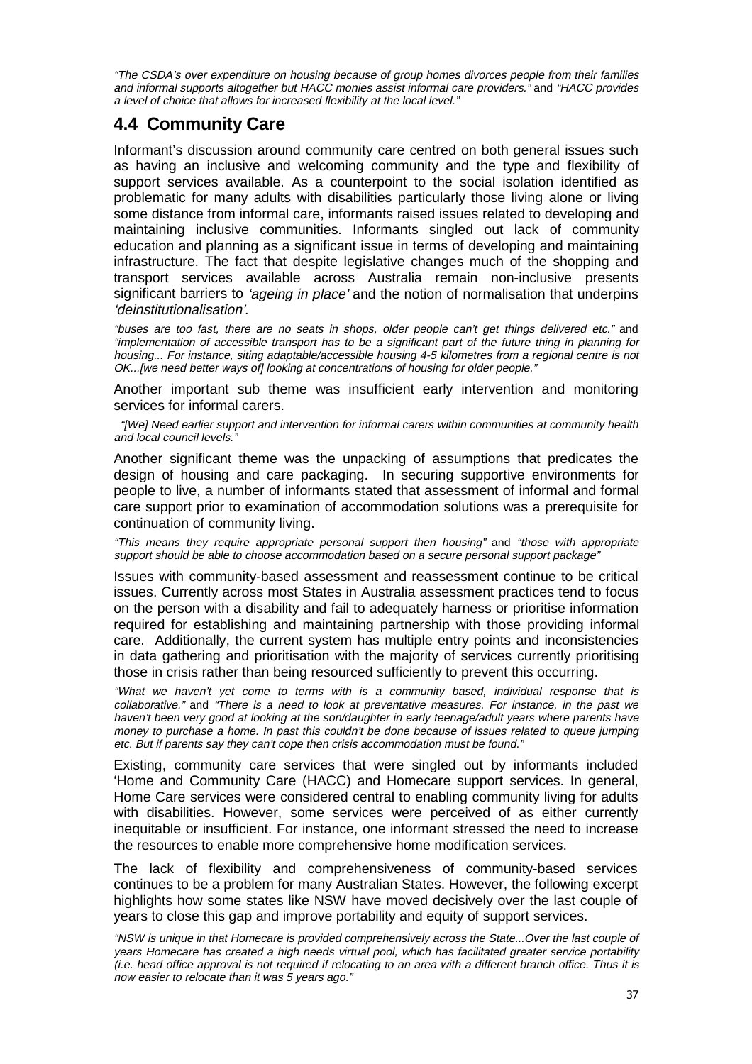*"The CSDA's over expenditure on housing because of group homes divorces people from their families and informal supports altogether but HACC monies assist informal care providers."* and *"HACC provides a level of choice that allows for increased flexibility at the local level."*

## 4.4 Community Care

Informant's discussion around community care centred on both general issues such as having an inclusive and welcoming community and the type and flexibility of support services available. As a counterpoint to the social isolation identified as problematic for many adults with disabilities particularly those living alone or living some distance from informal care, informants raised issues related to developing and maintaining inclusive communities. Informants singled out lack of community education and planning as a significant issue in terms of developing and maintaining infrastructure. The fact that despite legislative changes much of the shopping and transport services available across Australia remain non-inclusive presents significant barriers to *'ageing in place'* and the notion of normalisation that underpins *'deinstitutionalisation'.*

*"buses are too fast, there are no seats in shops, older people can't get things delivered etc."* and *"implementation of accessible transport has to be a significant part of the future thing in planning for housing... For instance, siting adaptable/accessible housing 4-5 kilometres from a regional centre is not OK...[we need better ways of] looking at concentrations of housing for older people."*

Another important sub theme was insufficient early intervention and monitoring services for informal carers.

*"[We] Need earlier support and intervention for informal carers within communities at community health and local council levels."*

Another significant theme was the unpacking of assumptions that predicates the design of housing and care packaging. In securing supportive environments for people to live, a number of informants stated that assessment of informal and formal care support prior to examination of accommodation solutions was a prerequisite for continuation of community living.

*"This means they require appropriate personal support then housing"* and *"those with appropriate support should be able to choose accommodation based on a secure personal support package"*

Issues with community-based assessment and reassessment continue to be critical issues. Currently across most States in Australia assessment practices tend to focus on the person with a disability and fail to adequately harness or prioritise information required for establishing and maintaining partnership with those providing informal care. Additionally, the current system has multiple entry points and inconsistencies in data gathering and prioritisation with the majority of services currently prioritising those in crisis rather than being resourced sufficiently to prevent this occurring.

*"What we haven't yet come to terms with is a community based, individual response that is collaborative."* and *"There is a need to look at preventative measures. For instance, in the past we haven't been very good at looking at the son/daughter in early teenage/adult years where parents have money to purchase a home. In past this couldn't be done because of issues related to queue jumping etc. But if parents say they can't cope then crisis accommodation must be found."*

Existing, community care services that were singled out by informants included 'Home and Community Care (HACC) and Homecare support services. In general, Home Care services were considered central to enabling community living for adults with disabilities. However, some services were perceived of as either currently inequitable or insufficient. For instance, one informant stressed the need to increase the resources to enable more comprehensive home modification services.

The lack of flexibility and comprehensiveness of community-based services continues to be a problem for many Australian States. However, the following excerpt highlights how some states like NSW have moved decisively over the last couple of years to close this gap and improve portability and equity of support services.

*"NSW is unique in that Homecare is provided comprehensively across the State...Over the last couple of years Homecare has created a high needs virtual pool, which has facilitated greater service portability (i.e. head office approval is not required if relocating to an area with a different branch office. Thus it is now easier to relocate than it was 5 years ago."*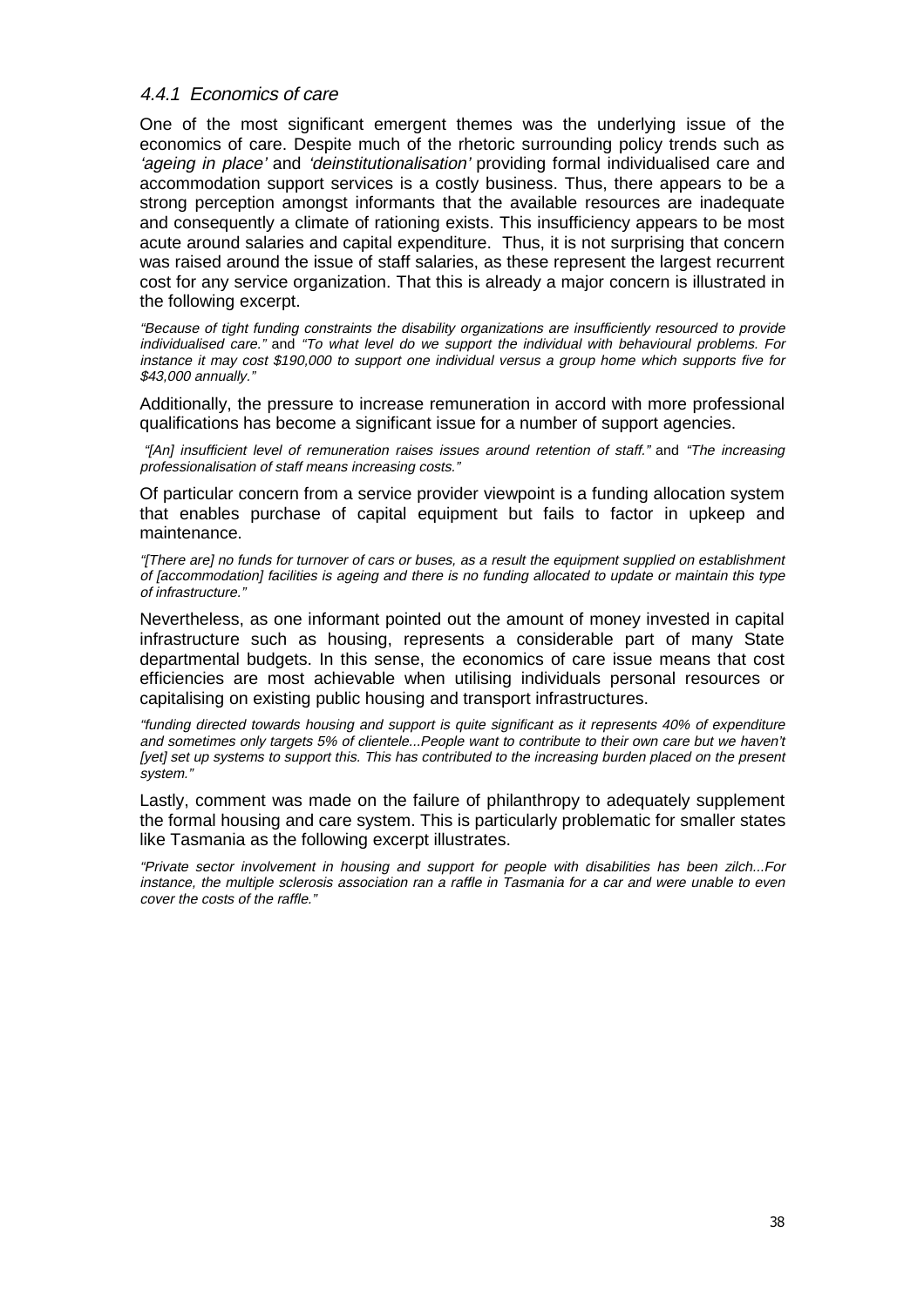#### *4.4.1 Economics of care*

One of the most significant emergent themes was the underlying issue of the economics of care. Despite much of the rhetoric surrounding policy trends such as *'ageing in place'* and *'deinstitutionalisation'* providing formal individualised care and accommodation support services is a costly business. Thus, there appears to be a strong perception amongst informants that the available resources are inadequate and consequently a climate of rationing exists. This insufficiency appears to be most acute around salaries and capital expenditure. Thus, it is not surprising that concern was raised around the issue of staff salaries, as these represent the largest recurrent cost for any service organization. That this is already a major concern is illustrated in the following excerpt.

*"Because of tight funding constraints the disability organizations are insufficiently resourced to provide individualised care."* and *"To what level do we support the individual with behavioural problems. For instance it may cost $190,000 to support one individual versus a group home which supports five for $43,000 annually."*

Additionally, the pressure to increase remuneration in accord with more professional qualifications has become a significant issue for a number of support agencies.

*"[An] insufficient level of remuneration raises issues around retention of staff."* and *"The increasing professionalisation of staff means increasing costs."*

Of particular concern from a service provider viewpoint is a funding allocation system that enables purchase of capital equipment but fails to factor in upkeep and maintenance.

*"[There are] no funds for turnover of cars or buses, as a result the equipment supplied on establishment of [accommodation] facilities is ageing and there is no funding allocated to update or maintain this type of infrastructure."*

Nevertheless, as one informant pointed out the amount of money invested in capital infrastructure such as housing, represents a considerable part of many State departmental budgets. In this sense, the economics of care issue means that cost efficiencies are most achievable when utilising individuals personal resources or capitalising on existing public housing and transport infrastructures.

*"funding directed towards housing and support is quite significant as it represents 40% of expenditure and sometimes only targets 5% of clientele...People want to contribute to their own care but we haven't [yet] set up systems to support this. This has contributed to the increasing burden placed on the present system."*

Lastly, comment was made on the failure of philanthropy to adequately supplement the formal housing and care system. This is particularly problematic for smaller states like Tasmania as the following excerpt illustrates.

*"Private sector involvement in housing and support for people with disabilities has been zilch...For instance, the multiple sclerosis association ran a raffle in Tasmania for a car and were unable to even cover the costs of the raffle."*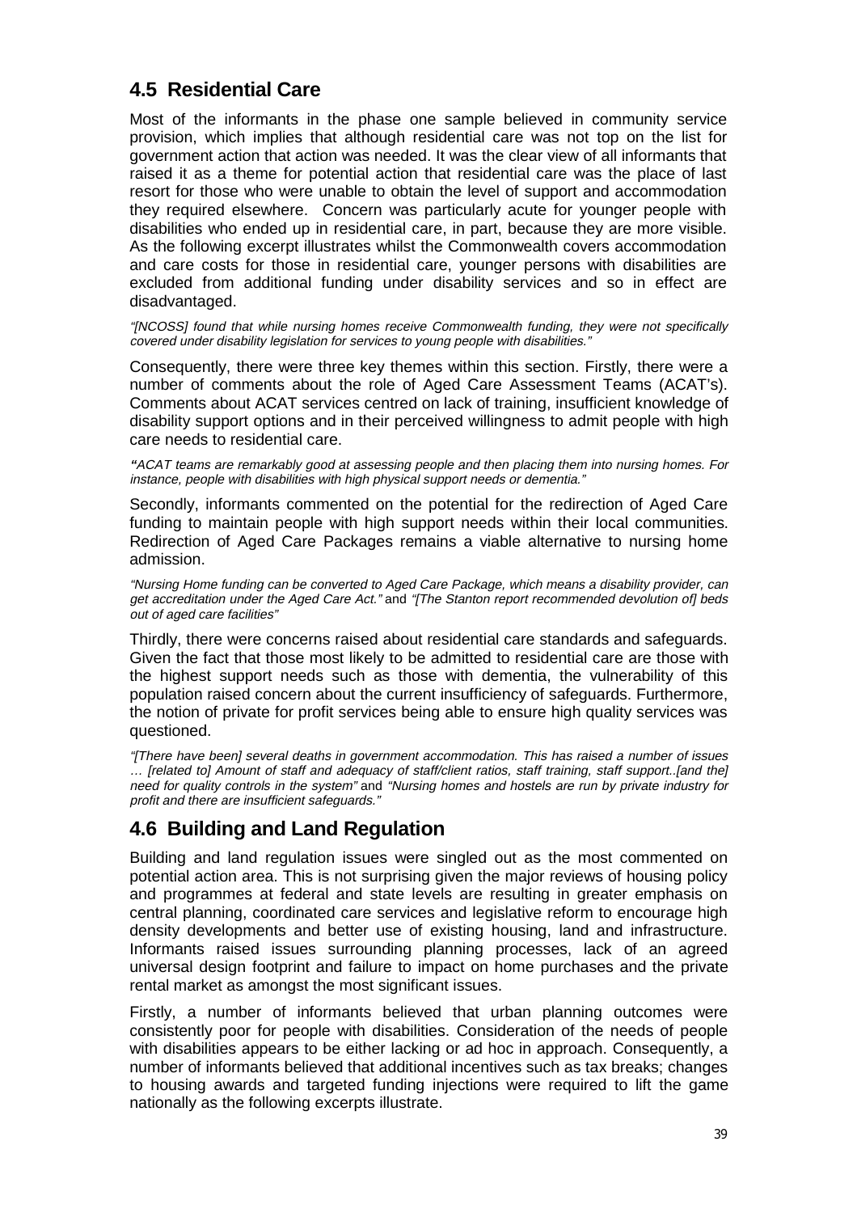## 4.5 Residential Care

Most of the informants in the phase one sample believed in community service provision, which implies that although residential care was not top on the list for government action that action was needed. It was the clear view of all informants that raised it as a theme for potential action that residential care was the place of last resort for those who were unable to obtain the level of support and accommodation they required elsewhere. Concern was particularly acute for younger people with disabilities who ended up in residential care, in part, because they are more visible. As the following excerpt illustrates whilst the Commonwealth covers accommodation and care costs for those in residential care, younger persons with disabilities are excluded from additional funding under disability services and so in effect are disadvantaged.

*"[NCOSS] found that while nursing homes receive Commonwealth funding, they were not specifically covered under disability legislation for services to young people with disabilities."*

Consequently, there were three key themes within this section. Firstly, there were a number of comments about the role of Aged Care Assessment Teams (ACAT's). Comments about ACAT services centred on lack of training, insufficient knowledge of disability support options and in their perceived willingness to admit people with high care needs to residential care.

*"ACAT teams are remarkably good at assessing people and then placing them into nursing homes. For instance, people with disabilities with high physical support needs or dementia."*

Secondly, informants commented on the potential for the redirection of Aged Care funding to maintain people with high support needs within their local communities. Redirection of Aged Care Packages remains a viable alternative to nursing home admission.

*"Nursing Home funding can be converted to Aged Care Package, which means a disability provider, can get accreditation under the Aged Care Act."* and *"[The Stanton report recommended devolution of] beds out of aged care facilities"*

Thirdly, there were concerns raised about residential care standards and safeguards. Given the fact that those most likely to be admitted to residential care are those with the highest support needs such as those with dementia, the vulnerability of this population raised concern about the current insufficiency of safeguards. Furthermore, the notion of private for profit services being able to ensure high quality services was questioned.

*"[There have been] several deaths in government accommodation. This has raised a number of issues … [related to] Amount of staff and adequacy of staff/client ratios, staff training, staff support..[and the] need for quality controls in the system"* and *"Nursing homes and hostels are run by private industry for profit and there are insufficient safeguards."*

## 4.6 Building and Land Regulation

Building and land regulation issues were singled out as the most commented on potential action area. This is not surprising given the major reviews of housing policy and programmes at federal and state levels are resulting in greater emphasis on central planning, coordinated care services and legislative reform to encourage high density developments and better use of existing housing, land and infrastructure. Informants raised issues surrounding planning processes, lack of an agreed universal design footprint and failure to impact on home purchases and the private rental market as amongst the most significant issues.

Firstly, a number of informants believed that urban planning outcomes were consistently poor for people with disabilities. Consideration of the needs of people with disabilities appears to be either lacking or ad hoc in approach. Consequently, a number of informants believed that additional incentives such as tax breaks; changes to housing awards and targeted funding injections were required to lift the game nationally as the following excerpts illustrate.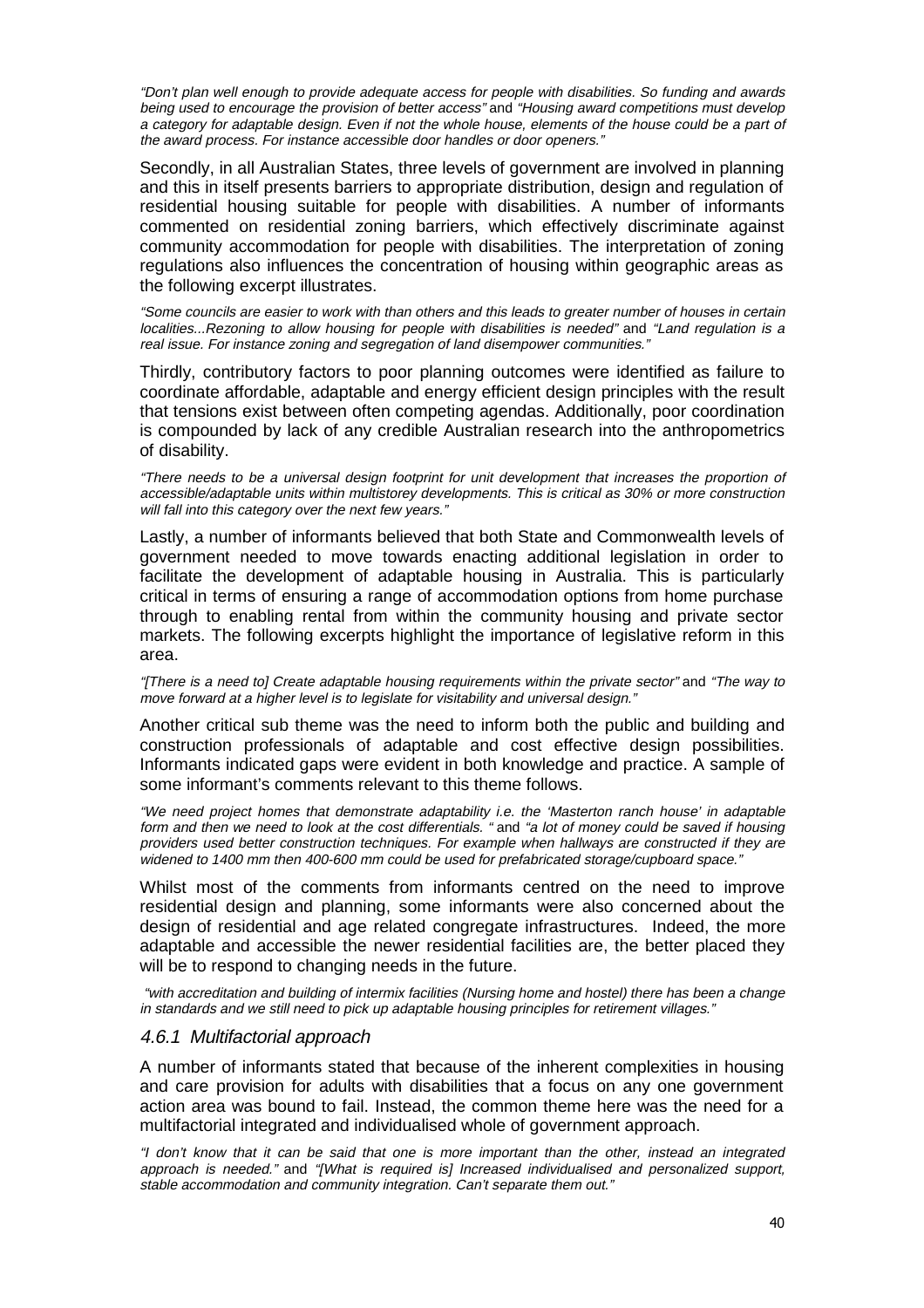*"Don't plan well enough to provide adequate access for people with disabilities. So funding and awards being used to encourage the provision of better access"* and *"Housing award competitions must develop a category for adaptable design. Even if not the whole house, elements of the house could be a part of the award process. For instance accessible door handles or door openers."*

Secondly, in all Australian States, three levels of government are involved in planning and this in itself presents barriers to appropriate distribution, design and regulation of residential housing suitable for people with disabilities. A number of informants commented on residential zoning barriers, which effectively discriminate against community accommodation for people with disabilities. The interpretation of zoning regulations also influences the concentration of housing within geographic areas as the following excerpt illustrates.

*"Some councils are easier to work with than others and this leads to greater number of houses in certain localities...Rezoning to allow housing for people with disabilities is needed"* and *"Land regulation is a real issue. For instance zoning and segregation of land disempower communities."*

Thirdly, contributory factors to poor planning outcomes were identified as failure to coordinate affordable, adaptable and energy efficient design principles with the result that tensions exist between often competing agendas. Additionally, poor coordination is compounded by lack of any credible Australian research into the anthropometrics of disability.

*"There needs to be a universal design footprint for unit development that increases the proportion of accessible/adaptable units within multistorey developments. This is critical as 30% or more construction will fall into this category over the next few years."*

Lastly, a number of informants believed that both State and Commonwealth levels of government needed to move towards enacting additional legislation in order to facilitate the development of adaptable housing in Australia. This is particularly critical in terms of ensuring a range of accommodation options from home purchase through to enabling rental from within the community housing and private sector markets. The following excerpts highlight the importance of legislative reform in this area.

*"[There is a need to] Create adaptable housing requirements within the private sector"* and *"The way to move forward at a higher level is to legislate for visitability and universal design."*

Another critical sub theme was the need to inform both the public and building and construction professionals of adaptable and cost effective design possibilities. Informants indicated gaps were evident in both knowledge and practice. A sample of some informant's comments relevant to this theme follows.

*"We need project homes that demonstrate adaptability i.e. the 'Masterton ranch house' in adaptable form and then we need to look at the cost differentials. "* and *"a lot of money could be saved if housing providers used better construction techniques. For example when hallways are constructed if they are widened to 1400 mm then 400-600 mm could be used for prefabricated storage/cupboard space."*

Whilst most of the comments from informants centred on the need to improve residential design and planning, some informants were also concerned about the design of residential and age related congregate infrastructures. Indeed, the more adaptable and accessible the newer residential facilities are, the better placed they will be to respond to changing needs in the future.

*"with accreditation and building of intermix facilities (Nursing home and hostel) there has been a change in standards and we still need to pick up adaptable housing principles for retirement villages."*

### *4.6.1 Multifactorial approach*

A number of informants stated that because of the inherent complexities in housing and care provision for adults with disabilities that a focus on any one government action area was bound to fail. Instead, the common theme here was the need for a multifactorial integrated and individualised whole of government approach.

*"I don't know that it can be said that one is more important than the other, instead an integrated approach is needed."* and *"[What is required is] Increased individualised and personalized support, stable accommodation and community integration. Can't separate them out."*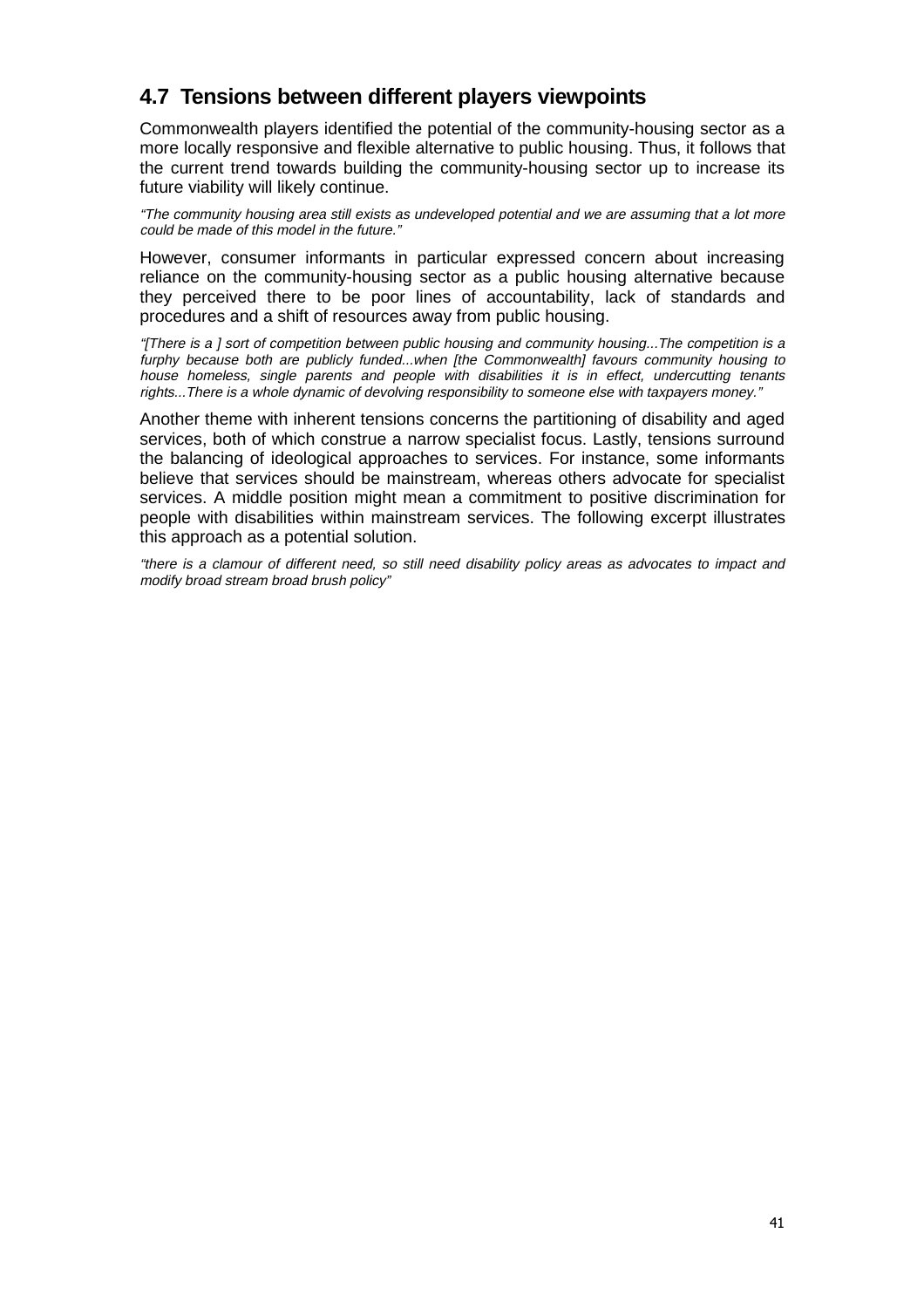## 4.7 Tensions between different players viewpoints

Commonwealth players identified the potential of the community-housing sector as a more locally responsive and flexible alternative to public housing. Thus, it follows that the current trend towards building the community-housing sector up to increase its future viability will likely continue.

*"The community housing area still exists as undeveloped potential and we are assuming that a lot more could be made of this model in the future."*

However, consumer informants in particular expressed concern about increasing reliance on the community-housing sector as a public housing alternative because they perceived there to be poor lines of accountability, lack of standards and procedures and a shift of resources away from public housing.

*"[There is a ] sort of competition between public housing and community housing...The competition is a furphy because both are publicly funded...when [the Commonwealth] favours community housing to house homeless, single parents and people with disabilities it is in effect, undercutting tenants rights...There is a whole dynamic of devolving responsibility to someone else with taxpayers money."*

Another theme with inherent tensions concerns the partitioning of disability and aged services, both of which construe a narrow specialist focus. Lastly, tensions surround the balancing of ideological approaches to services. For instance, some informants believe that services should be mainstream, whereas others advocate for specialist services. A middle position might mean a commitment to positive discrimination for people with disabilities within mainstream services. The following excerpt illustrates this approach as a potential solution.

*"there is a clamour of different need, so still need disability policy areas as advocates to impact and modify broad stream broad brush policy"*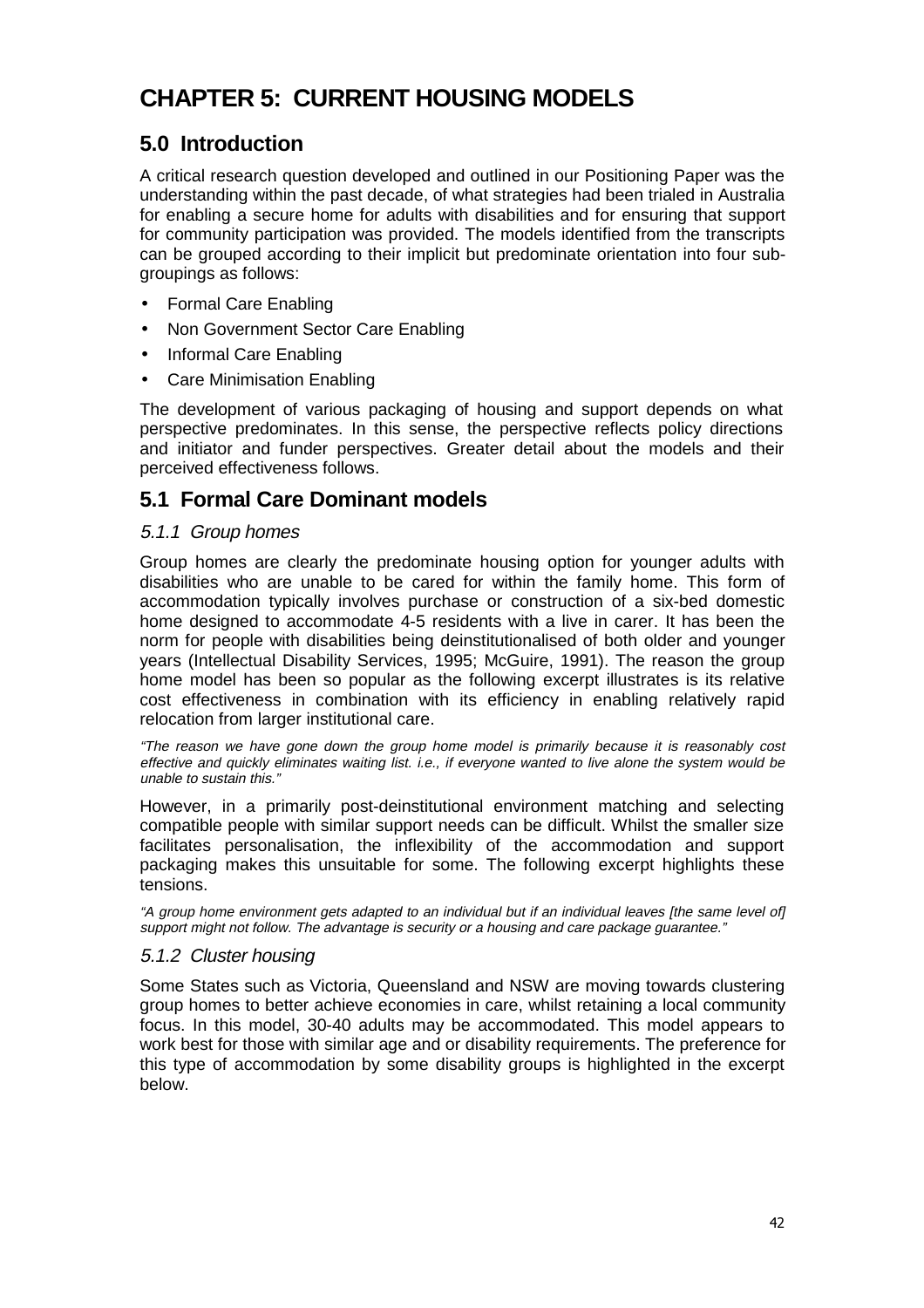# CHAPTER 5: CURRENT HOUSING MODELS

## 5.0 Introduction

A critical research question developed and outlined in our Positioning Paper was the understanding within the past decade, of what strategies had been trialed in Australia for enabling a secure home for adults with disabilities and for ensuring that support for community participation was provided. The models identified from the transcripts can be grouped according to their implicit but predominate orientation into four sub-groupings as follows:

- Formal Care Enabling
- Non Government Sector Care Enabling
- Informal Care Enabling
- Care Minimisation Enabling

The development of various packaging of housing and support depends on what perspective predominates. In this sense, the perspective reflects policy directions and initiator and funder perspectives. Greater detail about the models and their perceived effectiveness follows.

## 5.1 Formal Care Dominant models

### *5.1.1 Group homes*

Group homes are clearly the predominate housing option for younger adults with disabilities who are unable to be cared for within the family home. This form of accommodation typically involves purchase or construction of a six-bed domestic home designed to accommodate 4-5 residents with a live in carer. It has been the norm for people with disabilities being deinstitutionalised of both older and younger years (Intellectual Disability Services, 1995; McGuire, 1991). The reason the group home model has been so popular as the following excerpt illustrates is its relative cost effectiveness in combination with its efficiency in enabling relatively rapid relocation from larger institutional care.

*"The reason we have gone down the group home model is primarily because it is reasonably cost effective and quickly eliminates waiting list. i.e., if everyone wanted to live alone the system would be unable to sustain this."*

However, in a primarily post-deinstitutional environment matching and selecting compatible people with similar support needs can be difficult. Whilst the smaller size facilitates personalisation, the inflexibility of the accommodation and support packaging makes this unsuitable for some. The following excerpt highlights these tensions.

*"A group home environment gets adapted to an individual but if an individual leaves [the same level of] support might not follow. The advantage is security or a housing and care package guarantee."*

### *5.1.2 Cluster housing*

Some States such as Victoria, Queensland and NSW are moving towards clustering group homes to better achieve economies in care, whilst retaining a local community focus. In this model, 30-40 adults may be accommodated. This model appears to work best for those with similar age and or disability requirements. The preference for this type of accommodation by some disability groups is highlighted in the excerpt below.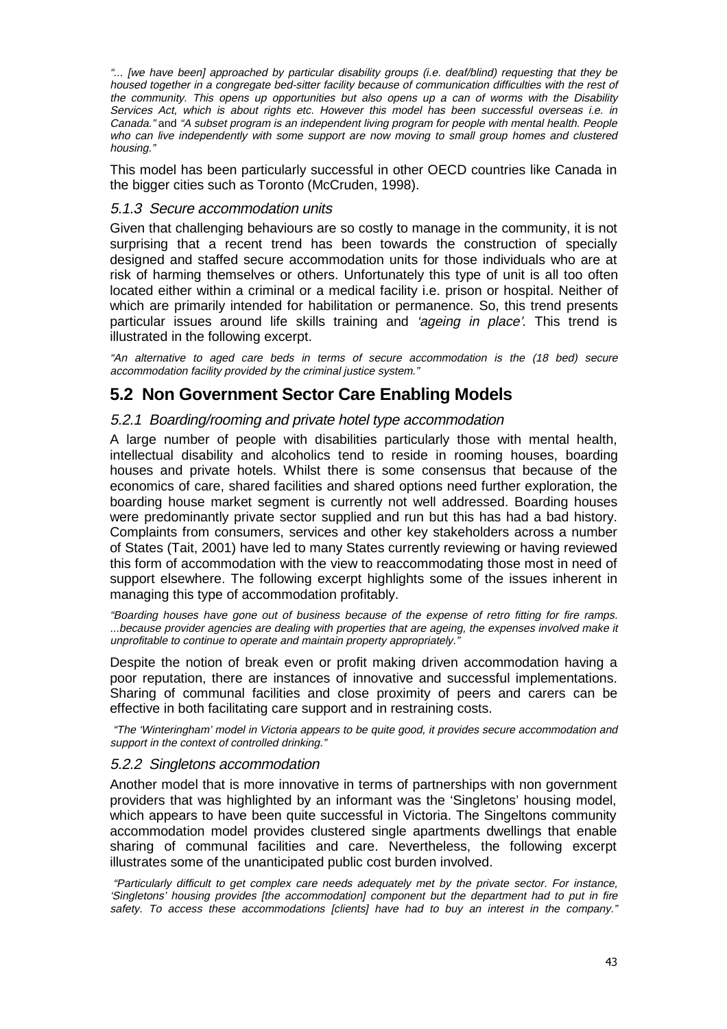*"... [we have been] approached by particular disability groups (i.e. deaf/blind) requesting that they be housed together in a congregate bed-sitter facility because of communication difficulties with the rest of the community. This opens up opportunities but also opens up a can of worms with the Disability Services Act, which is about rights etc. However this model has been successful overseas i.e. in Canada."* and *"A subset program is an independent living program for people with mental health. People who can live independently with some support are now moving to small group homes and clustered housing."*

This model has been particularly successful in other OECD countries like Canada in the bigger cities such as Toronto (McCruden, 1998).

### *5.1.3 Secure accommodation units*

Given that challenging behaviours are so costly to manage in the community, it is not surprising that a recent trend has been towards the construction of specially designed and staffed secure accommodation units for those individuals who are at risk of harming themselves or others. Unfortunately this type of unit is all too often located either within a criminal or a medical facility i.e. prison or hospital. Neither of which are primarily intended for habilitation or permanence. So, this trend presents particular issues around life skills training and *'ageing in place'*. This trend is illustrated in the following excerpt.

*"An alternative to aged care beds in terms of secure accommodation is the (18 bed) secure accommodation facility provided by the criminal justice system."*

## 5.2 Non Government Sector Care Enabling Models

### *5.2.1 Boarding/rooming and private hotel type accommodation*

A large number of people with disabilities particularly those with mental health, intellectual disability and alcoholics tend to reside in rooming houses, boarding houses and private hotels. Whilst there is some consensus that because of the economics of care, shared facilities and shared options need further exploration, the boarding house market segment is currently not well addressed. Boarding houses were predominantly private sector supplied and run but this has had a bad history. Complaints from consumers, services and other key stakeholders across a number of States (Tait, 2001) have led to many States currently reviewing or having reviewed this form of accommodation with the view to reaccommodating those most in need of support elsewhere. The following excerpt highlights some of the issues inherent in managing this type of accommodation profitably.

*"Boarding houses have gone out of business because of the expense of retro fitting for fire ramps. ...because provider agencies are dealing with properties that are ageing, the expenses involved make it unprofitable to continue to operate and maintain property appropriately."*

Despite the notion of break even or profit making driven accommodation having a poor reputation, there are instances of innovative and successful implementations. Sharing of communal facilities and close proximity of peers and carers can be effective in both facilitating care support and in restraining costs.

*"The 'Winteringham' model in Victoria appears to be quite good, it provides secure accommodation and support in the context of controlled drinking."*

### *5.2.2 Singletons accommodation*

Another model that is more innovative in terms of partnerships with non government providers that was highlighted by an informant was the 'Singletons' housing model, which appears to have been quite successful in Victoria. The Singeltons community accommodation model provides clustered single apartments dwellings that enable sharing of communal facilities and care. Nevertheless, the following excerpt illustrates some of the unanticipated public cost burden involved.

*"Particularly difficult to get complex care needs adequately met by the private sector. For instance, 'Singletons' housing provides [the accommodation] component but the department had to put in fire safety. To access these accommodations [clients] have had to buy an interest in the company."*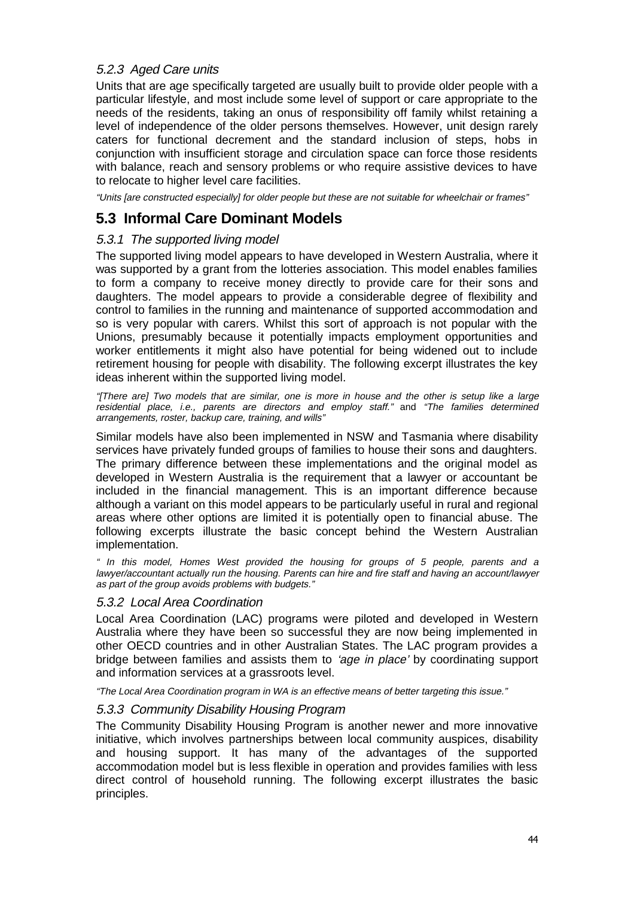### *5.2.3 Aged Care units*

Units that are age specifically targeted are usually built to provide older people with a particular lifestyle, and most include some level of support or care appropriate to the needs of the residents, taking an onus of responsibility off family whilst retaining a level of independence of the older persons themselves. However, unit design rarely caters for functional decrement and the standard inclusion of steps, hobs in conjunction with insufficient storage and circulation space can force those residents with balance, reach and sensory problems or who require assistive devices to have to relocate to higher level care facilities.

*"Units [are constructed especially] for older people but these are not suitable for wheelchair or frames"*

## 5.3 Informal Care Dominant Models

### *5.3.1 The supported living model*

The supported living model appears to have developed in Western Australia, where it was supported by a grant from the lotteries association. This model enables families to form a company to receive money directly to provide care for their sons and daughters. The model appears to provide a considerable degree of flexibility and control to families in the running and maintenance of supported accommodation and so is very popular with carers. Whilst this sort of approach is not popular with the Unions, presumably because it potentially impacts employment opportunities and worker entitlements it might also have potential for being widened out to include retirement housing for people with disability. The following excerpt illustrates the key ideas inherent within the supported living model.

*"[There are] Two models that are similar, one is more in house and the other is setup like a large residential place, i.e., parents are directors and employ staff."* and *"The families determined arrangements, roster, backup care, training, and wills"*

Similar models have also been implemented in NSW and Tasmania where disability services have privately funded groups of families to house their sons and daughters. The primary difference between these implementations and the original model as developed in Western Australia is the requirement that a lawyer or accountant be included in the financial management. This is an important difference because although a variant on this model appears to be particularly useful in rural and regional areas where other options are limited it is potentially open to financial abuse. The following excerpts illustrate the basic concept behind the Western Australian implementation.

*" In this model, Homes West provided the housing for groups of 5 people, parents and a lawyer/accountant actually run the housing. Parents can hire and fire staff and having an account/lawyer as part of the group avoids problems with budgets."*

### *5.3.2 Local Area Coordination*

Local Area Coordination (LAC) programs were piloted and developed in Western Australia where they have been so successful they are now being implemented in other OECD countries and in other Australian States. The LAC program provides a bridge between families and assists them to *'age in place'* by coordinating support and information services at a grassroots level.

*"The Local Area Coordination program in WA is an effective means of better targeting this issue."*

### *5.3.3 Community Disability Housing Program*

The Community Disability Housing Program is another newer and more innovative initiative, which involves partnerships between local community auspices, disability and housing support. It has many of the advantages of the supported accommodation model but is less flexible in operation and provides families with less direct control of household running. The following excerpt illustrates the basic principles.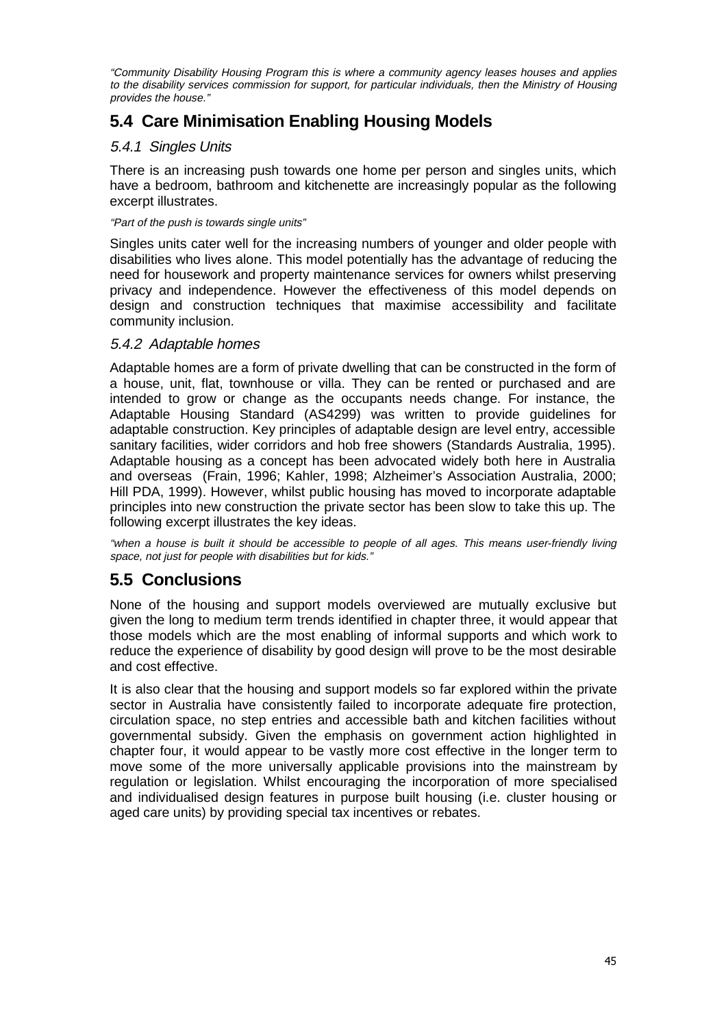*"Community Disability Housing Program this is where a community agency leases houses and applies to the disability services commission for support, for particular individuals, then the Ministry of Housing provides the house."*

## 5.4 Care Minimisation Enabling Housing Models

### *5.4.1 Singles Units*

There is an increasing push towards one home per person and singles units, which have a bedroom, bathroom and kitchenette are increasingly popular as the following excerpt illustrates.

*"Part of the push is towards single units"*

Singles units cater well for the increasing numbers of younger and older people with disabilities who lives alone. This model potentially has the advantage of reducing the need for housework and property maintenance services for owners whilst preserving privacy and independence. However the effectiveness of this model depends on design and construction techniques that maximise accessibility and facilitate community inclusion.

### *5.4.2 Adaptable homes*

Adaptable homes are a form of private dwelling that can be constructed in the form of a house, unit, flat, townhouse or villa. They can be rented or purchased and are intended to grow or change as the occupants needs change. For instance, the Adaptable Housing Standard (AS4299) was written to provide guidelines for adaptable construction. Key principles of adaptable design are level entry, accessible sanitary facilities, wider corridors and hob free showers (Standards Australia, 1995). Adaptable housing as a concept has been advocated widely both here in Australia and overseas (Frain, 1996; Kahler, 1998; Alzheimer's Association Australia, 2000; Hill PDA, 1999). However, whilst public housing has moved to incorporate adaptable principles into new construction the private sector has been slow to take this up. The following excerpt illustrates the key ideas.

*"when a house is built it should be accessible to people of all ages. This means user-friendly living space, not just for people with disabilities but for kids."*

## 5.5 Conclusions

None of the housing and support models overviewed are mutually exclusive but given the long to medium term trends identified in chapter three, it would appear that those models which are the most enabling of informal supports and which work to reduce the experience of disability by good design will prove to be the most desirable and cost effective.

It is also clear that the housing and support models so far explored within the private sector in Australia have consistently failed to incorporate adequate fire protection, circulation space, no step entries and accessible bath and kitchen facilities without governmental subsidy. Given the emphasis on government action highlighted in chapter four, it would appear to be vastly more cost effective in the longer term to move some of the more universally applicable provisions into the mainstream by regulation or legislation. Whilst encouraging the incorporation of more specialised and individualised design features in purpose built housing (i.e. cluster housing or aged care units) by providing special tax incentives or rebates.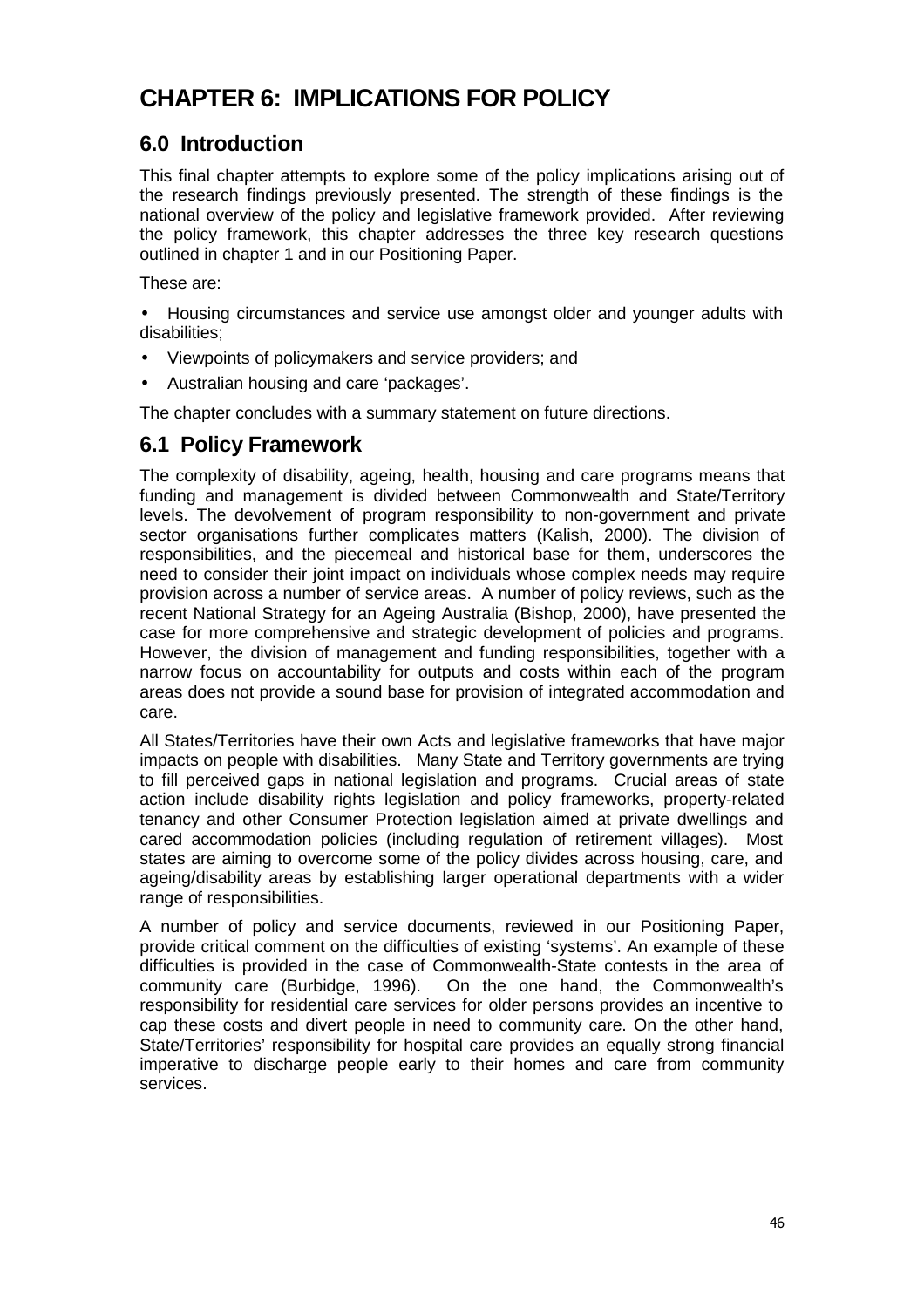# CHAPTER 6: IMPLICATIONS FOR POLICY

## 6.0 Introduction

This final chapter attempts to explore some of the policy implications arising out of the research findings previously presented. The strength of these findings is the national overview of the policy and legislative framework provided. After reviewing the policy framework, this chapter addresses the three key research questions outlined in chapter 1 and in our Positioning Paper.

These are:

- Housing circumstances and service use amongst older and younger adults with disabilities;
- Viewpoints of policymakers and service providers; and
- Australian housing and care 'packages'.

The chapter concludes with a summary statement on future directions.

## 6.1 Policy Framework

The complexity of disability, ageing, health, housing and care programs means that funding and management is divided between Commonwealth and State/Territory levels. The devolvement of program responsibility to non-government and private sector organisations further complicates matters (Kalish, 2000). The division of responsibilities, and the piecemeal and historical base for them, underscores the need to consider their joint impact on individuals whose complex needs may require provision across a number of service areas. A number of policy reviews, such as the recent National Strategy for an Ageing Australia (Bishop, 2000), have presented the case for more comprehensive and strategic development of policies and programs. However, the division of management and funding responsibilities, together with a narrow focus on accountability for outputs and costs within each of the program areas does not provide a sound base for provision of integrated accommodation and care.

All States/Territories have their own Acts and legislative frameworks that have major impacts on people with disabilities. Many State and Territory governments are trying to fill perceived gaps in national legislation and programs. Crucial areas of state action include disability rights legislation and policy frameworks, property-related tenancy and other Consumer Protection legislation aimed at private dwellings and cared accommodation policies (including regulation of retirement villages). Most states are aiming to overcome some of the policy divides across housing, care, and ageing/disability areas by establishing larger operational departments with a wider range of responsibilities.

A number of policy and service documents, reviewed in our Positioning Paper, provide critical comment on the difficulties of existing 'systems'. An example of these difficulties is provided in the case of Commonwealth-State contests in the area of community care (Burbidge, 1996). On the one hand, the Commonwealth's responsibility for residential care services for older persons provides an incentive to cap these costs and divert people in need to community care. On the other hand, State/Territories' responsibility for hospital care provides an equally strong financial imperative to discharge people early to their homes and care from community services.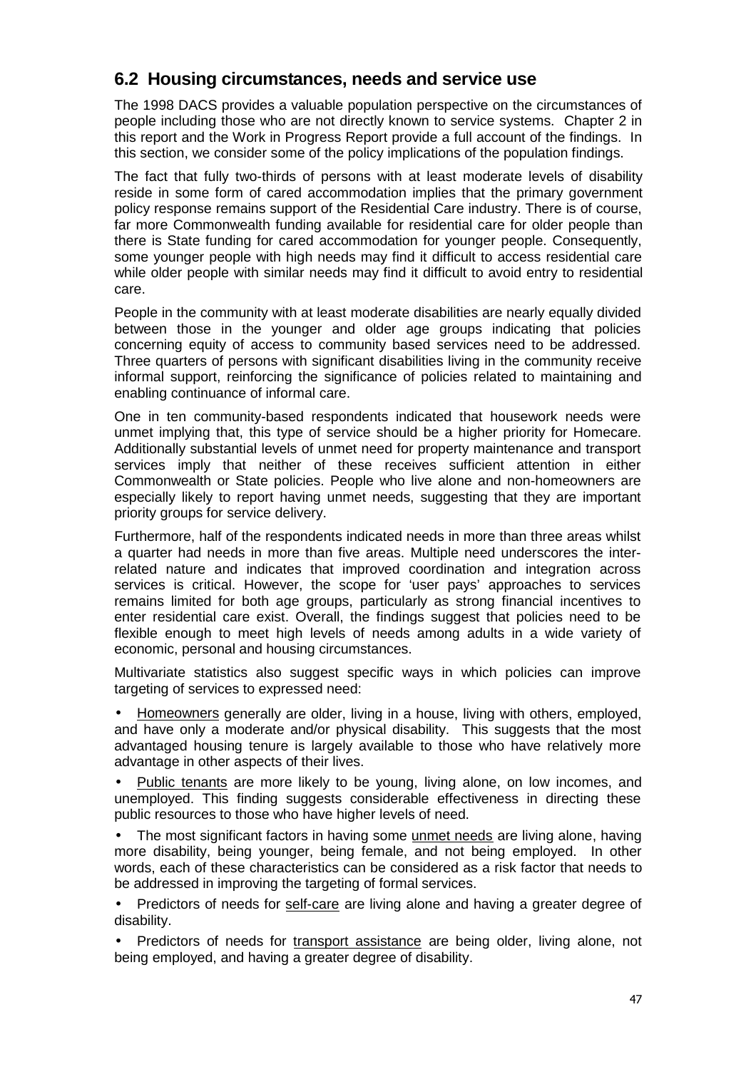## 6.2 Housing circumstances, needs and service use

The 1998 DACS provides a valuable population perspective on the circumstances of people including those who are not directly known to service systems. Chapter 2 in this report and the Work in Progress Report provide a full account of the findings. In this section, we consider some of the policy implications of the population findings.

The fact that fully two-thirds of persons with at least moderate levels of disability reside in some form of cared accommodation implies that the primary government policy response remains support of the Residential Care industry. There is of course, far more Commonwealth funding available for residential care for older people than there is State funding for cared accommodation for younger people. Consequently, some younger people with high needs may find it difficult to access residential care while older people with similar needs may find it difficult to avoid entry to residential care.

People in the community with at least moderate disabilities are nearly equally divided between those in the younger and older age groups indicating that policies concerning equity of access to community based services need to be addressed. Three quarters of persons with significant disabilities living in the community receive informal support, reinforcing the significance of policies related to maintaining and enabling continuance of informal care.

One in ten community-based respondents indicated that housework needs were unmet implying that, this type of service should be a higher priority for Homecare. Additionally substantial levels of unmet need for property maintenance and transport services imply that neither of these receives sufficient attention in either Commonwealth or State policies. People who live alone and non-homeowners are especially likely to report having unmet needs, suggesting that they are important priority groups for service delivery.

Furthermore, half of the respondents indicated needs in more than three areas whilst a quarter had needs in more than five areas. Multiple need underscores the inter-related nature and indicates that improved coordination and integration across services is critical. However, the scope for 'user pays' approaches to services remains limited for both age groups, particularly as strong financial incentives to enter residential care exist. Overall, the findings suggest that policies need to be flexible enough to meet high levels of needs among adults in a wide variety of economic, personal and housing circumstances.

Multivariate statistics also suggest specific ways in which policies can improve targeting of services to expressed need:

- Homeowners generally are older, living in a house, living with others, employed, and have only a moderate and/or physical disability. This suggests that the most advantaged housing tenure is largely available to those who have relatively more advantage in other aspects of their lives.
- Public tenants are more likely to be young, living alone, on low incomes, and unemployed. This finding suggests considerable effectiveness in directing these public resources to those who have higher levels of need.
- The most significant factors in having some unmet needs are living alone, having more disability, being younger, being female, and not being employed. In other words, each of these characteristics can be considered as a risk factor that needs to be addressed in improving the targeting of formal services.
- Predictors of needs for self-care are living alone and having a greater degree of disability.
- Predictors of needs for transport assistance are being older, living alone, not being employed, and having a greater degree of disability.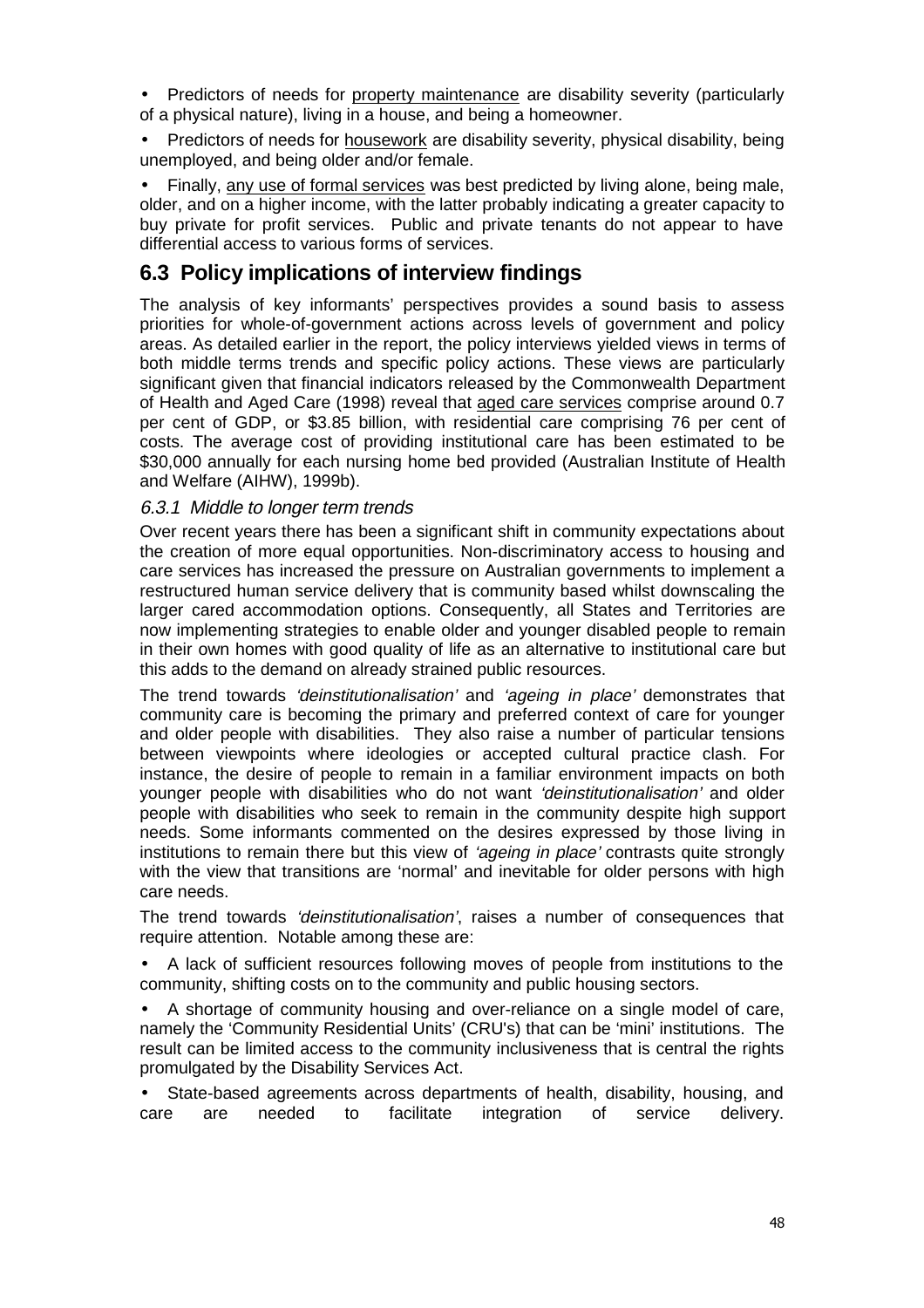- Predictors of needs for property maintenance are disability severity (particularly of a physical nature), living in a house, and being a homeowner.
- Predictors of needs for housework are disability severity, physical disability, being unemployed, and being older and/or female.
- Finally, any use of formal services was best predicted by living alone, being male, older, and on a higher income, with the latter probably indicating a greater capacity to buy private for profit services. Public and private tenants do not appear to have differential access to various forms of services.

## 6.3 Policy implications of interview findings

The analysis of key informants' perspectives provides a sound basis to assess priorities for whole-of-government actions across levels of government and policy areas. As detailed earlier in the report, the policy interviews yielded views in terms of both middle terms trends and specific policy actions. These views are particularly significant given that financial indicators released by the Commonwealth Department of Health and Aged Care (1998) reveal that aged care services comprise around 0.7 per cent of GDP, or $3.85 billion, with residential care comprising 76 per cent of costs. The average cost of providing institutional care has been estimated to be $30,000 annually for each nursing home bed provided (Australian Institute of Health and Welfare (AIHW), 1999b).

### *6.3.1 Middle to longer term trends*

Over recent years there has been a significant shift in community expectations about the creation of more equal opportunities. Non-discriminatory access to housing and care services has increased the pressure on Australian governments to implement a restructured human service delivery that is community based whilst downscaling the larger cared accommodation options. Consequently, all States and Territories are now implementing strategies to enable older and younger disabled people to remain in their own homes with good quality of life as an alternative to institutional care but this adds to the demand on already strained public resources.

The trend towards *'deinstitutionalisation'* and *'ageing in place'* demonstrates that community care is becoming the primary and preferred context of care for younger and older people with disabilities. They also raise a number of particular tensions between viewpoints where ideologies or accepted cultural practice clash. For instance, the desire of people to remain in a familiar environment impacts on both younger people with disabilities who do not want *'deinstitutionalisation'* and older people with disabilities who seek to remain in the community despite high support needs. Some informants commented on the desires expressed by those living in institutions to remain there but this view of *'ageing in place'* contrasts quite strongly with the view that transitions are 'normal' and inevitable for older persons with high care needs.

The trend towards *'deinstitutionalisation'*, raises a number of consequences that require attention. Notable among these are:

- A lack of sufficient resources following moves of people from institutions to the community, shifting costs on to the community and public housing sectors.
- A shortage of community housing and over-reliance on a single model of care, namely the 'Community Residential Units' (CRU's) that can be 'mini' institutions. The result can be limited access to the community inclusiveness that is central the rights promulgated by the Disability Services Act.
- State-based agreements across departments of health, disability, housing, and care are needed to facilitate integration of service delivery.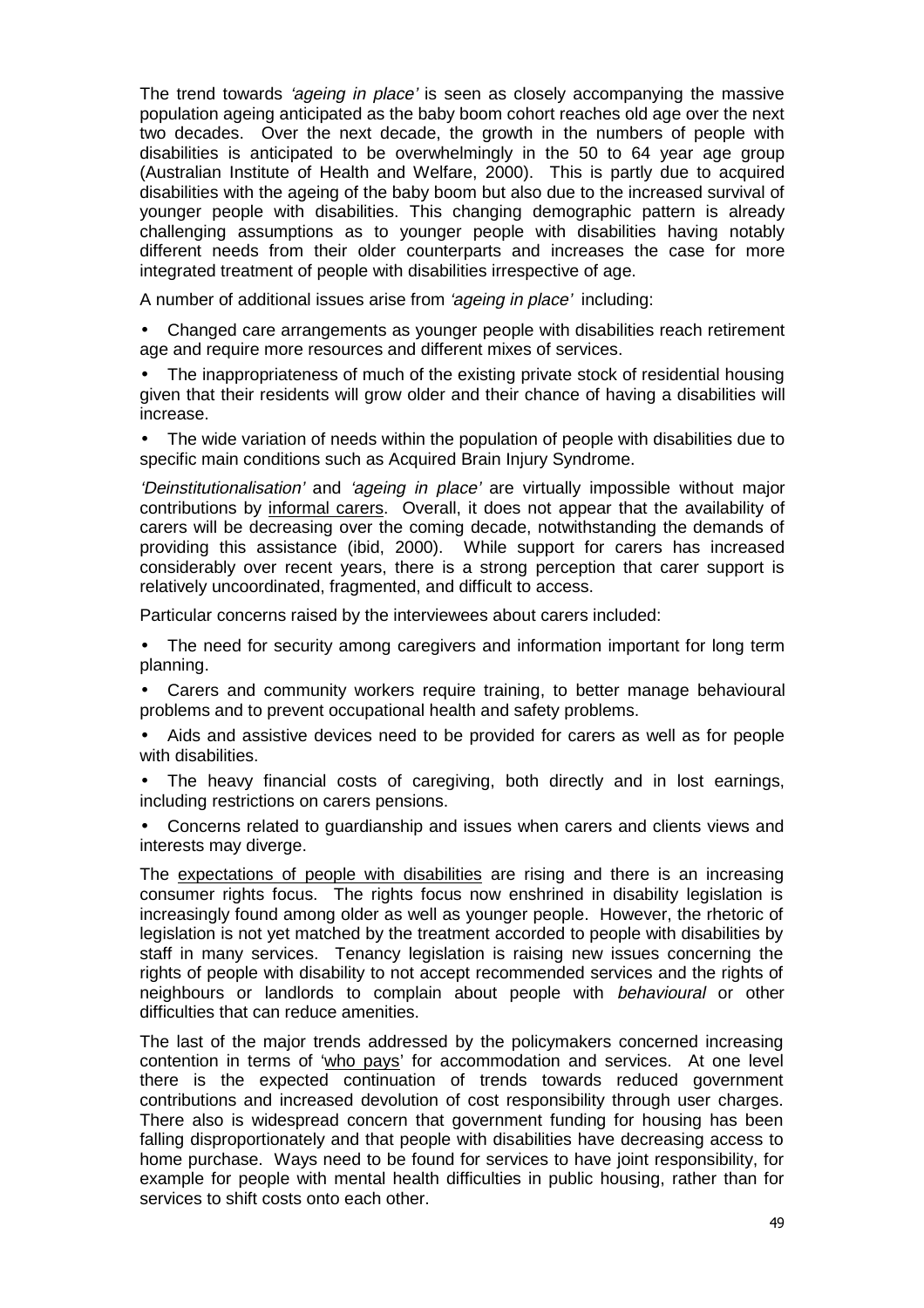The trend towards *'ageing in place'* is seen as closely accompanying the massive population ageing anticipated as the baby boom cohort reaches old age over the next two decades. Over the next decade, the growth in the numbers of people with disabilities is anticipated to be overwhelmingly in the 50 to 64 year age group (Australian Institute of Health and Welfare, 2000). This is partly due to acquired disabilities with the ageing of the baby boom but also due to the increased survival of younger people with disabilities. This changing demographic pattern is already challenging assumptions as to younger people with disabilities having notably different needs from their older counterparts and increases the case for more integrated treatment of people with disabilities irrespective of age.

A number of additional issues arise from *'ageing in place'* including:

- Changed care arrangements as younger people with disabilities reach retirement age and require more resources and different mixes of services.
- The inappropriateness of much of the existing private stock of residential housing given that their residents will grow older and their chance of having a disabilities will increase.
- The wide variation of needs within the population of people with disabilities due to specific main conditions such as Acquired Brain Injury Syndrome.

*'Deinstitutionalisation'* and *'ageing in place'* are virtually impossible without major contributions by <u>informal carers</u>. Overall, it does not appear that the availability of carers will be decreasing over the coming decade, notwithstanding the demands of providing this assistance (ibid, 2000). While support for carers has increased considerably over recent years, there is a strong perception that carer support is relatively uncoordinated, fragmented, and difficult to access.

Particular concerns raised by the interviewees about carers included:

- The need for security among caregivers and information important for long term planning.
- Carers and community workers require training, to better manage behavioural problems and to prevent occupational health and safety problems.
- Aids and assistive devices need to be provided for carers as well as for people with disabilities.
- The heavy financial costs of caregiving, both directly and in lost earnings, including restrictions on carers pensions.
- Concerns related to guardianship and issues when carers and clients views and interests may diverge.

The <u>expectations of people with disabilities</u> are rising and there is an increasing consumer rights focus. The rights focus now enshrined in disability legislation is increasingly found among older as well as younger people. However, the rhetoric of legislation is not yet matched by the treatment accorded to people with disabilities by staff in many services. Tenancy legislation is raising new issues concerning the rights of people with disability to not accept recommended services and the rights of neighbours or landlords to complain about people with *behavioural* or other difficulties that can reduce amenities.

The last of the major trends addressed by the policymakers concerned increasing contention in terms of '<u>who pays</u>' for accommodation and services. At one level there is the expected continuation of trends towards reduced government contributions and increased devolution of cost responsibility through user charges. There also is widespread concern that government funding for housing has been falling disproportionately and that people with disabilities have decreasing access to home purchase. Ways need to be found for services to have joint responsibility, for example for people with mental health difficulties in public housing, rather than for services to shift costs onto each other.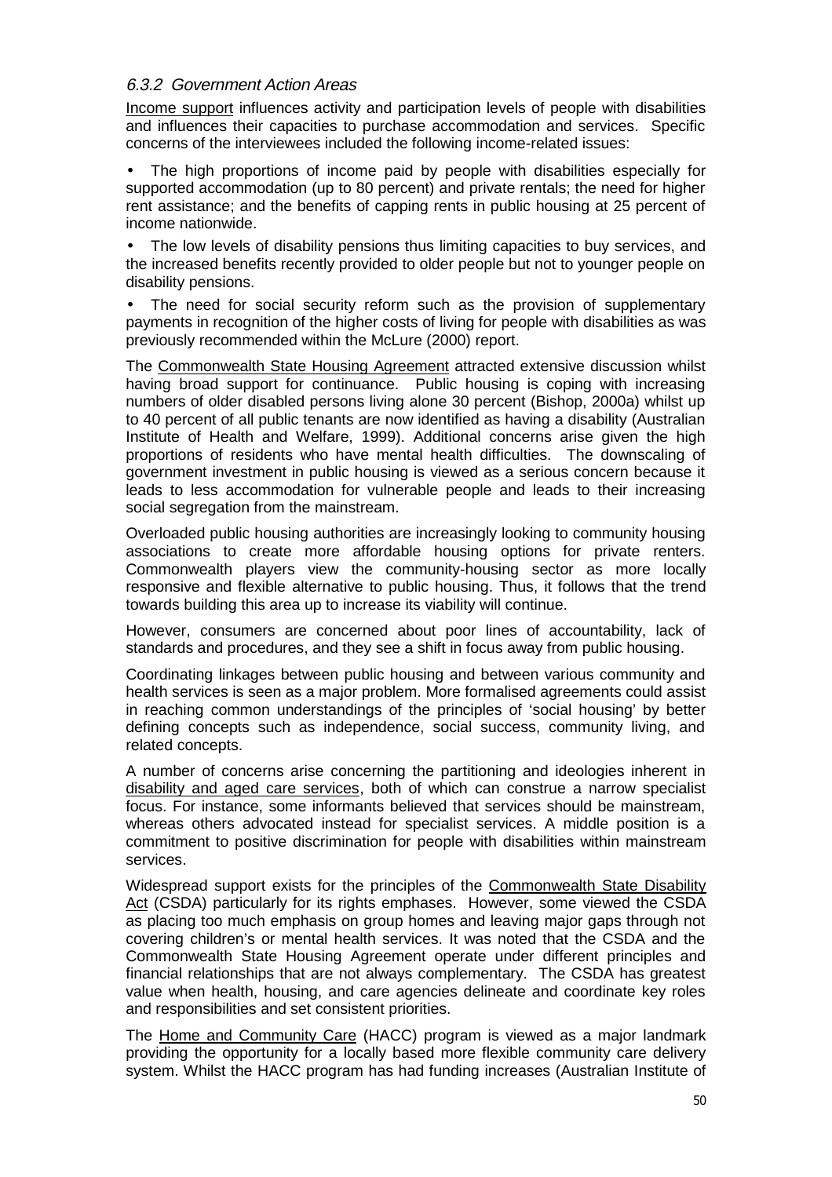### *6.3.2 Government Action Areas*

Income support influences activity and participation levels of people with disabilities and influences their capacities to purchase accommodation and services. Specific concerns of the interviewees included the following income-related issues:

- The high proportions of income paid by people with disabilities especially for supported accommodation (up to 80 percent) and private rentals; the need for higher rent assistance; and the benefits of capping rents in public housing at 25 percent of income nationwide.
- The low levels of disability pensions thus limiting capacities to buy services, and the increased benefits recently provided to older people but not to younger people on disability pensions.
- The need for social security reform such as the provision of supplementary payments in recognition of the higher costs of living for people with disabilities as was previously recommended within the McLure (2000) report.

The Commonwealth State Housing Agreement attracted extensive discussion whilst having broad support for continuance. Public housing is coping with increasing numbers of older disabled persons living alone 30 percent (Bishop, 2000a) whilst up to 40 percent of all public tenants are now identified as having a disability (Australian Institute of Health and Welfare, 1999). Additional concerns arise given the high proportions of residents who have mental health difficulties. The downscaling of government investment in public housing is viewed as a serious concern because it leads to less accommodation for vulnerable people and leads to their increasing social segregation from the mainstream.

Overloaded public housing authorities are increasingly looking to community housing associations to create more affordable housing options for private renters. Commonwealth players view the community-housing sector as more locally responsive and flexible alternative to public housing. Thus, it follows that the trend towards building this area up to increase its viability will continue.

However, consumers are concerned about poor lines of accountability, lack of standards and procedures, and they see a shift in focus away from public housing.

Coordinating linkages between public housing and between various community and health services is seen as a major problem. More formalised agreements could assist in reaching common understandings of the principles of 'social housing' by better defining concepts such as independence, social success, community living, and related concepts.

A number of concerns arise concerning the partitioning and ideologies inherent in disability and aged care services, both of which can construe a narrow specialist focus. For instance, some informants believed that services should be mainstream, whereas others advocated instead for specialist services. A middle position is a commitment to positive discrimination for people with disabilities within mainstream services.

Widespread support exists for the principles of the Commonwealth State Disability Act (CSDA) particularly for its rights emphases. However, some viewed the CSDA as placing too much emphasis on group homes and leaving major gaps through not covering children's or mental health services. It was noted that the CSDA and the Commonwealth State Housing Agreement operate under different principles and financial relationships that are not always complementary. The CSDA has greatest value when health, housing, and care agencies delineate and coordinate key roles and responsibilities and set consistent priorities.

The Home and Community Care (HACC) program is viewed as a major landmark providing the opportunity for a locally based more flexible community care delivery system. Whilst the HACC program has had funding increases (Australian Institute of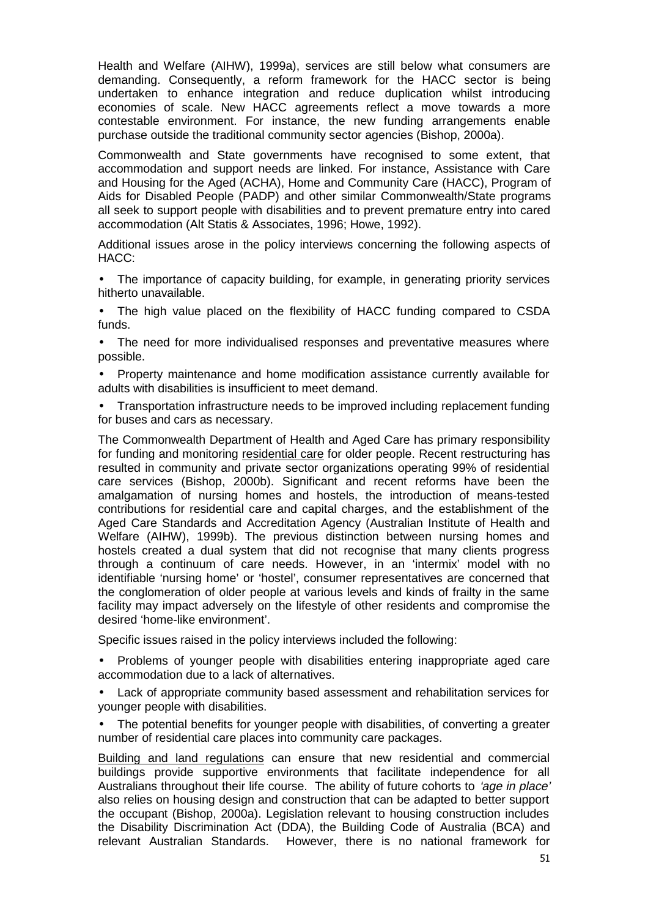Health and Welfare (AIHW), 1999a), services are still below what consumers are demanding. Consequently, a reform framework for the HACC sector is being undertaken to enhance integration and reduce duplication whilst introducing economies of scale. New HACC agreements reflect a move towards a more contestable environment. For instance, the new funding arrangements enable purchase outside the traditional community sector agencies (Bishop, 2000a).

Commonwealth and State governments have recognised to some extent, that accommodation and support needs are linked. For instance, Assistance with Care and Housing for the Aged (ACHA), Home and Community Care (HACC), Program of Aids for Disabled People (PADP) and other similar Commonwealth/State programs all seek to support people with disabilities and to prevent premature entry into cared accommodation (Alt Statis & Associates, 1996; Howe, 1992).

Additional issues arose in the policy interviews concerning the following aspects of HACC:

- The importance of capacity building, for example, in generating priority services hitherto unavailable.
- The high value placed on the flexibility of HACC funding compared to CSDA funds.
- The need for more individualised responses and preventative measures where possible.
- Property maintenance and home modification assistance currently available for adults with disabilities is insufficient to meet demand.
- Transportation infrastructure needs to be improved including replacement funding for buses and cars as necessary.

The Commonwealth Department of Health and Aged Care has primary responsibility for funding and monitoring <u>residential care</u> for older people. Recent restructuring has resulted in community and private sector organizations operating 99% of residential care services (Bishop, 2000b). Significant and recent reforms have been the amalgamation of nursing homes and hostels, the introduction of means-tested contributions for residential care and capital charges, and the establishment of the Aged Care Standards and Accreditation Agency (Australian Institute of Health and Welfare (AIHW), 1999b). The previous distinction between nursing homes and hostels created a dual system that did not recognise that many clients progress through a continuum of care needs. However, in an 'intermix' model with no identifiable 'nursing home' or 'hostel', consumer representatives are concerned that the conglomeration of older people at various levels and kinds of frailty in the same facility may impact adversely on the lifestyle of other residents and compromise the desired 'home-like environment'.

Specific issues raised in the policy interviews included the following:

- Problems of younger people with disabilities entering inappropriate aged care accommodation due to a lack of alternatives.
- Lack of appropriate community based assessment and rehabilitation services for younger people with disabilities.
- The potential benefits for younger people with disabilities, of converting a greater number of residential care places into community care packages.

<u>Building and land regulations</u> can ensure that new residential and commercial buildings provide supportive environments that facilitate independence for all Australians throughout their life course. The ability of future cohorts to *'age in place'* also relies on housing design and construction that can be adapted to better support the occupant (Bishop, 2000a). Legislation relevant to housing construction includes the Disability Discrimination Act (DDA), the Building Code of Australia (BCA) and relevant Australian Standards. However, there is no national framework for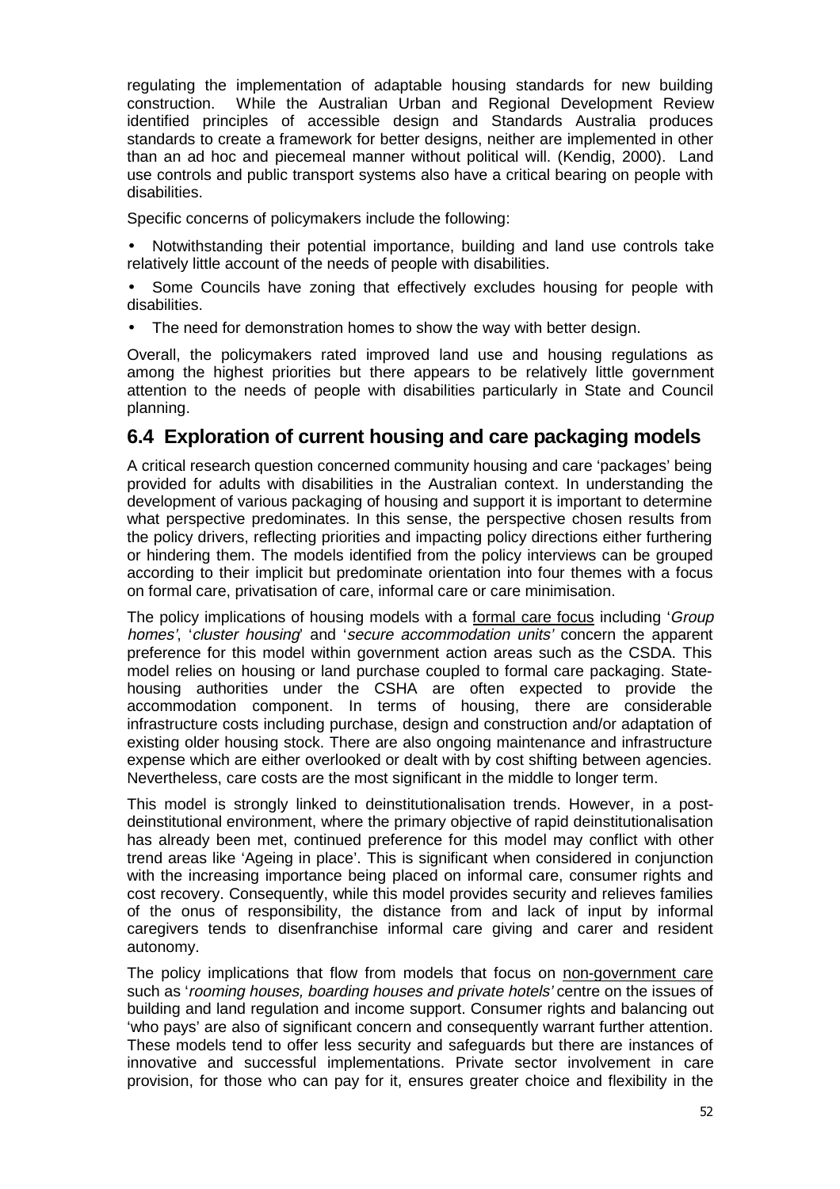regulating the implementation of adaptable housing standards for new building construction. While the Australian Urban and Regional Development Review identified principles of accessible design and Standards Australia produces standards to create a framework for better designs, neither are implemented in other than an ad hoc and piecemeal manner without political will. (Kendig, 2000). Land use controls and public transport systems also have a critical bearing on people with disabilities.

Specific concerns of policymakers include the following:

- Notwithstanding their potential importance, building and land use controls take relatively little account of the needs of people with disabilities.
- Some Councils have zoning that effectively excludes housing for people with disabilities.
- The need for demonstration homes to show the way with better design.

Overall, the policymakers rated improved land use and housing regulations as among the highest priorities but there appears to be relatively little government attention to the needs of people with disabilities particularly in State and Council planning.

## 6.4 Exploration of current housing and care packaging models

A critical research question concerned community housing and care 'packages' being provided for adults with disabilities in the Australian context. In understanding the development of various packaging of housing and support it is important to determine what perspective predominates. In this sense, the perspective chosen results from the policy drivers, reflecting priorities and impacting policy directions either furthering or hindering them. The models identified from the policy interviews can be grouped according to their implicit but predominate orientation into four themes with a focus on formal care, privatisation of care, informal care or care minimisation.

The policy implications of housing models with a formal care focus including '*Group homes*', '*cluster housing*' and '*secure accommodation units'* concern the apparent preference for this model within government action areas such as the CSDA. This model relies on housing or land purchase coupled to formal care packaging. State-housing authorities under the CSHA are often expected to provide the accommodation component. In terms of housing, there are considerable infrastructure costs including purchase, design and construction and/or adaptation of existing older housing stock. There are also ongoing maintenance and infrastructure expense which are either overlooked or dealt with by cost shifting between agencies. Nevertheless, care costs are the most significant in the middle to longer term.

This model is strongly linked to deinstitutionalisation trends. However, in a post-deinstitutional environment, where the primary objective of rapid deinstitutionalisation has already been met, continued preference for this model may conflict with other trend areas like 'Ageing in place'. This is significant when considered in conjunction with the increasing importance being placed on informal care, consumer rights and cost recovery. Consequently, while this model provides security and relieves families of the onus of responsibility, the distance from and lack of input by informal caregivers tends to disenfranchise informal care giving and carer and resident autonomy.

The policy implications that flow from models that focus on non-government care such as '*rooming houses, boarding houses and private hotels'* centre on the issues of building and land regulation and income support. Consumer rights and balancing out 'who pays' are also of significant concern and consequently warrant further attention. These models tend to offer less security and safeguards but there are instances of innovative and successful implementations. Private sector involvement in care provision, for those who can pay for it, ensures greater choice and flexibility in the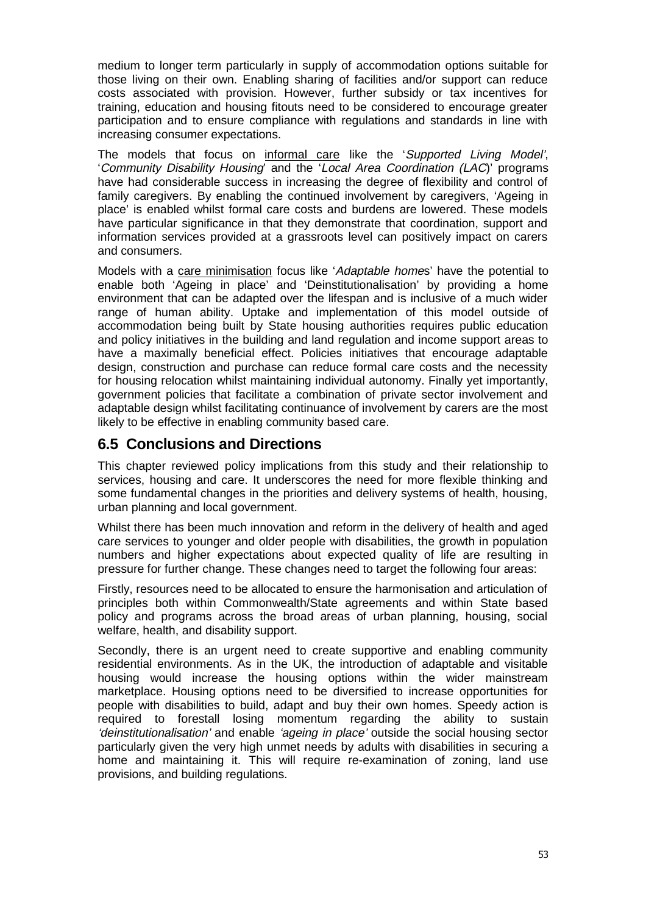medium to longer term particularly in supply of accommodation options suitable for those living on their own. Enabling sharing of facilities and/or support can reduce costs associated with provision. However, further subsidy or tax incentives for training, education and housing fitouts need to be considered to encourage greater participation and to ensure compliance with regulations and standards in line with increasing consumer expectations.

The models that focus on informal care like the '*Supported Living Model*', '*Community Disability Housing*' and the '*Local Area Coordination (LAC)*' programs have had considerable success in increasing the degree of flexibility and control of family caregivers. By enabling the continued involvement by caregivers, 'Ageing in place' is enabled whilst formal care costs and burdens are lowered. These models have particular significance in that they demonstrate that coordination, support and information services provided at a grassroots level can positively impact on carers and consumers.

Models with a care minimisation focus like '*Adaptable homes*' have the potential to enable both 'Ageing in place' and 'Deinstitutionalisation' by providing a home environment that can be adapted over the lifespan and is inclusive of a much wider range of human ability. Uptake and implementation of this model outside of accommodation being built by State housing authorities requires public education and policy initiatives in the building and land regulation and income support areas to have a maximally beneficial effect. Policies initiatives that encourage adaptable design, construction and purchase can reduce formal care costs and the necessity for housing relocation whilst maintaining individual autonomy. Finally yet importantly, government policies that facilitate a combination of private sector involvement and adaptable design whilst facilitating continuance of involvement by carers are the most likely to be effective in enabling community based care.

## 6.5 Conclusions and Directions

This chapter reviewed policy implications from this study and their relationship to services, housing and care. It underscores the need for more flexible thinking and some fundamental changes in the priorities and delivery systems of health, housing, urban planning and local government.

Whilst there has been much innovation and reform in the delivery of health and aged care services to younger and older people with disabilities, the growth in population numbers and higher expectations about expected quality of life are resulting in pressure for further change. These changes need to target the following four areas:

Firstly, resources need to be allocated to ensure the harmonisation and articulation of principles both within Commonwealth/State agreements and within State based policy and programs across the broad areas of urban planning, housing, social welfare, health, and disability support.

Secondly, there is an urgent need to create supportive and enabling community residential environments. As in the UK, the introduction of adaptable and visitable housing would increase the housing options within the wider mainstream marketplace. Housing options need to be diversified to increase opportunities for people with disabilities to build, adapt and buy their own homes. Speedy action is required to forestall losing momentum regarding the ability to sustain *'deinstitutionalisation'* and enable *'ageing in place'* outside the social housing sector particularly given the very high unmet needs by adults with disabilities in securing a home and maintaining it. This will require re-examination of zoning, land use provisions, and building regulations.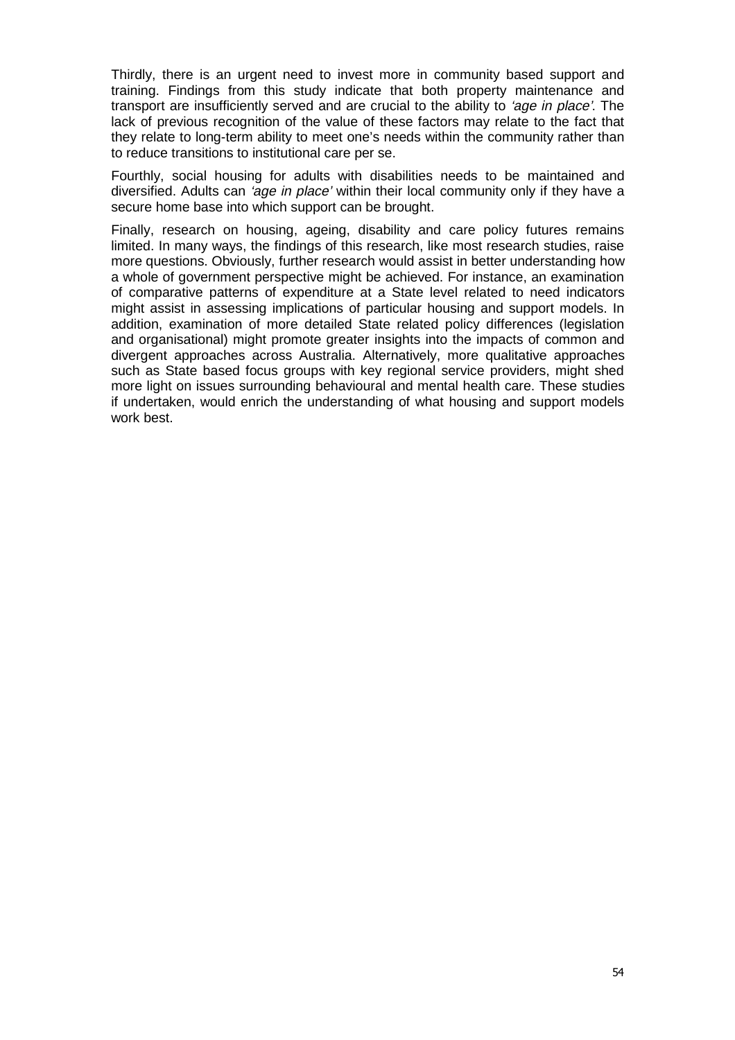Thirdly, there is an urgent need to invest more in community based support and training. Findings from this study indicate that both property maintenance and transport are insufficiently served and are crucial to the ability to *'age in place'*. The lack of previous recognition of the value of these factors may relate to the fact that they relate to long-term ability to meet one's needs within the community rather than to reduce transitions to institutional care per se.

Fourthly, social housing for adults with disabilities needs to be maintained and diversified. Adults can *'age in place'* within their local community only if they have a secure home base into which support can be brought.

Finally, research on housing, ageing, disability and care policy futures remains limited. In many ways, the findings of this research, like most research studies, raise more questions. Obviously, further research would assist in better understanding how a whole of government perspective might be achieved. For instance, an examination of comparative patterns of expenditure at a State level related to need indicators might assist in assessing implications of particular housing and support models. In addition, examination of more detailed State related policy differences (legislation and organisational) might promote greater insights into the impacts of common and divergent approaches across Australia. Alternatively, more qualitative approaches such as State based focus groups with key regional service providers, might shed more light on issues surrounding behavioural and mental health care. These studies if undertaken, would enrich the understanding of what housing and support models work best.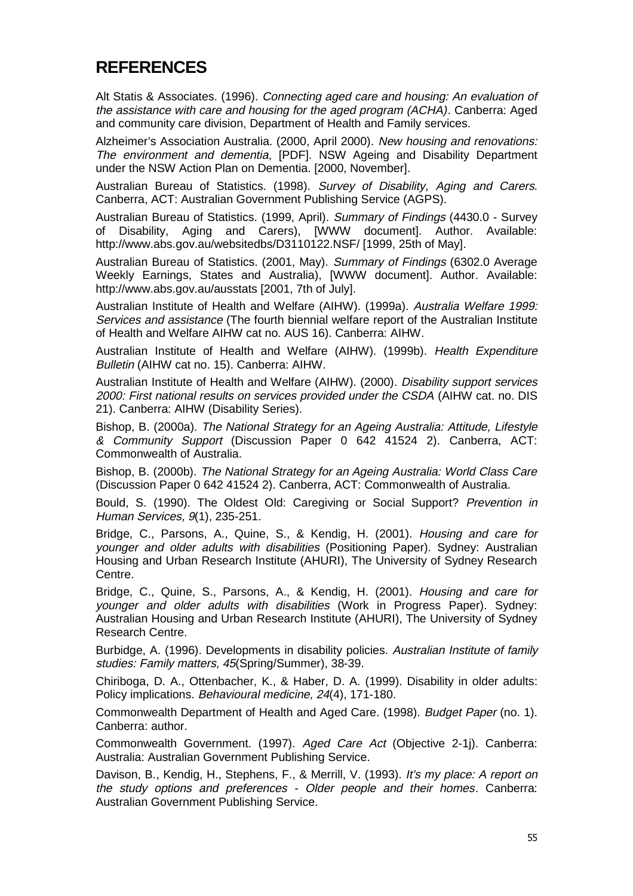# REFERENCES

Alt Statis & Associates. (1996). *Connecting aged care and housing: An evaluation of the assistance with care and housing for the aged program (ACHA)*. Canberra: Aged and community care division, Department of Health and Family services.

Alzheimer's Association Australia. (2000, April 2000). *New housing and renovations: The environment and dementia*, [PDF]. NSW Ageing and Disability Department under the NSW Action Plan on Dementia. [2000, November].

Australian Bureau of Statistics. (1998). *Survey of Disability, Aging and Carers*. Canberra, ACT: Australian Government Publishing Service (AGPS).

Australian Bureau of Statistics. (1999, April). *Summary of Findings* (4430.0 - Survey of Disability, Aging and Carers), [WWW document]. Author. Available: http://www.abs.gov.au/websitedbs/D3110122.NSF/ [1999, 25th of May].

Australian Bureau of Statistics. (2001, May). *Summary of Findings* (6302.0 Average Weekly Earnings, States and Australia), [WWW document]. Author. Available: http://www.abs.gov.au/ausstats [2001, 7th of July].

Australian Institute of Health and Welfare (AIHW). (1999a). *Australia Welfare 1999: Services and assistance* (The fourth biennial welfare report of the Australian Institute of Health and Welfare AIHW cat no. AUS 16). Canberra: AIHW.

Australian Institute of Health and Welfare (AIHW). (1999b). *Health Expenditure Bulletin* (AIHW cat no. 15). Canberra: AIHW.

Australian Institute of Health and Welfare (AIHW). (2000). *Disability support services 2000: First national results on services provided under the CSDA* (AIHW cat. no. DIS 21). Canberra: AIHW (Disability Series).

Bishop, B. (2000a). *The National Strategy for an Ageing Australia: Attitude, Lifestyle & Community Support* (Discussion Paper 0 642 41524 2). Canberra, ACT: Commonwealth of Australia.

Bishop, B. (2000b). *The National Strategy for an Ageing Australia: World Class Care* (Discussion Paper 0 642 41524 2). Canberra, ACT: Commonwealth of Australia.

Bould, S. (1990). The Oldest Old: Caregiving or Social Support? *Prevention in Human Services, 9*(1), 235-251.

Bridge, C., Parsons, A., Quine, S., & Kendig, H. (2001). *Housing and care for younger and older adults with disabilities* (Positioning Paper). Sydney: Australian Housing and Urban Research Institute (AHURI), The University of Sydney Research Centre.

Bridge, C., Quine, S., Parsons, A., & Kendig, H. (2001). *Housing and care for younger and older adults with disabilities* (Work in Progress Paper). Sydney: Australian Housing and Urban Research Institute (AHURI), The University of Sydney Research Centre.

Burbidge, A. (1996). Developments in disability policies. *Australian Institute of family studies: Family matters, 45*(Spring/Summer), 38-39.

Chiriboga, D. A., Ottenbacher, K., & Haber, D. A. (1999). Disability in older adults: Policy implications. *Behavioural medicine, 24*(4), 171-180.

Commonwealth Department of Health and Aged Care. (1998). *Budget Paper* (no. 1). Canberra: author.

Commonwealth Government. (1997). *Aged Care Act* (Objective 2-1j). Canberra: Australia: Australian Government Publishing Service.

Davison, B., Kendig, H., Stephens, F., & Merrill, V. (1993). *It's my place: A report on the study options and preferences - Older people and their homes*. Canberra: Australian Government Publishing Service.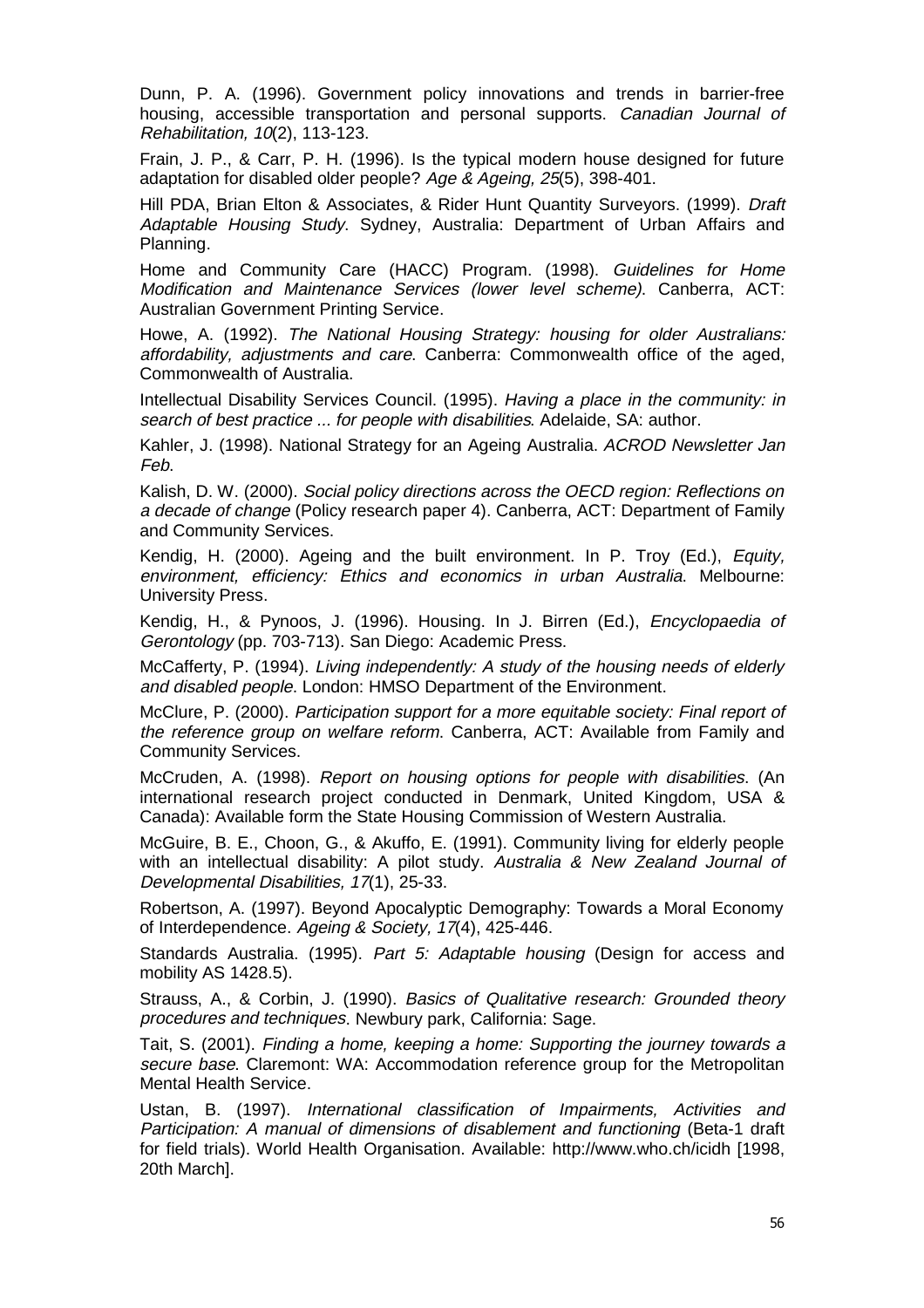Dunn, P. A. (1996). Government policy innovations and trends in barrier-free housing, accessible transportation and personal supports. *Canadian Journal of Rehabilitation, 10*(2), 113-123.

Frain, J. P., & Carr, P. H. (1996). Is the typical modern house designed for future adaptation for disabled older people? *Age & Ageing, 25*(5), 398-401.

Hill PDA, Brian Elton & Associates, & Rider Hunt Quantity Surveyors. (1999). *Draft Adaptable Housing Study*. Sydney, Australia: Department of Urban Affairs and Planning.

Home and Community Care (HACC) Program. (1998). *Guidelines for Home Modification and Maintenance Services (lower level scheme)*. Canberra, ACT: Australian Government Printing Service.

Howe, A. (1992). *The National Housing Strategy: housing for older Australians: affordability, adjustments and care*. Canberra: Commonwealth office of the aged, Commonwealth of Australia.

Intellectual Disability Services Council. (1995). *Having a place in the community: in search of best practice ... for people with disabilities*. Adelaide, SA: author.

Kahler, J. (1998). National Strategy for an Ageing Australia. *ACROD Newsletter Jan Feb.*

Kalish, D. W. (2000). *Social policy directions across the OECD region: Reflections on a decade of change* (Policy research paper 4). Canberra, ACT: Department of Family and Community Services.

Kendig, H. (2000). Ageing and the built environment. In P. Troy (Ed.), *Equity, environment, efficiency: Ethics and economics in urban Australia*. Melbourne: University Press.

Kendig, H., & Pynoos, J. (1996). Housing. In J. Birren (Ed.), *Encyclopaedia of Gerontology* (pp. 703-713). San Diego: Academic Press.

McCafferty, P. (1994). *Living independently: A study of the housing needs of elderly and disabled people*. London: HMSO Department of the Environment.

McClure, P. (2000). *Participation support for a more equitable society: Final report of the reference group on welfare reform*. Canberra, ACT: Available from Family and Community Services.

McCruden, A. (1998). *Report on housing options for people with disabilities*. (An international research project conducted in Denmark, United Kingdom, USA & Canada): Available form the State Housing Commission of Western Australia.

McGuire, B. E., Choon, G., & Akuffo, E. (1991). Community living for elderly people with an intellectual disability: A pilot study. *Australia & New Zealand Journal of Developmental Disabilities, 17*(1), 25-33.

Robertson, A. (1997). Beyond Apocalyptic Demography: Towards a Moral Economy of Interdependence. *Ageing & Society, 17*(4), 425-446.

Standards Australia. (1995). *Part 5: Adaptable housing* (Design for access and mobility AS 1428.5).

Strauss, A., & Corbin, J. (1990). *Basics of Qualitative research: Grounded theory procedures and techniques*. Newbury park, California: Sage.

Tait, S. (2001). *Finding a home, keeping a home: Supporting the journey towards a secure base*. Claremont: WA: Accommodation reference group for the Metropolitan Mental Health Service.

Ustan, B. (1997). *International classification of Impairments, Activities and Participation: A manual of dimensions of disablement and functioning* (Beta-1 draft for field trials). World Health Organisation. Available: http://www.who.ch/icidh [1998, 20th March].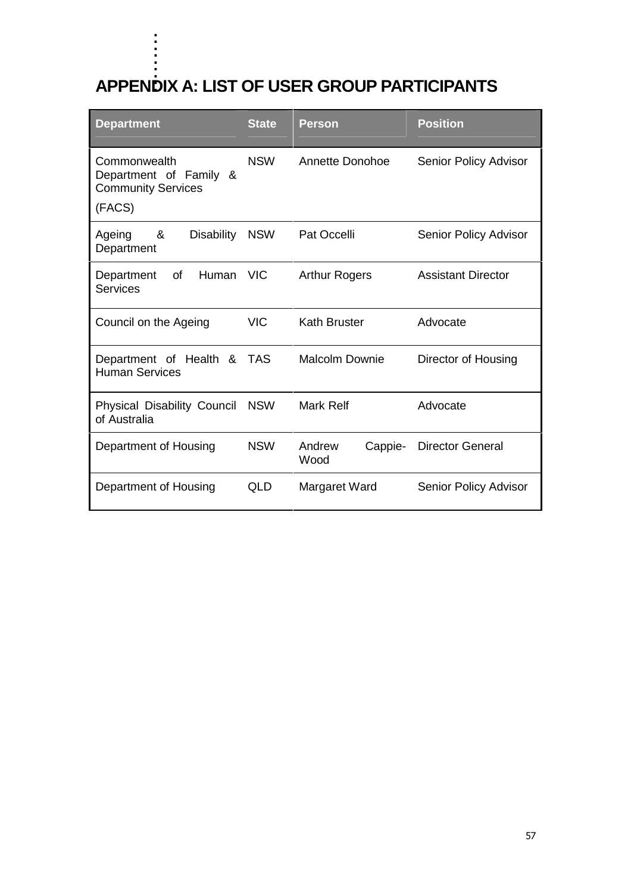# APPENDIX A: LIST OF USER GROUP PARTICIPANTS

| Department | State | Person | Position |
|---|---|---|---|
| Commonwealth Department of Family & Community Services (FACS) | NSW | Annette Donohoe | Senior Policy Advisor |
| Ageing & Disability Department | NSW | Pat Occelli | Senior Policy Advisor |
| Department of Human Services | VIC | Arthur Rogers | Assistant Director |
| Council on the Ageing | VIC | Kath Bruster | Advocate |
| Department of Health & Human Services | TAS | Malcolm Downie | Director of Housing |
| Physical Disability Council of Australia | NSW | Mark Relf | Advocate |
| Department of Housing | NSW | Andrew Cappie-Wood | Director General |
| Department of Housing | QLD | Margaret Ward | Senior Policy Advisor |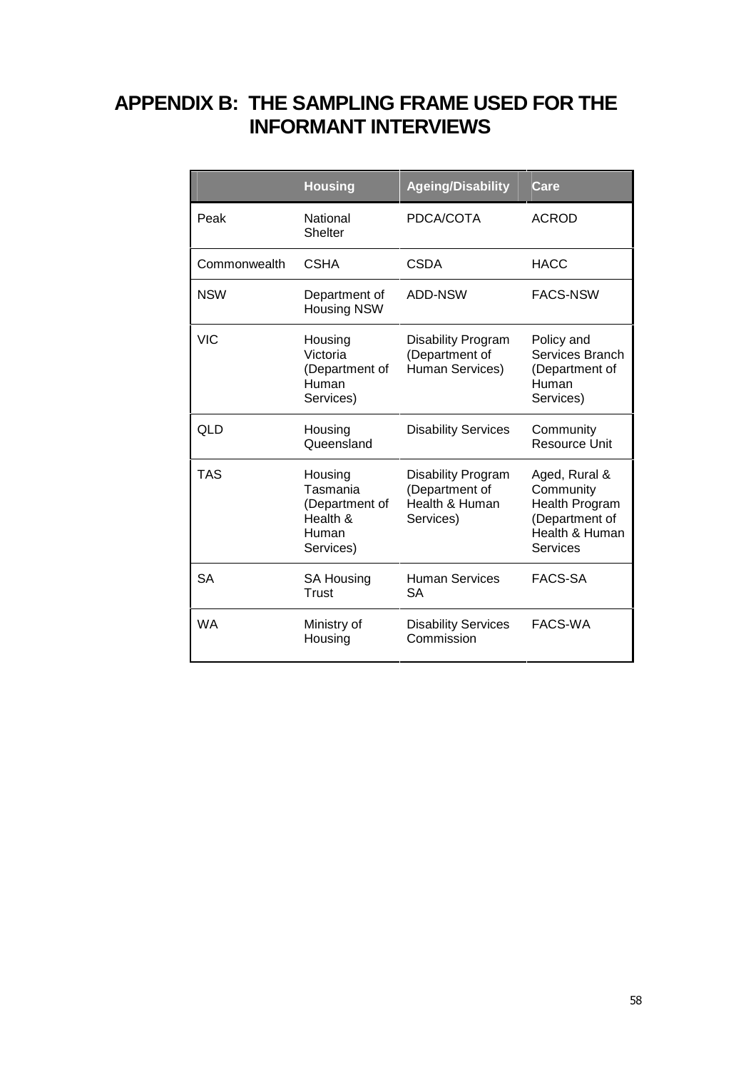# APPENDIX B: THE SAMPLING FRAME USED FOR THE INFORMANT INTERVIEWS

| | Housing | Ageing/Disability | Care |
|---|---|---|---|
| Peak | National Shelter | PDCA/COTA | ACROD |
| Commonwealth | CSHA | CSDA | HACC |
| NSW | Department of Housing NSW | ADD-NSW | FACS-NSW |
| VIC | Housing Victoria (Department of Human Services) | Disability Program (Department of Human Services) | Policy and Services Branch (Department of Human Services) |
| QLD | Housing Queensland | Disability Services | Community Resource Unit |
| TAS | Housing Tasmania (Department of Health & Human Services) | Disability Program (Department of Health & Human Services) | Aged, Rural & Community Health Program (Department of Health & Human Services |
| SA | SA Housing Trust | Human Services SA | FACS-SA |
| WA | Ministry of Housing | Disability Services Commission | FACS-WA |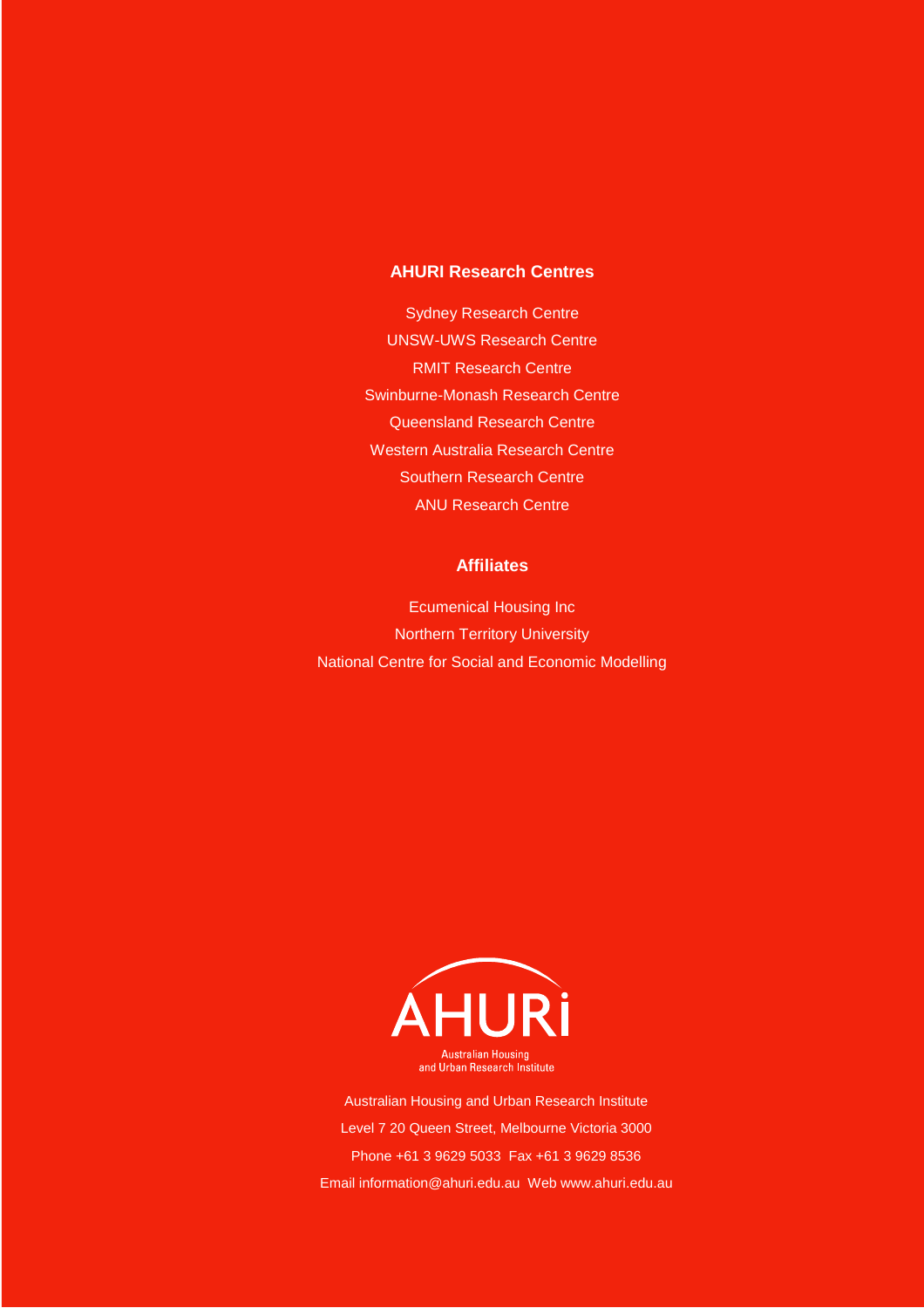**AHURI Research Centres**

Sydney Research Centre

UNSW-UWS Research Centre

RMIT Research Centre

Swinburne-Monash Research Centre

Queensland Research Centre

Western Australia Research Centre

Southern Research Centre

ANU Research Centre

**Affiliates**

Ecumenical Housing Inc

Northern Territory University

National Centre for Social and Economic Modelling

AHURI

Australian Housing
and Urban Research Institute

Australian Housing and Urban Research Institute

Level 7 20 Queen Street, Melbourne Victoria 3000

Phone +61 3 9629 5033 Fax +61 3 9629 8536

Email information@ahuri.edu.au Web www.ahuri.edu.au